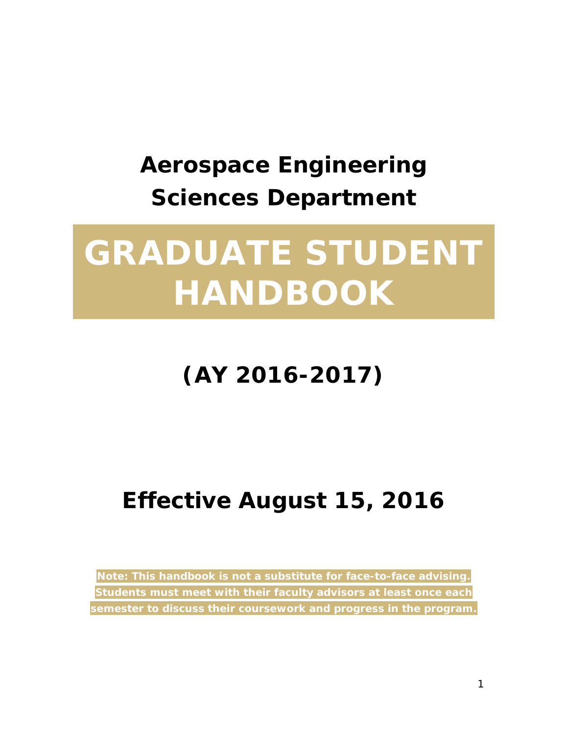# Aerospace Engineering Sciences Department

# GRADUATE STUDENT HANDBOOK

## (AY 2016-2017)

## Effective August 15, 2016

**Note: This handbook is not a substitute for face-to-face advising. Students must meet with their faculty advisors at least once each semester to discuss their coursework and progress in the program.**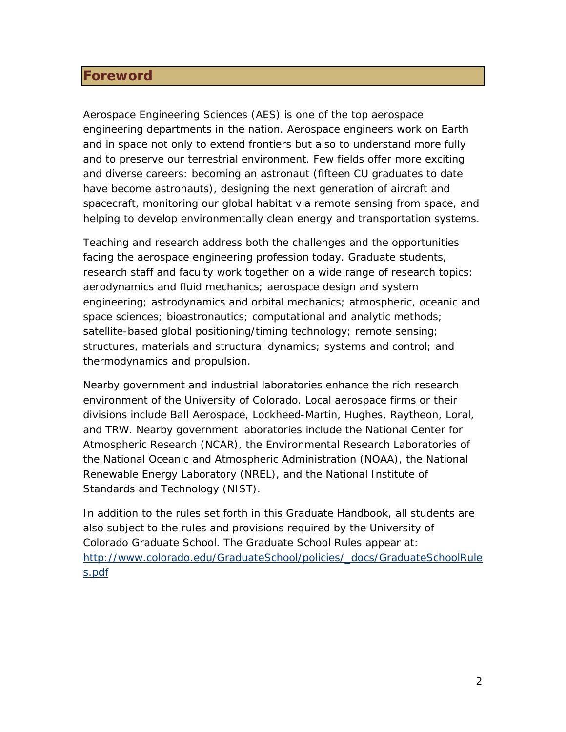# Foreword

Aerospace Engineering Sciences (AES) is one of the top aerospace engineering departments in the nation. Aerospace engineers work on Earth and in space not only to extend frontiers but also to understand more fully and to preserve our terrestrial environment. Few fields offer more exciting and diverse careers: becoming an astronaut (fifteen CU graduates to date have become astronauts), designing the next generation of aircraft and spacecraft, monitoring our global habitat via remote sensing from space, and helping to develop environmentally clean energy and transportation systems.

Teaching and research address both the challenges and the opportunities facing the aerospace engineering profession today. Graduate students, research staff and faculty work together on a wide range of research topics: aerodynamics and fluid mechanics; aerospace design and system engineering; astrodynamics and orbital mechanics; atmospheric, oceanic and space sciences; bioastronautics; computational and analytic methods; satellite-based global positioning/timing technology; remote sensing; structures, materials and structural dynamics; systems and control; and thermodynamics and propulsion.

Nearby government and industrial laboratories enhance the rich research environment of the University of Colorado. Local aerospace firms or their divisions include Ball Aerospace, Lockheed-Martin, Hughes, Raytheon, Loral, and TRW. Nearby government laboratories include the National Center for Atmospheric Research (NCAR), the Environmental Research Laboratories of the National Oceanic and Atmospheric Administration (NOAA), the National Renewable Energy Laboratory (NREL), and the National Institute of Standards and Technology (NIST).

In addition to the rules set forth in this Graduate Handbook, all students are also subject to the rules and provisions required by the University of Colorado Graduate School. The Graduate School Rules appear at: [http://www.colorado.edu/GraduateSchool/policies/_docs/GraduateSchoolRules.pdf](http://www.colorado.edu/GraduateSchool/policies/_docs/GraduateSchoolRules.pdf)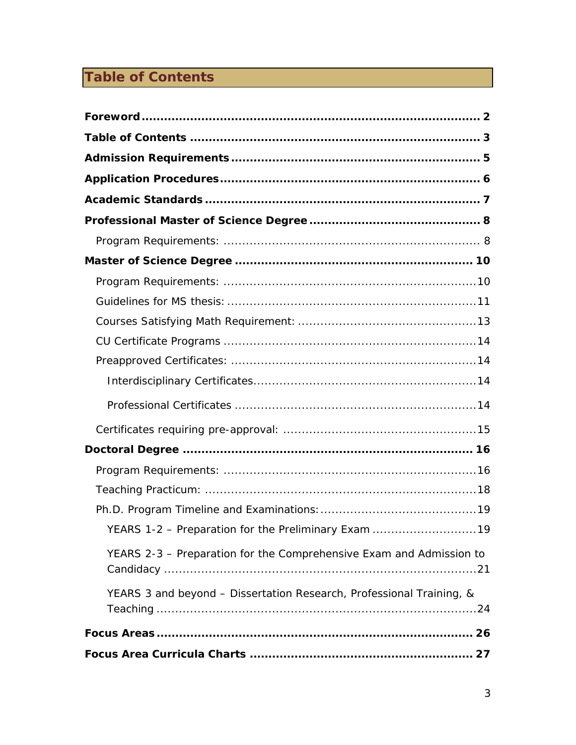# Table of Contents

**Foreword** ........................................................................................ **2**

**Table of Contents** ............................................................................ **3**

**Admission Requirements** ................................................................. **5**

**Application Procedures** ................................................................... **6**

**Academic Standards** ........................................................................ **7**

**Professional Master of Science Degree** ............................................ **8**

- Program Requirements: .................................................................... 8

**Master of Science Degree** ............................................................... **10**

- Program Requirements: ...................................................................10
- Guidelines for MS thesis: .................................................................11
- Courses Satisfying Math Requirement: ...............................................13
- CU Certificate Programs ..................................................................14
- Preapproved Certificates: .................................................................14
  - Interdisciplinary Certificates...........................................................14
  - Professional Certificates ................................................................14
- Certificates requiring pre-approval: ...................................................15

**Doctoral Degree** ............................................................................. **16**

- Program Requirements: ...................................................................16
- Teaching Practicum: ........................................................................18
- Ph.D. Program Timeline and Examinations:.........................................19
  - YEARS 1-2 – Preparation for the Preliminary Exam ...........................19
  - YEARS 2-3 – Preparation for the Comprehensive Exam and Admission to Candidacy ...................................................................................21
  - YEARS 3 and beyond – Dissertation Research, Professional Training, & Teaching .....................................................................................24

**Focus Areas** .................................................................................... **26**

**Focus Area Curricula Charts** ........................................................... **27**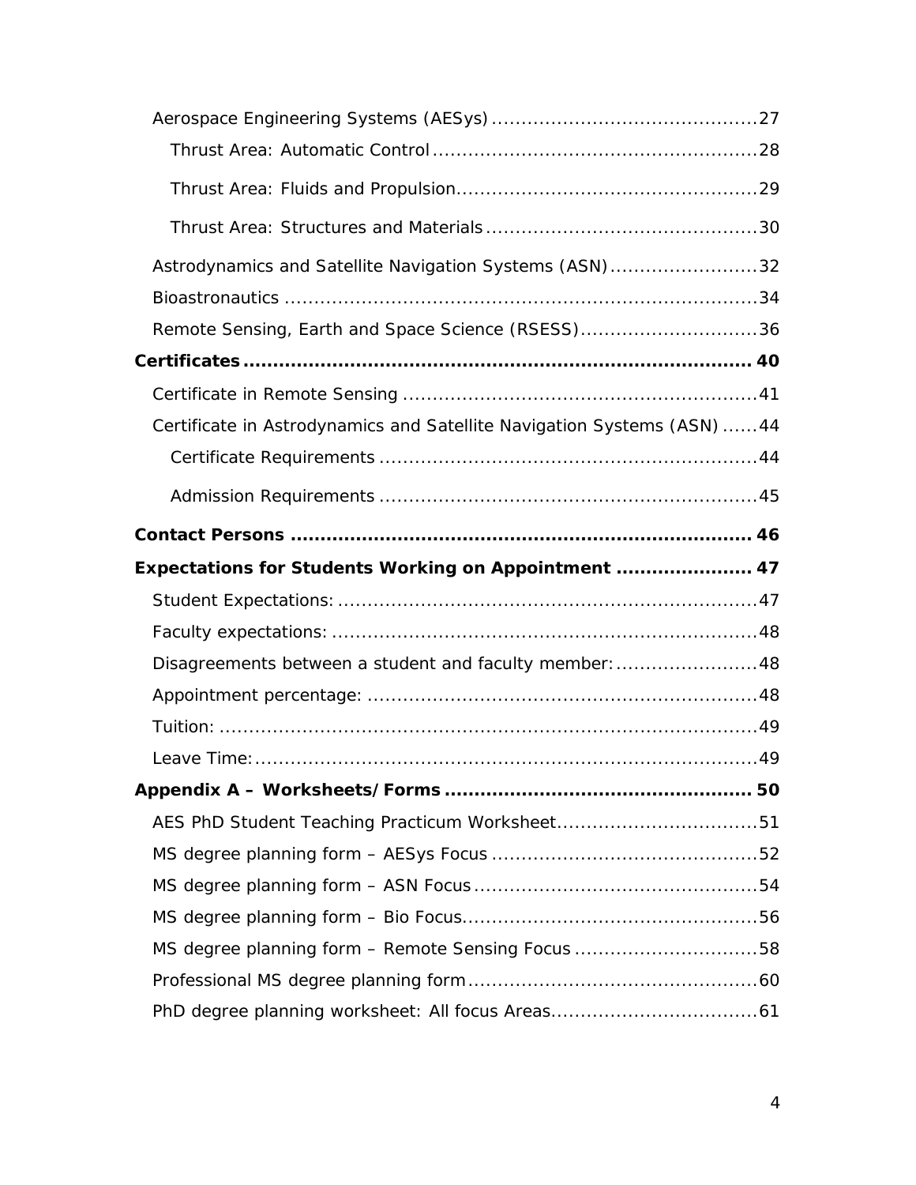- Aerospace Engineering Systems (AESys) ............................................ 27
  - Thrust Area: Automatic Control ...................................................... 28
  - Thrust Area: Fluids and Propulsion .................................................. 29
  - Thrust Area: Structures and Materials ............................................. 30
- Astrodynamics and Satellite Navigation Systems (ASN) ......................... 32
- Bioastronautics ............................................................................... 34
- Remote Sensing, Earth and Space Science (RSESS) .............................. 36

**Certificates ...................................................................................... 40**

- Certificate in Remote Sensing ........................................................... 41
- Certificate in Astrodynamics and Satellite Navigation Systems (ASN) ...... 44
  - Certificate Requirements ............................................................... 44
  - Admission Requirements ............................................................... 45

**Contact Persons ............................................................................ 46**

**Expectations for Students Working on Appointment ....................... 47**

- Student Expectations: ...................................................................... 47
- Faculty expectations: ....................................................................... 48
- Disagreements between a student and faculty member: ........................ 48
- Appointment percentage: ................................................................. 48
- Tuition: ........................................................................................... 49
- Leave Time: .................................................................................... 49

**Appendix A – Worksheets/Forms .................................................. 50**

- AES PhD Student Teaching Practicum Worksheet ................................. 51
- MS degree planning form – AESys Focus ............................................ 52
- MS degree planning form – ASN Focus ............................................... 54
- MS degree planning form – Bio Focus ................................................. 56
- MS degree planning form – Remote Sensing Focus ............................... 58
- Professional MS degree planning form ................................................ 60
- PhD degree planning worksheet: All focus Areas .................................. 61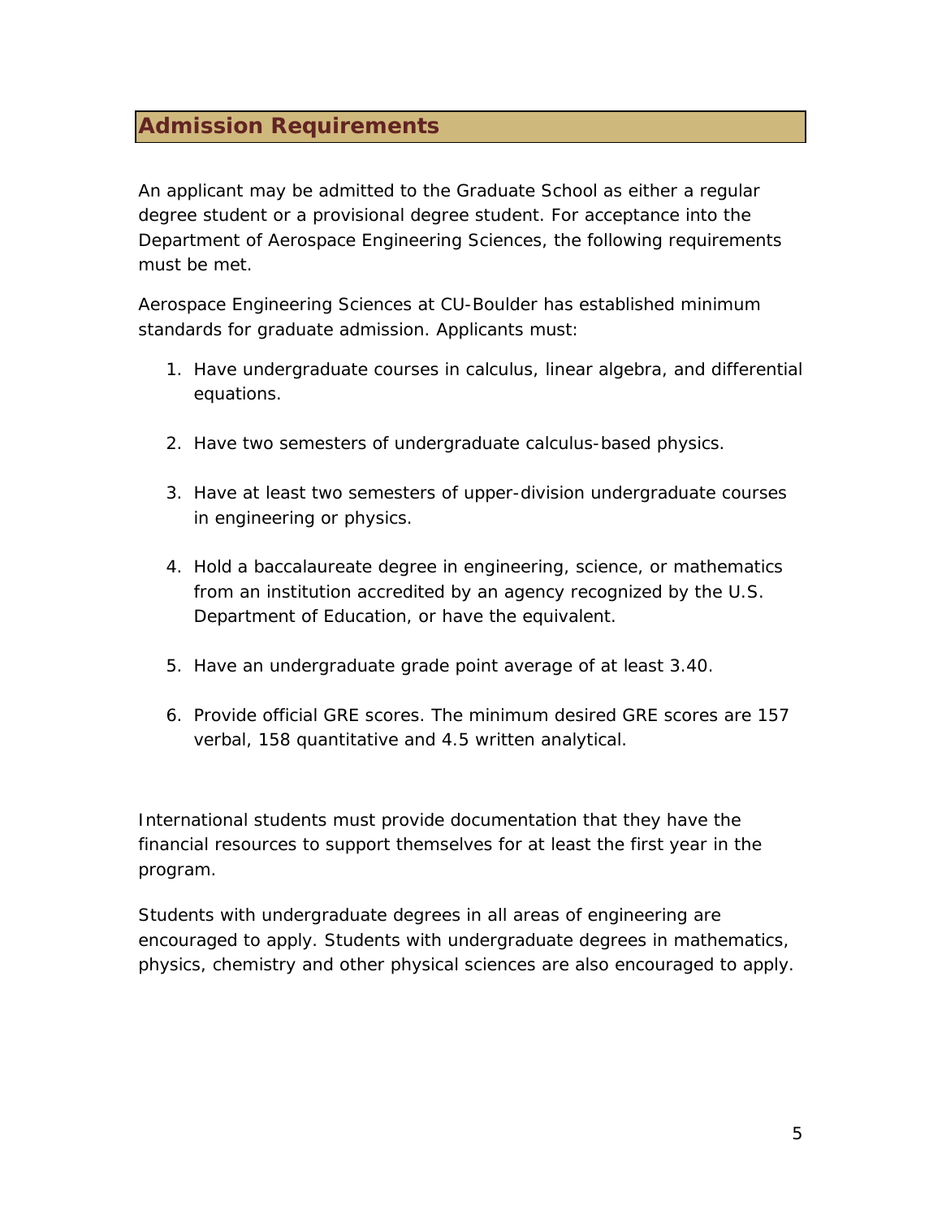## Admission Requirements

An applicant may be admitted to the Graduate School as either a regular degree student or a provisional degree student. For acceptance into the Department of Aerospace Engineering Sciences, the following requirements must be met.

Aerospace Engineering Sciences at CU-Boulder has established minimum standards for graduate admission. Applicants must:

1. Have undergraduate courses in calculus, linear algebra, and differential equations.

2. Have two semesters of undergraduate calculus-based physics.

3. Have at least two semesters of upper-division undergraduate courses in engineering or physics.

4. Hold a baccalaureate degree in engineering, science, or mathematics from an institution accredited by an agency recognized by the U.S. Department of Education, or have the equivalent.

5. Have an undergraduate grade point average of at least 3.40.

6. Provide official GRE scores. The minimum desired GRE scores are 157 verbal, 158 quantitative and 4.5 written analytical.

International students must provide documentation that they have the financial resources to support themselves for at least the first year in the program.

Students with undergraduate degrees in all areas of engineering are encouraged to apply. Students with undergraduate degrees in mathematics, physics, chemistry and other physical sciences are also encouraged to apply.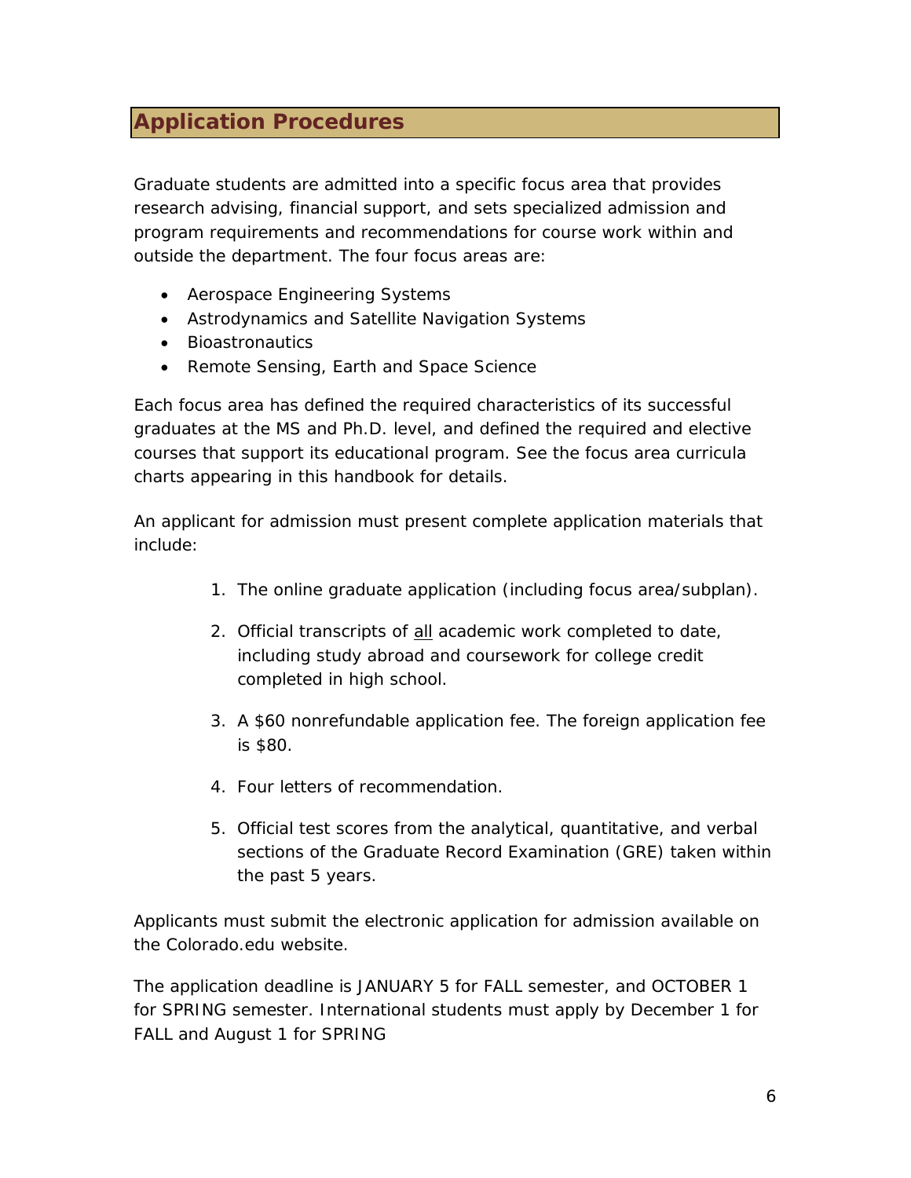## Application Procedures

Graduate students are admitted into a specific focus area that provides research advising, financial support, and sets specialized admission and program requirements and recommendations for course work within and outside the department. The four focus areas are:

- Aerospace Engineering Systems
- Astrodynamics and Satellite Navigation Systems
- Bioastronautics
- Remote Sensing, Earth and Space Science

Each focus area has defined the required characteristics of its successful graduates at the MS and Ph.D. level, and defined the required and elective courses that support its educational program. See the focus area curricula charts appearing in this handbook for details.

An applicant for admission must present complete application materials that include:

1. The online graduate application (including focus area/subplan).
2. Official transcripts of <u>all</u> academic work completed to date, including study abroad and coursework for college credit completed in high school.
3. A $60 nonrefundable application fee. The foreign application fee is $80.
4. Four letters of recommendation.
5. Official test scores from the analytical, quantitative, and verbal sections of the Graduate Record Examination (GRE) taken within the past 5 years.

Applicants must submit the electronic application for admission available on the Colorado.edu website.

The application deadline is JANUARY 5 for FALL semester, and OCTOBER 1 for SPRING semester. International students must apply by December 1 for FALL and August 1 for SPRING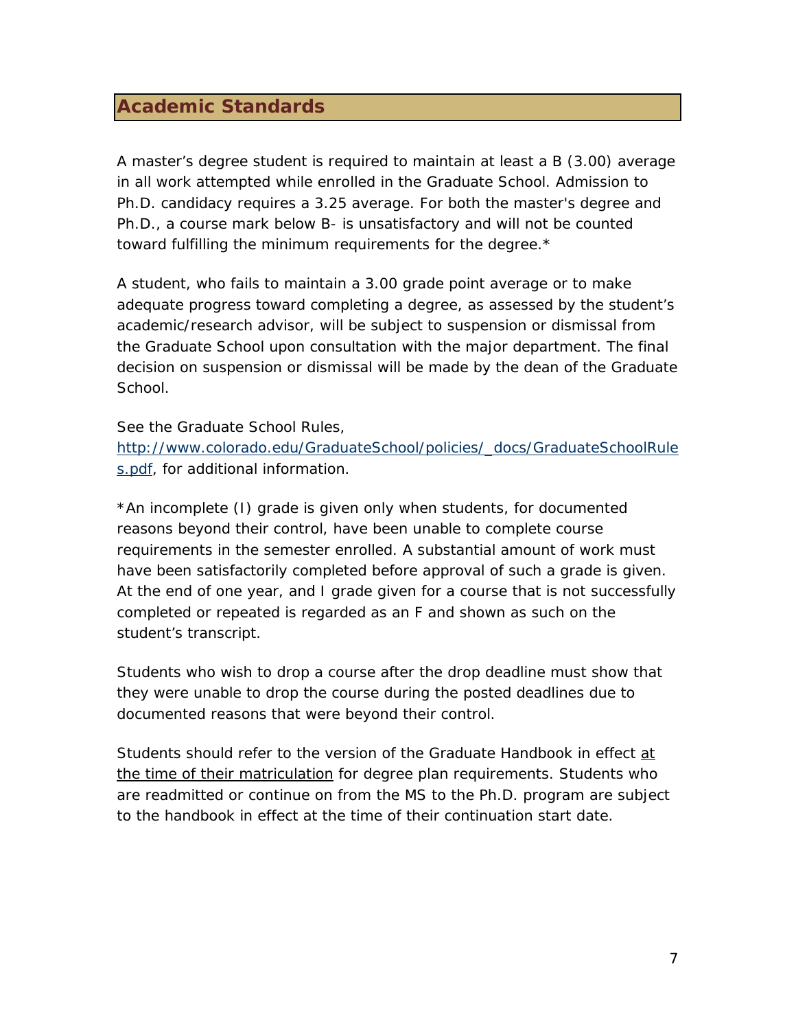## Academic Standards

A master's degree student is required to maintain at least a B (3.00) average in all work attempted while enrolled in the Graduate School. Admission to Ph.D. candidacy requires a 3.25 average. For both the master's degree and Ph.D., a course mark below B- is unsatisfactory and will not be counted toward fulfilling the minimum requirements for the degree.*

A student, who fails to maintain a 3.00 grade point average or to make adequate progress toward completing a degree, as assessed by the student's academic/research advisor, will be subject to suspension or dismissal from the Graduate School upon consultation with the major department. The final decision on suspension or dismissal will be made by the dean of the Graduate School.

See the Graduate School Rules, [http://www.colorado.edu/GraduateSchool/policies/_docs/GraduateSchoolRules.pdf](http://www.colorado.edu/GraduateSchool/policies/_docs/GraduateSchoolRules.pdf), for additional information.

*An incomplete (I) grade is given only when students, for documented reasons beyond their control, have been unable to complete course requirements in the semester enrolled. A substantial amount of work must have been satisfactorily completed before approval of such a grade is given. At the end of one year, and I grade given for a course that is not successfully completed or repeated is regarded as an F and shown as such on the student's transcript.

Students who wish to drop a course after the drop deadline must show that they were unable to drop the course during the posted deadlines due to documented reasons that were beyond their control.

Students should refer to the version of the Graduate Handbook in effect <u>at the time of their matriculation</u> for degree plan requirements. Students who are readmitted or continue on from the MS to the Ph.D. program are subject to the handbook in effect at the time of their continuation start date.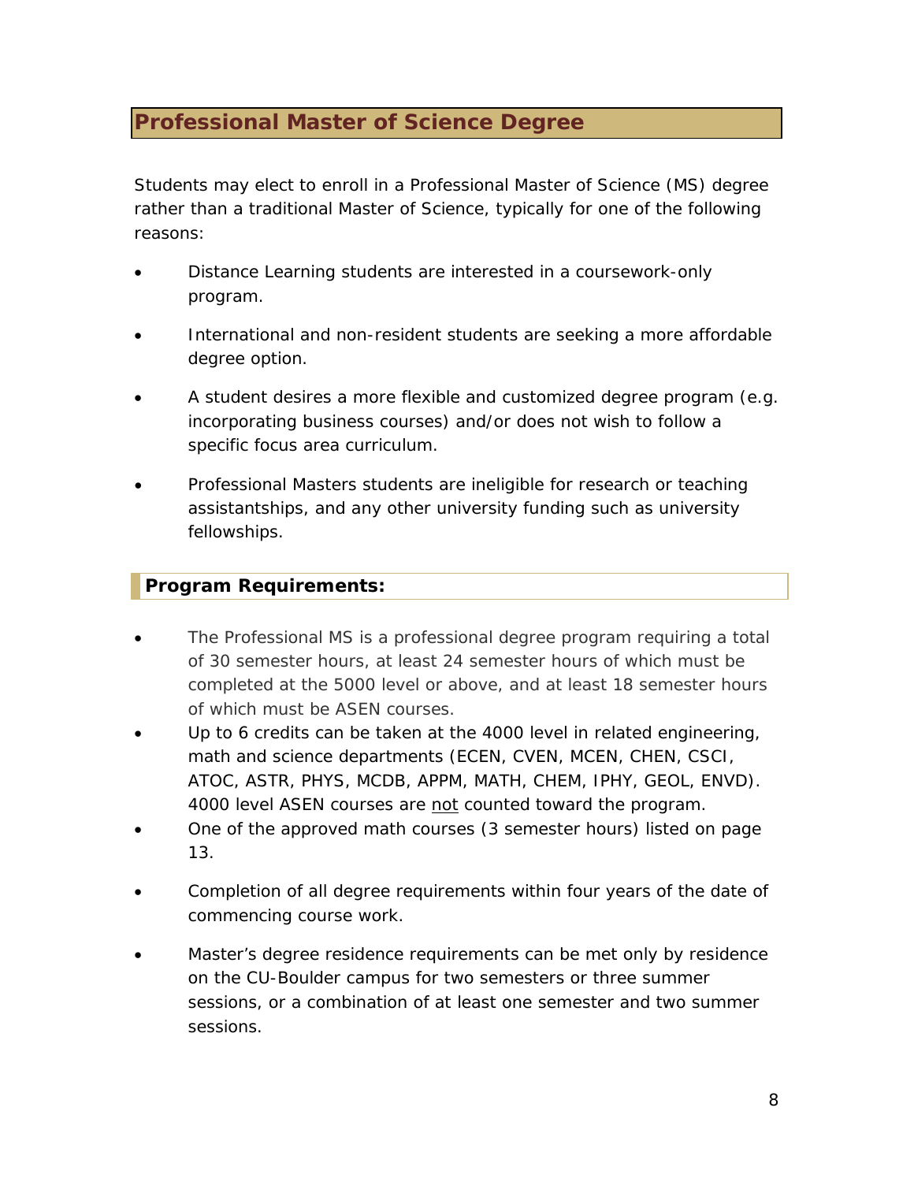## Professional Master of Science Degree

Students may elect to enroll in a Professional Master of Science (MS) degree rather than a traditional Master of Science, typically for one of the following reasons:

- Distance Learning students are interested in a coursework-only program.
- International and non-resident students are seeking a more affordable degree option.
- A student desires a more flexible and customized degree program (e.g. incorporating business courses) and/or does not wish to follow a specific focus area curriculum.
- Professional Masters students are ineligible for research or teaching assistantships, and any other university funding such as university fellowships.

### Program Requirements:

- The Professional MS is a professional degree program requiring a total of 30 semester hours, at least 24 semester hours of which must be completed at the 5000 level or above, and at least 18 semester hours of which must be ASEN courses.
- Up to 6 credits can be taken at the 4000 level in related engineering, math and science departments (ECEN, CVEN, MCEN, CHEN, CSCI, ATOC, ASTR, PHYS, MCDB, APPM, MATH, CHEM, IPHY, GEOL, ENVD). 4000 level ASEN courses are <u>not</u> counted toward the program.
- One of the approved math courses (3 semester hours) listed on page 13.
- Completion of all degree requirements within four years of the date of commencing course work.
- Master's degree residence requirements can be met only by residence on the CU-Boulder campus for two semesters or three summer sessions, or a combination of at least one semester and two summer sessions.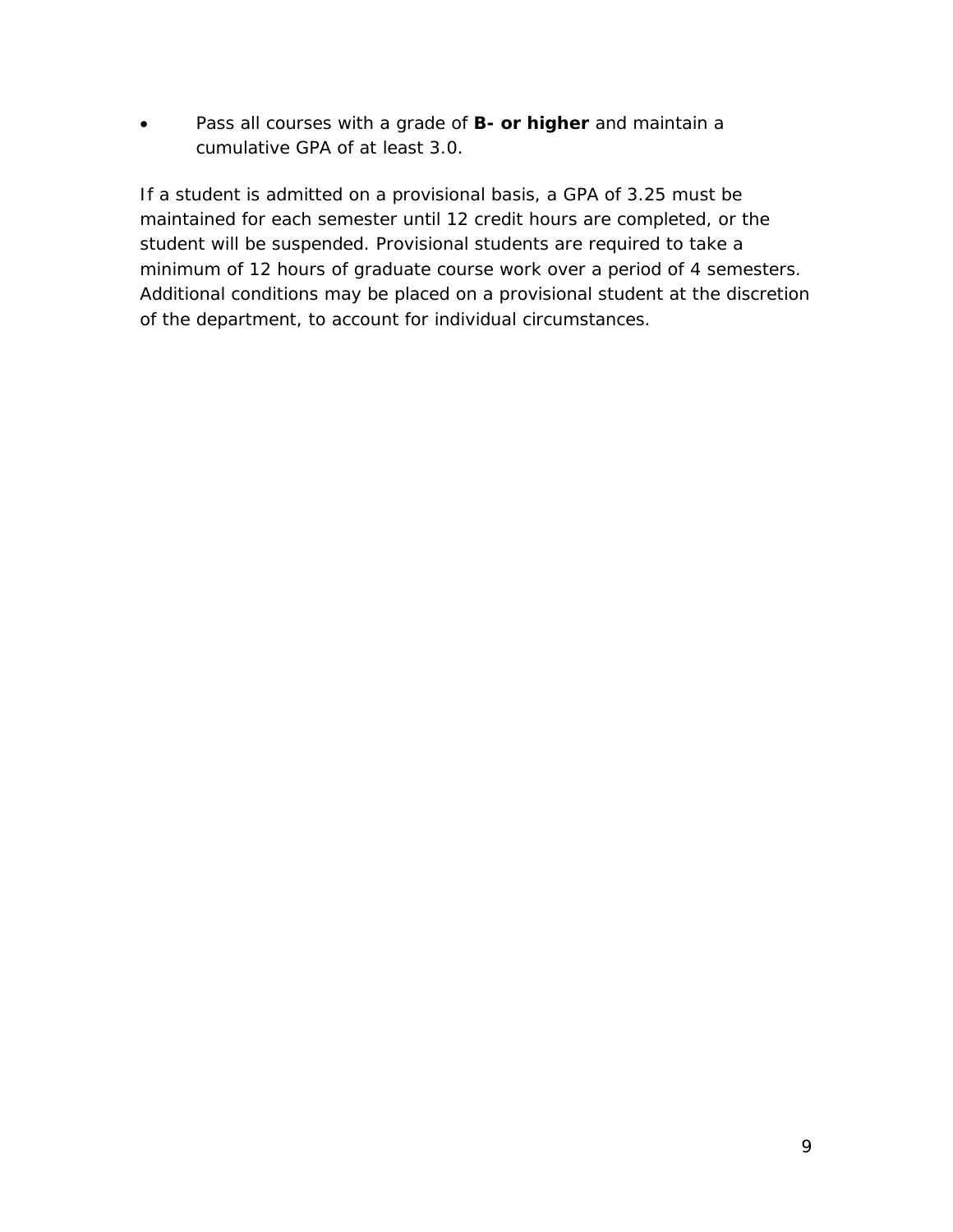- Pass all courses with a grade of **B- or higher** and maintain a cumulative GPA of at least 3.0.

If a student is admitted on a provisional basis, a GPA of 3.25 must be maintained for each semester until 12 credit hours are completed, or the student will be suspended. Provisional students are required to take a minimum of 12 hours of graduate course work over a period of 4 semesters. Additional conditions may be placed on a provisional student at the discretion of the department, to account for individual circumstances.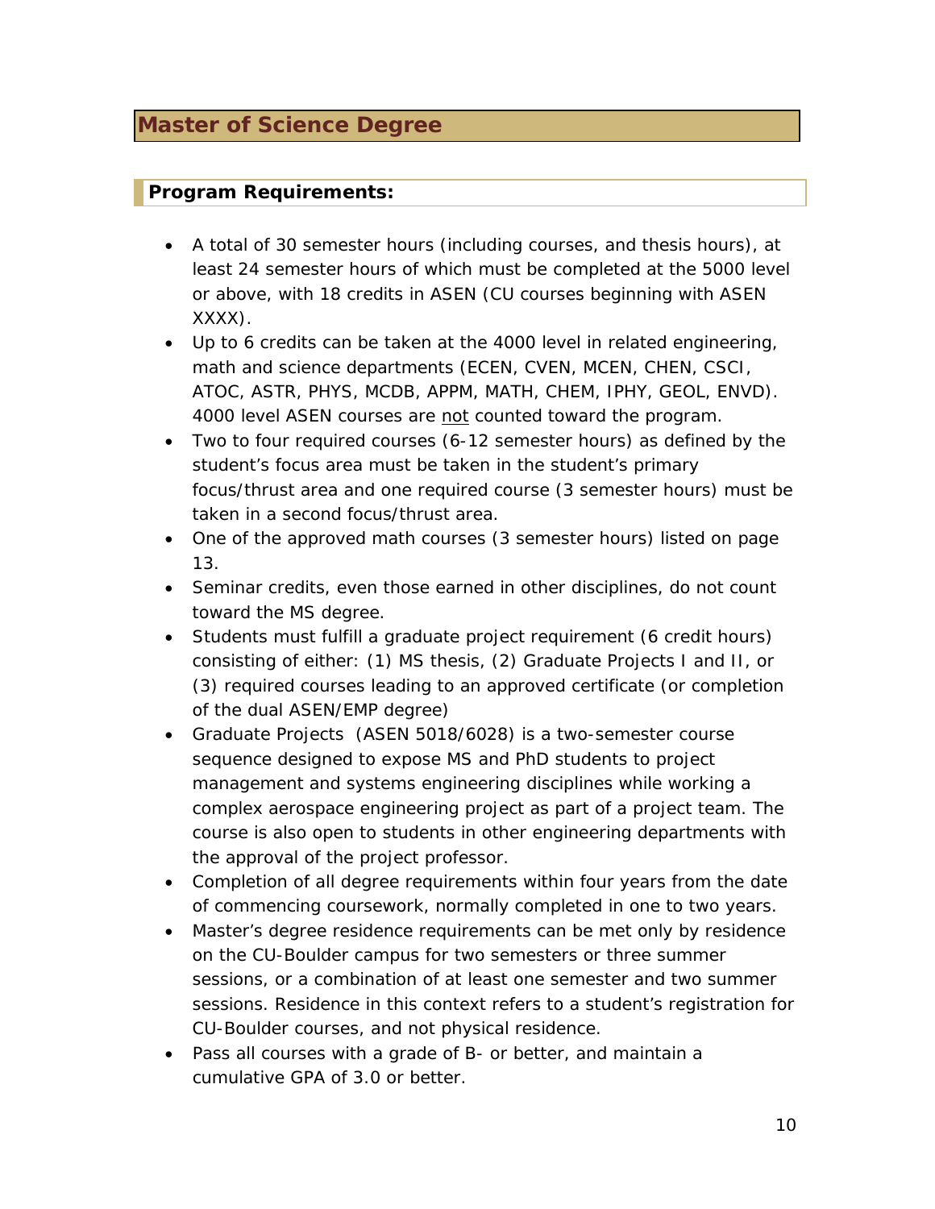## Master of Science Degree

### Program Requirements:

- A total of 30 semester hours (including courses, and thesis hours), at least 24 semester hours of which must be completed at the 5000 level or above, with 18 credits in ASEN (CU courses beginning with ASEN XXXX).
- Up to 6 credits can be taken at the 4000 level in related engineering, math and science departments (ECEN, CVEN, MCEN, CHEN, CSCI, ATOC, ASTR, PHYS, MCDB, APPM, MATH, CHEM, IPHY, GEOL, ENVD). 4000 level ASEN courses are <u>not</u> counted toward the program.
- Two to four required courses (6-12 semester hours) as defined by the student's focus area must be taken in the student's primary focus/thrust area and one required course (3 semester hours) must be taken in a second focus/thrust area.
- One of the approved math courses (3 semester hours) listed on page 13.
- Seminar credits, even those earned in other disciplines, do not count toward the MS degree.
- Students must fulfill a graduate project requirement (6 credit hours) consisting of either: (1) MS thesis, (2) Graduate Projects I and II, or (3) required courses leading to an approved certificate (or completion of the dual ASEN/EMP degree)
- Graduate Projects (ASEN 5018/6028) is a two-semester course sequence designed to expose MS and PhD students to project management and systems engineering disciplines while working a complex aerospace engineering project as part of a project team. The course is also open to students in other engineering departments with the approval of the project professor.
- Completion of all degree requirements within four years from the date of commencing coursework, normally completed in one to two years.
- Master's degree residence requirements can be met only by residence on the CU-Boulder campus for two semesters or three summer sessions, or a combination of at least one semester and two summer sessions. Residence in this context refers to a student's registration for CU-Boulder courses, and not physical residence.
- Pass all courses with a grade of B- or better, and maintain a cumulative GPA of 3.0 or better.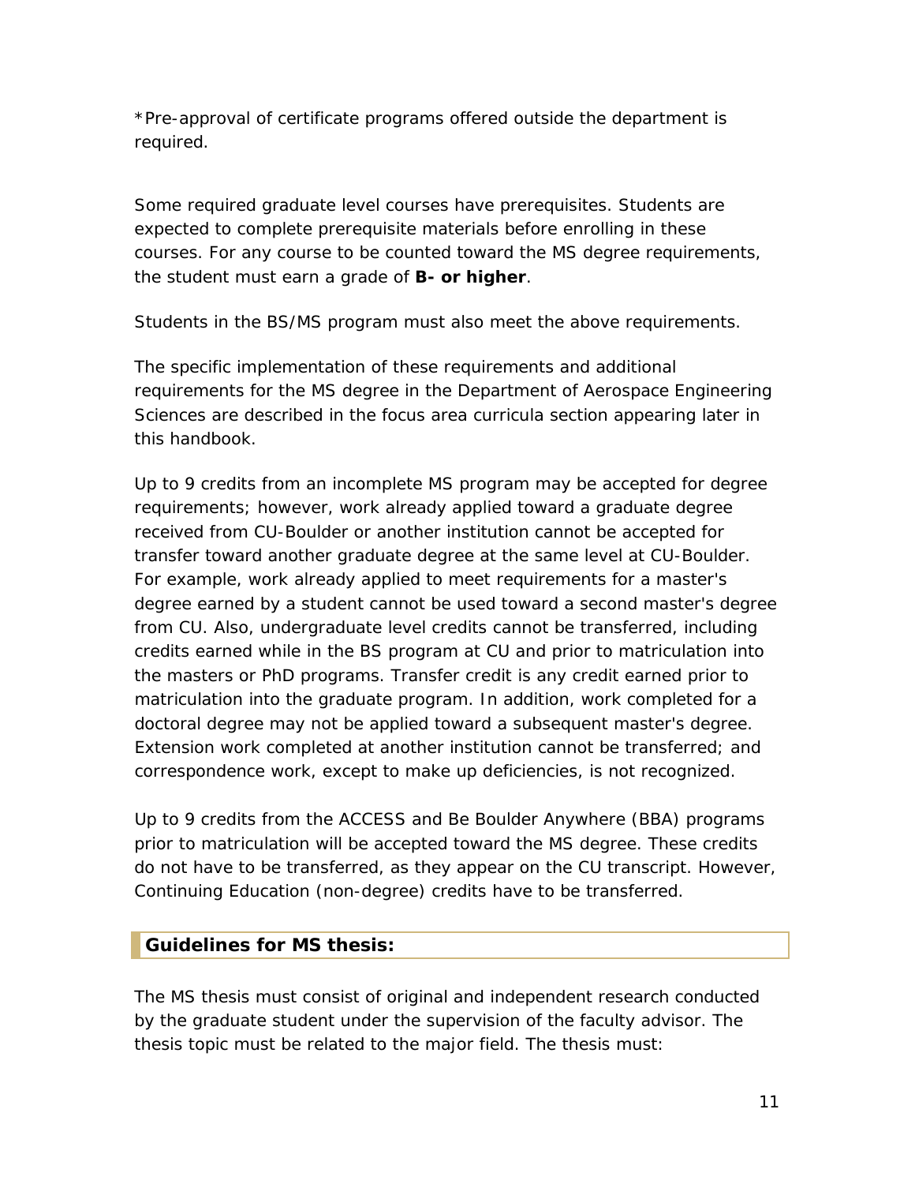*Pre-approval of certificate programs offered outside the department is required.

Some required graduate level courses have prerequisites. Students are expected to complete prerequisite materials before enrolling in these courses. For any course to be counted toward the MS degree requirements, the student must earn a grade of **B- or higher**.

Students in the BS/MS program must also meet the above requirements.

The specific implementation of these requirements and additional requirements for the MS degree in the Department of Aerospace Engineering Sciences are described in the focus area curricula section appearing later in this handbook.

Up to 9 credits from an incomplete MS program may be accepted for degree requirements; however, work already applied toward a graduate degree received from CU-Boulder or another institution cannot be accepted for transfer toward another graduate degree at the same level at CU-Boulder. For example, work already applied to meet requirements for a master's degree earned by a student cannot be used toward a second master's degree from CU. Also, undergraduate level credits cannot be transferred, including credits earned while in the BS program at CU and prior to matriculation into the masters or PhD programs. Transfer credit is any credit earned prior to matriculation into the graduate program. In addition, work completed for a doctoral degree may not be applied toward a subsequent master's degree. Extension work completed at another institution cannot be transferred; and correspondence work, except to make up deficiencies, is not recognized.

Up to 9 credits from the ACCESS and Be Boulder Anywhere (BBA) programs prior to matriculation will be accepted toward the MS degree. These credits do not have to be transferred, as they appear on the CU transcript. However, Continuing Education (non-degree) credits have to be transferred.

## Guidelines for MS thesis:

The MS thesis must consist of original and independent research conducted by the graduate student under the supervision of the faculty advisor. The thesis topic must be related to the major field. The thesis must: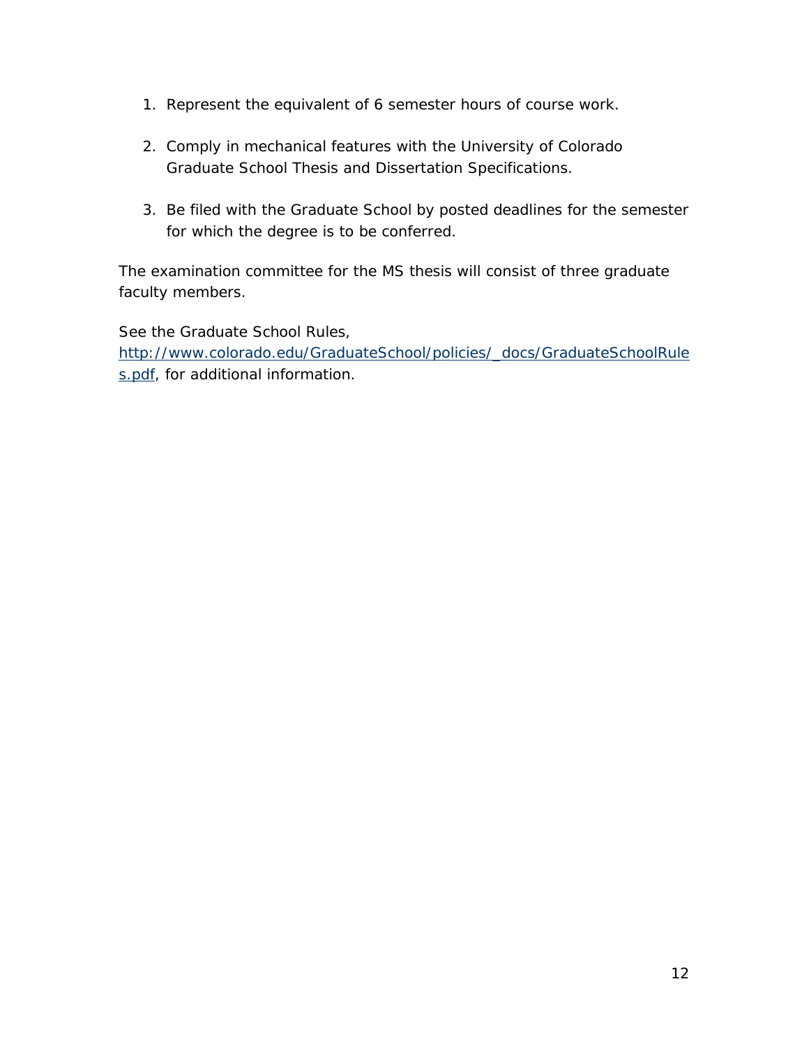1. Represent the equivalent of 6 semester hours of course work.

2. Comply in mechanical features with the University of Colorado Graduate School Thesis and Dissertation Specifications.

3. Be filed with the Graduate School by posted deadlines for the semester for which the degree is to be conferred.

The examination committee for the MS thesis will consist of three graduate faculty members.

See the Graduate School Rules, http://www.colorado.edu/GraduateSchool/policies/_docs/GraduateSchoolRules.pdf, for additional information.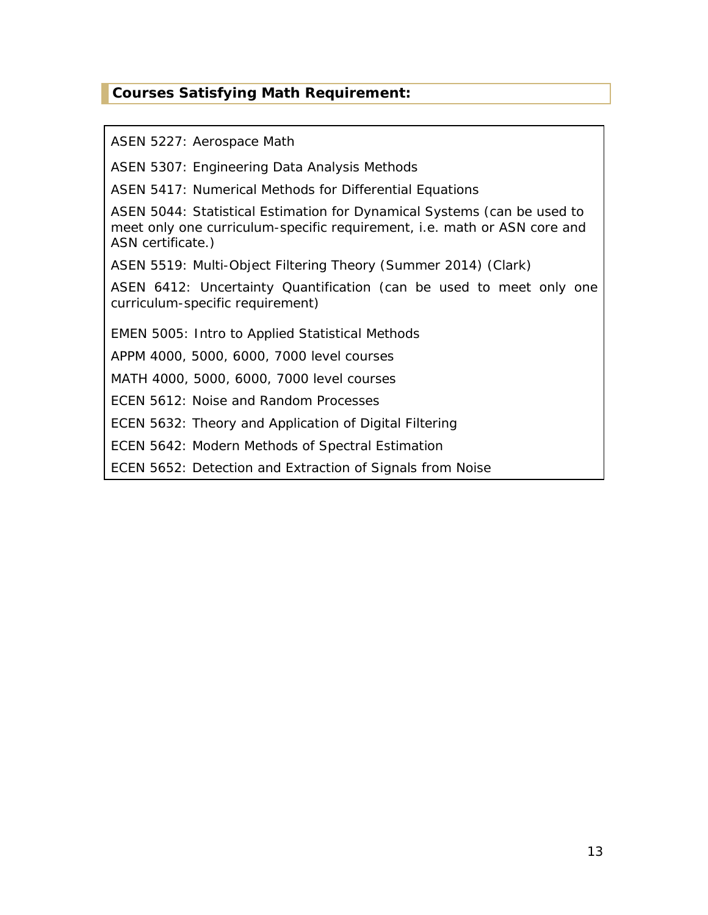## Courses Satisfying Math Requirement:

ASEN 5227: Aerospace Math

ASEN 5307: Engineering Data Analysis Methods

ASEN 5417: Numerical Methods for Differential Equations

ASEN 5044: Statistical Estimation for Dynamical Systems (can be used to meet only one curriculum-specific requirement, i.e. math or ASN core and ASN certificate.)

ASEN 5519: Multi-Object Filtering Theory (Summer 2014) (Clark)

ASEN 6412: Uncertainty Quantification (can be used to meet only one curriculum-specific requirement)

EMEN 5005: Intro to Applied Statistical Methods

APPM 4000, 5000, 6000, 7000 level courses

MATH 4000, 5000, 6000, 7000 level courses

ECEN 5612: Noise and Random Processes

ECEN 5632: Theory and Application of Digital Filtering

ECEN 5642: Modern Methods of Spectral Estimation

ECEN 5652: Detection and Extraction of Signals from Noise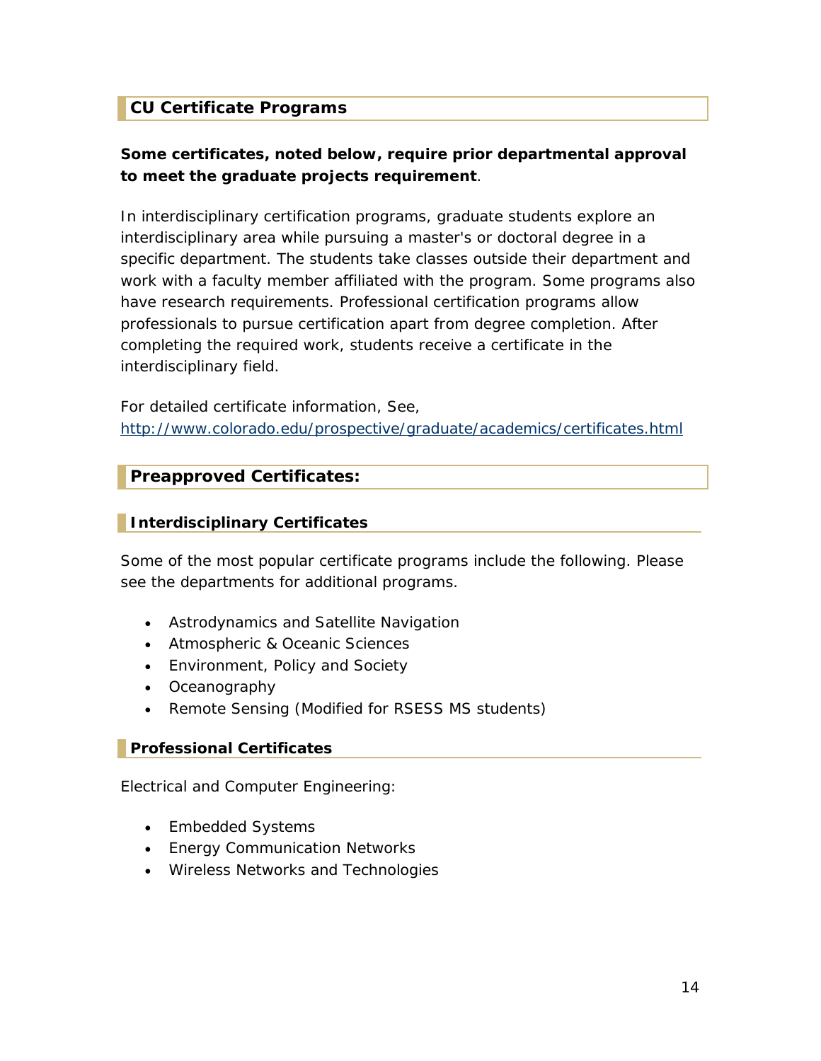## CU Certificate Programs

**Some certificates, noted below, require prior departmental approval to meet the graduate projects requirement**.

In interdisciplinary certification programs, graduate students explore an interdisciplinary area while pursuing a master's or doctoral degree in a specific department. The students take classes outside their department and work with a faculty member affiliated with the program. Some programs also have research requirements. Professional certification programs allow professionals to pursue certification apart from degree completion. After completing the required work, students receive a certificate in the interdisciplinary field.

For detailed certificate information, See, http://www.colorado.edu/prospective/graduate/academics/certificates.html

## Preapproved Certificates:

### Interdisciplinary Certificates

Some of the most popular certificate programs include the following. Please see the departments for additional programs.

- Astrodynamics and Satellite Navigation
- Atmospheric & Oceanic Sciences
- Environment, Policy and Society
- Oceanography
- Remote Sensing (Modified for RSESS MS students)

### Professional Certificates

Electrical and Computer Engineering:

- Embedded Systems
- Energy Communication Networks
- Wireless Networks and Technologies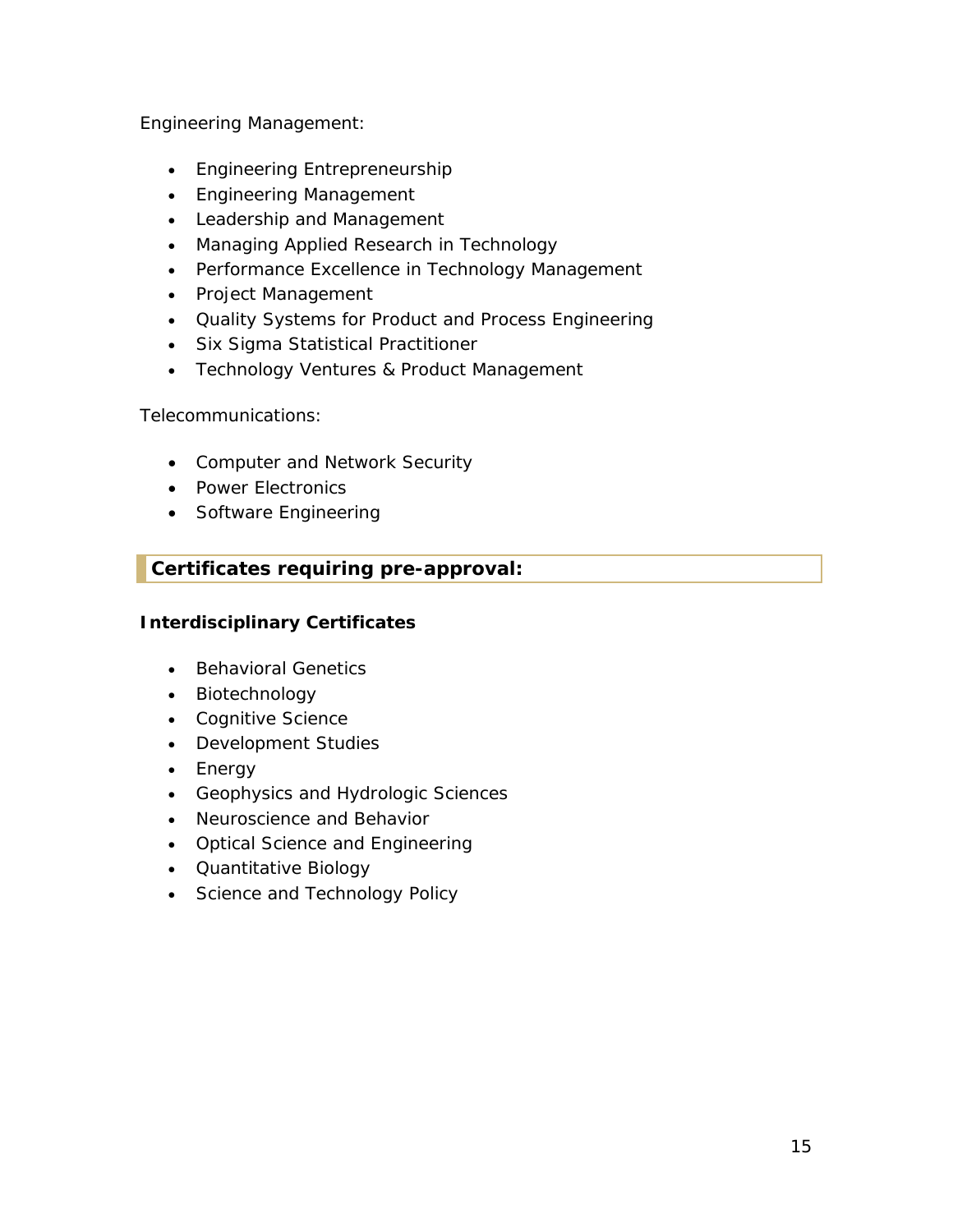Engineering Management:

- Engineering Entrepreneurship
- Engineering Management
- Leadership and Management
- Managing Applied Research in Technology
- Performance Excellence in Technology Management
- Project Management
- Quality Systems for Product and Process Engineering
- Six Sigma Statistical Practitioner
- Technology Ventures & Product Management

Telecommunications:

- Computer and Network Security
- Power Electronics
- Software Engineering

## Certificates requiring pre-approval:

### Interdisciplinary Certificates

- Behavioral Genetics
- Biotechnology
- Cognitive Science
- Development Studies
- Energy
- Geophysics and Hydrologic Sciences
- Neuroscience and Behavior
- Optical Science and Engineering
- Quantitative Biology
- Science and Technology Policy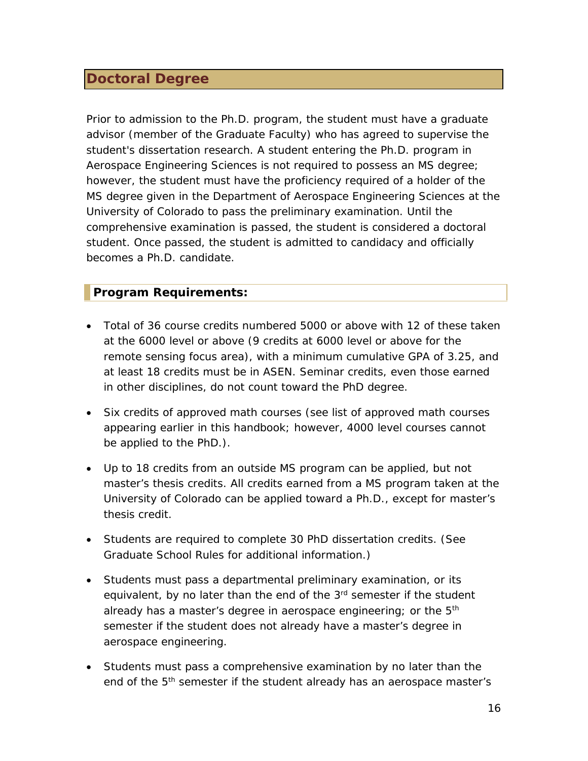## Doctoral Degree

Prior to admission to the Ph.D. program, the student must have a graduate advisor (member of the Graduate Faculty) who has agreed to supervise the student's dissertation research. A student entering the Ph.D. program in Aerospace Engineering Sciences is not required to possess an MS degree; however, the student must have the proficiency required of a holder of the MS degree given in the Department of Aerospace Engineering Sciences at the University of Colorado to pass the preliminary examination. Until the comprehensive examination is passed, the student is considered a doctoral student. Once passed, the student is admitted to candidacy and officially becomes a Ph.D. candidate.

### Program Requirements:

- Total of 36 course credits numbered 5000 or above with 12 of these taken at the 6000 level or above (9 credits at 6000 level or above for the remote sensing focus area), with a minimum cumulative GPA of 3.25, and at least 18 credits must be in ASEN. Seminar credits, even those earned in other disciplines, do not count toward the PhD degree.
- Six credits of approved math courses (see list of approved math courses appearing earlier in this handbook; however, 4000 level courses cannot be applied to the PhD.).
- Up to 18 credits from an outside MS program can be applied, but not master's thesis credits. All credits earned from a MS program taken at the University of Colorado can be applied toward a Ph.D., except for master's thesis credit.
- Students are required to complete 30 PhD dissertation credits. (See Graduate School Rules for additional information.)
- Students must pass a departmental preliminary examination, or its equivalent, by no later than the end of the 3rd semester if the student already has a master's degree in aerospace engineering; or the 5th semester if the student does not already have a master's degree in aerospace engineering.
- Students must pass a comprehensive examination by no later than the end of the 5th semester if the student already has an aerospace master's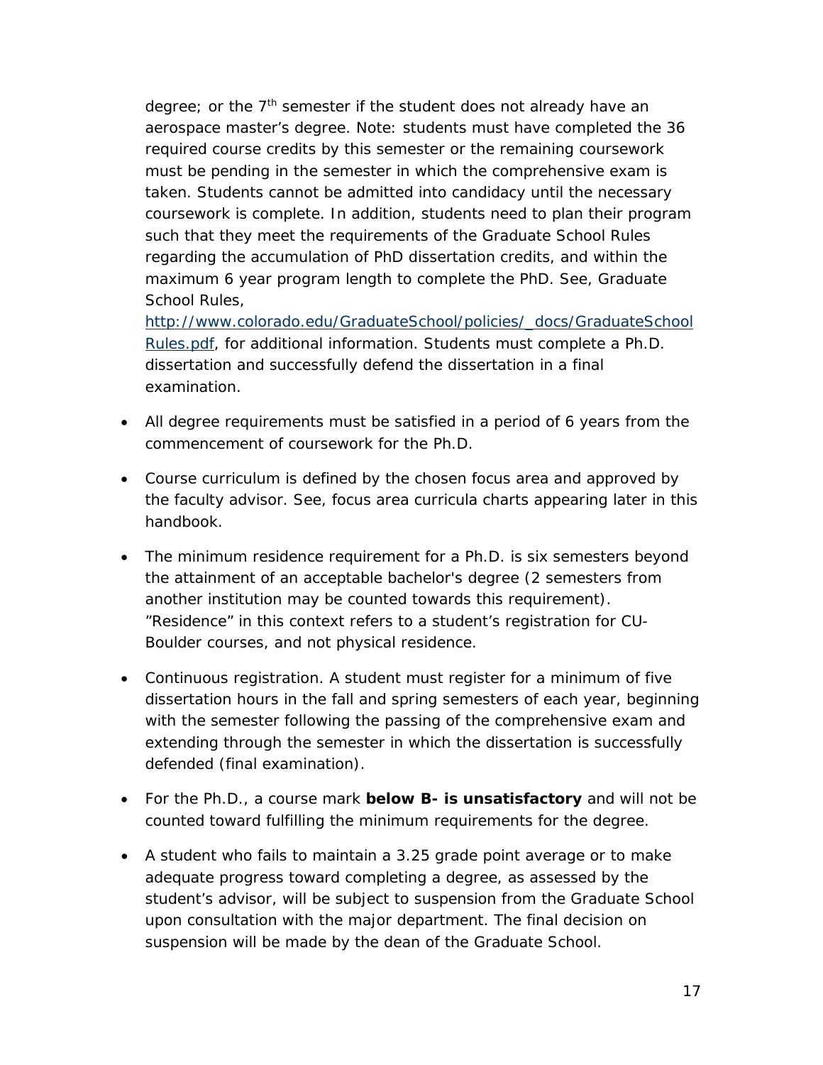degree; or the 7th semester if the student does not already have an aerospace master's degree. Note: students must have completed the 36 required course credits by this semester or the remaining coursework must be pending in the semester in which the comprehensive exam is taken. Students cannot be admitted into candidacy until the necessary coursework is complete. In addition, students need to plan their program such that they meet the requirements of the Graduate School Rules regarding the accumulation of PhD dissertation credits, and within the maximum 6 year program length to complete the PhD. See, Graduate School Rules, [http://www.colorado.edu/GraduateSchool/policies/_docs/GraduateSchoolRules.pdf](http://www.colorado.edu/GraduateSchool/policies/_docs/GraduateSchoolRules.pdf), for additional information. Students must complete a Ph.D. dissertation and successfully defend the dissertation in a final examination.

- All degree requirements must be satisfied in a period of 6 years from the commencement of coursework for the Ph.D.
- Course curriculum is defined by the chosen focus area and approved by the faculty advisor. See, focus area curricula charts appearing later in this handbook.
- The minimum residence requirement for a Ph.D. is six semesters beyond the attainment of an acceptable bachelor's degree (2 semesters from another institution may be counted towards this requirement). "Residence" in this context refers to a student's registration for CU-Boulder courses, and not physical residence.
- Continuous registration. A student must register for a minimum of five dissertation hours in the fall and spring semesters of each year, beginning with the semester following the passing of the comprehensive exam and extending through the semester in which the dissertation is successfully defended (final examination).
- For the Ph.D., a course mark **below B- is unsatisfactory** and will not be counted toward fulfilling the minimum requirements for the degree.
- A student who fails to maintain a 3.25 grade point average or to make adequate progress toward completing a degree, as assessed by the student's advisor, will be subject to suspension from the Graduate School upon consultation with the major department. The final decision on suspension will be made by the dean of the Graduate School.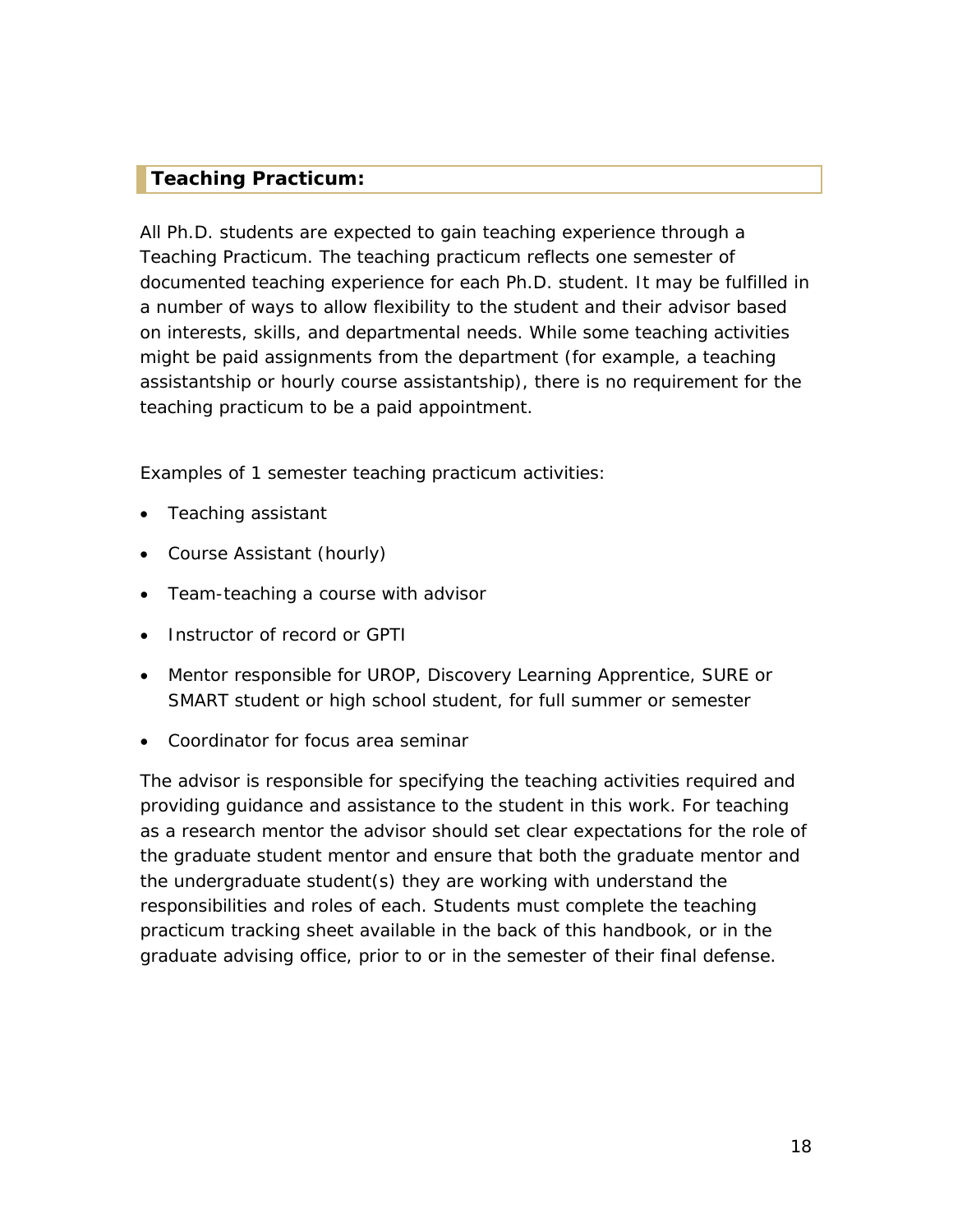## Teaching Practicum:

All Ph.D. students are expected to gain teaching experience through a Teaching Practicum. The teaching practicum reflects one semester of documented teaching experience for each Ph.D. student. It may be fulfilled in a number of ways to allow flexibility to the student and their advisor based on interests, skills, and departmental needs. While some teaching activities might be paid assignments from the department (for example, a teaching assistantship or hourly course assistantship), there is no requirement for the teaching practicum to be a paid appointment.

Examples of 1 semester teaching practicum activities:

- Teaching assistant
- Course Assistant (hourly)
- Team-teaching a course with advisor
- Instructor of record or GPTI
- Mentor responsible for UROP, Discovery Learning Apprentice, SURE or SMART student or high school student, for full summer or semester
- Coordinator for focus area seminar

The advisor is responsible for specifying the teaching activities required and providing guidance and assistance to the student in this work. For teaching as a research mentor the advisor should set clear expectations for the role of the graduate student mentor and ensure that both the graduate mentor and the undergraduate student(s) they are working with understand the responsibilities and roles of each. Students must complete the teaching practicum tracking sheet available in the back of this handbook, or in the graduate advising office, prior to or in the semester of their final defense.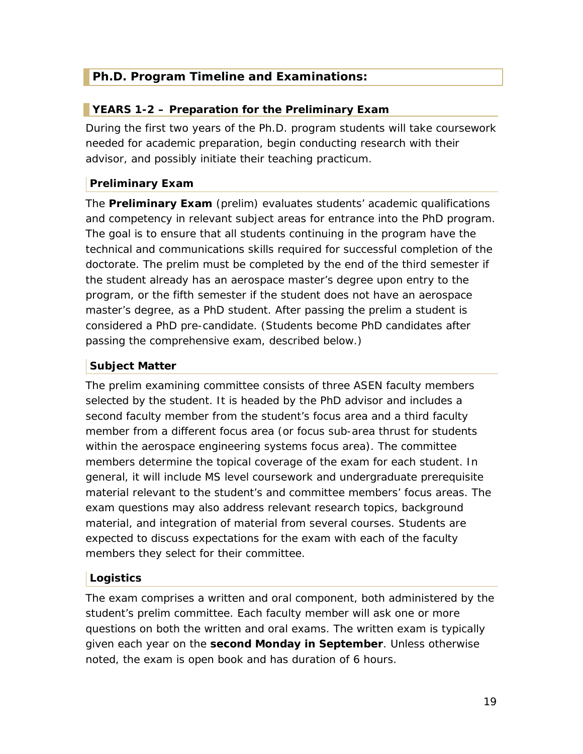## Ph.D. Program Timeline and Examinations:

### YEARS 1-2 – Preparation for the Preliminary Exam

During the first two years of the Ph.D. program students will take coursework needed for academic preparation, begin conducting research with their advisor, and possibly initiate their teaching practicum.

#### Preliminary Exam

The **Preliminary Exam** (prelim) evaluates students' academic qualifications and competency in relevant subject areas for entrance into the PhD program. The goal is to ensure that all students continuing in the program have the technical and communications skills required for successful completion of the doctorate. The prelim must be completed by the end of the third semester if the student already has an aerospace master's degree upon entry to the program, or the fifth semester if the student does not have an aerospace master's degree, as a PhD student. After passing the prelim a student is considered a PhD pre-candidate. (Students become PhD candidates after passing the comprehensive exam, described below.)

#### Subject Matter

The prelim examining committee consists of three ASEN faculty members selected by the student. It is headed by the PhD advisor and includes a second faculty member from the student's focus area and a third faculty member from a different focus area (or focus sub-area thrust for students within the aerospace engineering systems focus area). The committee members determine the topical coverage of the exam for each student. In general, it will include MS level coursework and undergraduate prerequisite material relevant to the student's and committee members' focus areas. The exam questions may also address relevant research topics, background material, and integration of material from several courses. Students are expected to discuss expectations for the exam with each of the faculty members they select for their committee.

#### Logistics

The exam comprises a written and oral component, both administered by the student's prelim committee. Each faculty member will ask one or more questions on both the written and oral exams. The written exam is typically given each year on the **second Monday in September**. Unless otherwise noted, the exam is open book and has duration of 6 hours.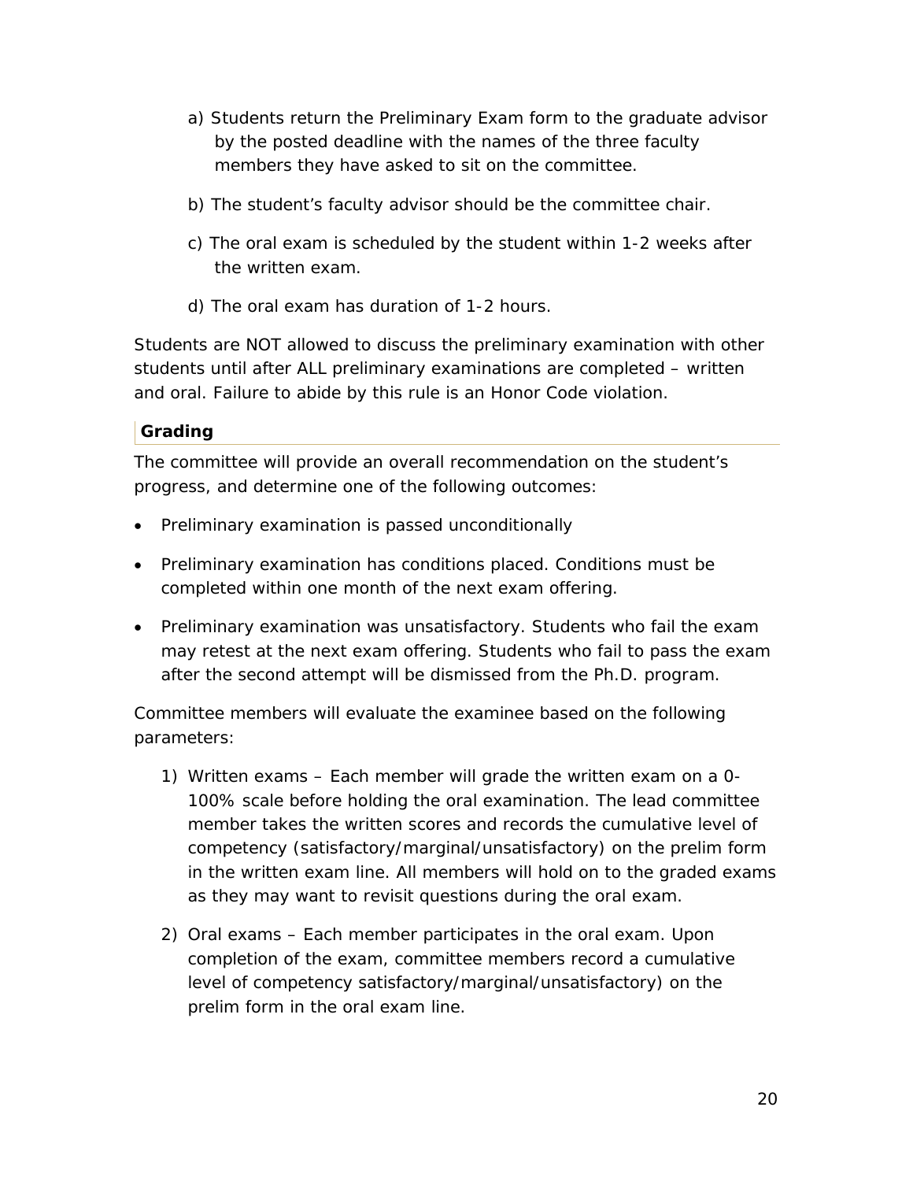a) Students return the Preliminary Exam form to the graduate advisor by the posted deadline with the names of the three faculty members they have asked to sit on the committee.

b) The student's faculty advisor should be the committee chair.

c) The oral exam is scheduled by the student within 1-2 weeks after the written exam.

d) The oral exam has duration of 1-2 hours.

Students are NOT allowed to discuss the preliminary examination with other students until after ALL preliminary examinations are completed – written and oral. Failure to abide by this rule is an Honor Code violation.

### Grading

The committee will provide an overall recommendation on the student's progress, and determine one of the following outcomes:

- Preliminary examination is passed unconditionally
- Preliminary examination has conditions placed. Conditions must be completed within one month of the next exam offering.
- Preliminary examination was unsatisfactory. Students who fail the exam may retest at the next exam offering. Students who fail to pass the exam after the second attempt will be dismissed from the Ph.D. program.

Committee members will evaluate the examinee based on the following parameters:

1) Written exams – Each member will grade the written exam on a 0-100% scale before holding the oral examination. The lead committee member takes the written scores and records the cumulative level of competency (satisfactory/marginal/unsatisfactory) on the prelim form in the written exam line. All members will hold on to the graded exams as they may want to revisit questions during the oral exam.

2) Oral exams – Each member participates in the oral exam. Upon completion of the exam, committee members record a cumulative level of competency satisfactory/marginal/unsatisfactory) on the prelim form in the oral exam line.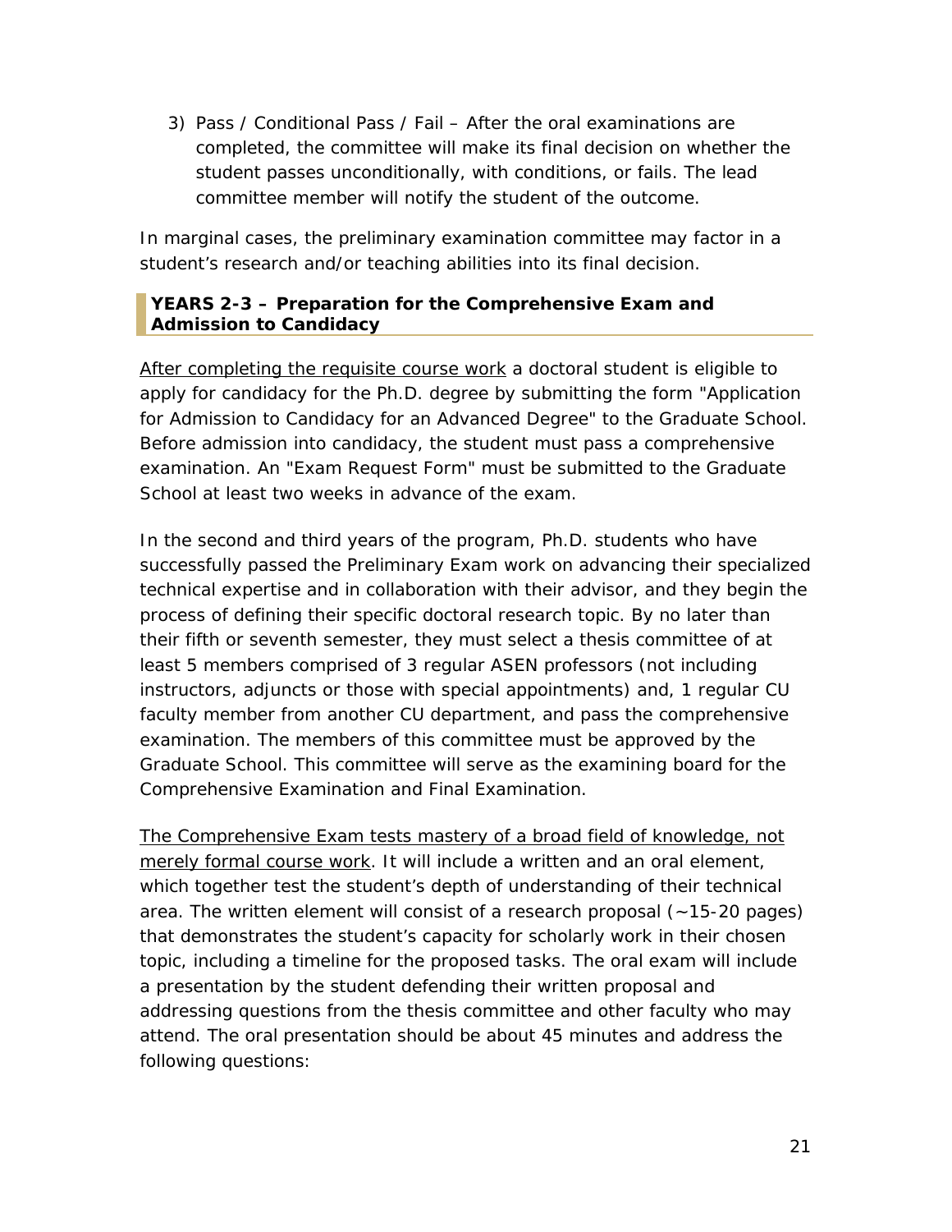3) Pass / Conditional Pass / Fail – After the oral examinations are completed, the committee will make its final decision on whether the student passes unconditionally, with conditions, or fails. The lead committee member will notify the student of the outcome.

In marginal cases, the preliminary examination committee may factor in a student's research and/or teaching abilities into its final decision.

## YEARS 2-3 – Preparation for the Comprehensive Exam and Admission to Candidacy

After completing the requisite course work a doctoral student is eligible to apply for candidacy for the Ph.D. degree by submitting the form "Application for Admission to Candidacy for an Advanced Degree" to the Graduate School. Before admission into candidacy, the student must pass a comprehensive examination. An "Exam Request Form" must be submitted to the Graduate School at least two weeks in advance of the exam.

In the second and third years of the program, Ph.D. students who have successfully passed the Preliminary Exam work on advancing their specialized technical expertise and in collaboration with their advisor, and they begin the process of defining their specific doctoral research topic. By no later than their fifth or seventh semester, they must select a thesis committee of at least 5 members comprised of 3 regular ASEN professors (not including instructors, adjuncts or those with special appointments) and, 1 regular CU faculty member from another CU department, and pass the comprehensive examination. The members of this committee must be approved by the Graduate School. This committee will serve as the examining board for the Comprehensive Examination and Final Examination.

The Comprehensive Exam tests mastery of a broad field of knowledge, not merely formal course work. It will include a written and an oral element, which together test the student's depth of understanding of their technical area. The written element will consist of a research proposal (~15-20 pages) that demonstrates the student's capacity for scholarly work in their chosen topic, including a timeline for the proposed tasks. The oral exam will include a presentation by the student defending their written proposal and addressing questions from the thesis committee and other faculty who may attend. The oral presentation should be about 45 minutes and address the following questions: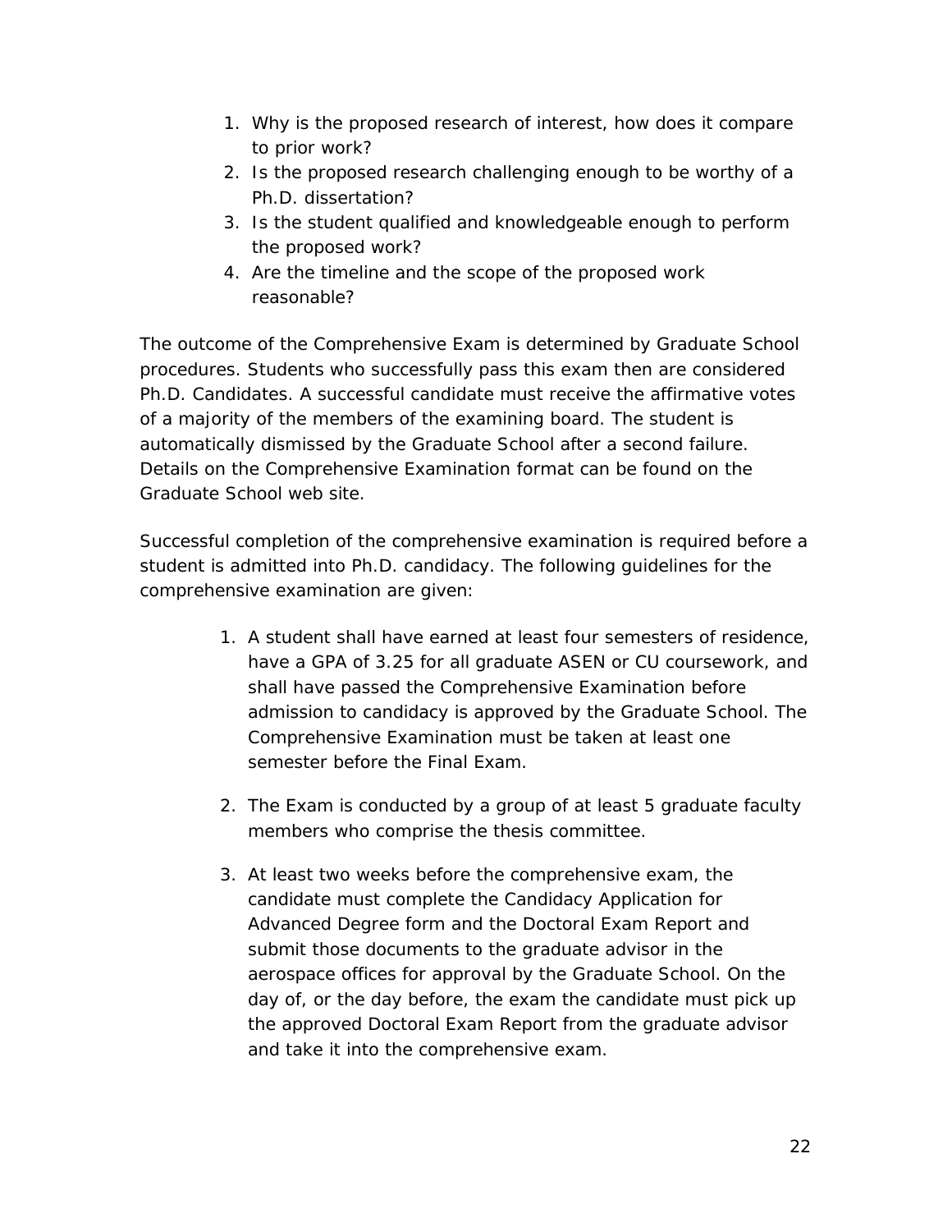1. Why is the proposed research of interest, how does it compare to prior work?
2. Is the proposed research challenging enough to be worthy of a Ph.D. dissertation?
3. Is the student qualified and knowledgeable enough to perform the proposed work?
4. Are the timeline and the scope of the proposed work reasonable?

The outcome of the Comprehensive Exam is determined by Graduate School procedures. Students who successfully pass this exam then are considered Ph.D. Candidates. A successful candidate must receive the affirmative votes of a majority of the members of the examining board. The student is automatically dismissed by the Graduate School after a second failure. Details on the Comprehensive Examination format can be found on the Graduate School web site.

Successful completion of the comprehensive examination is required before a student is admitted into Ph.D. candidacy. The following guidelines for the comprehensive examination are given:

1. A student shall have earned at least four semesters of residence, have a GPA of 3.25 for all graduate ASEN or CU coursework, and shall have passed the Comprehensive Examination before admission to candidacy is approved by the Graduate School. The Comprehensive Examination must be taken at least one semester before the Final Exam.

2. The Exam is conducted by a group of at least 5 graduate faculty members who comprise the thesis committee.

3. At least two weeks before the comprehensive exam, the candidate must complete the Candidacy Application for Advanced Degree form and the Doctoral Exam Report and submit those documents to the graduate advisor in the aerospace offices for approval by the Graduate School. On the day of, or the day before, the exam the candidate must pick up the approved Doctoral Exam Report from the graduate advisor and take it into the comprehensive exam.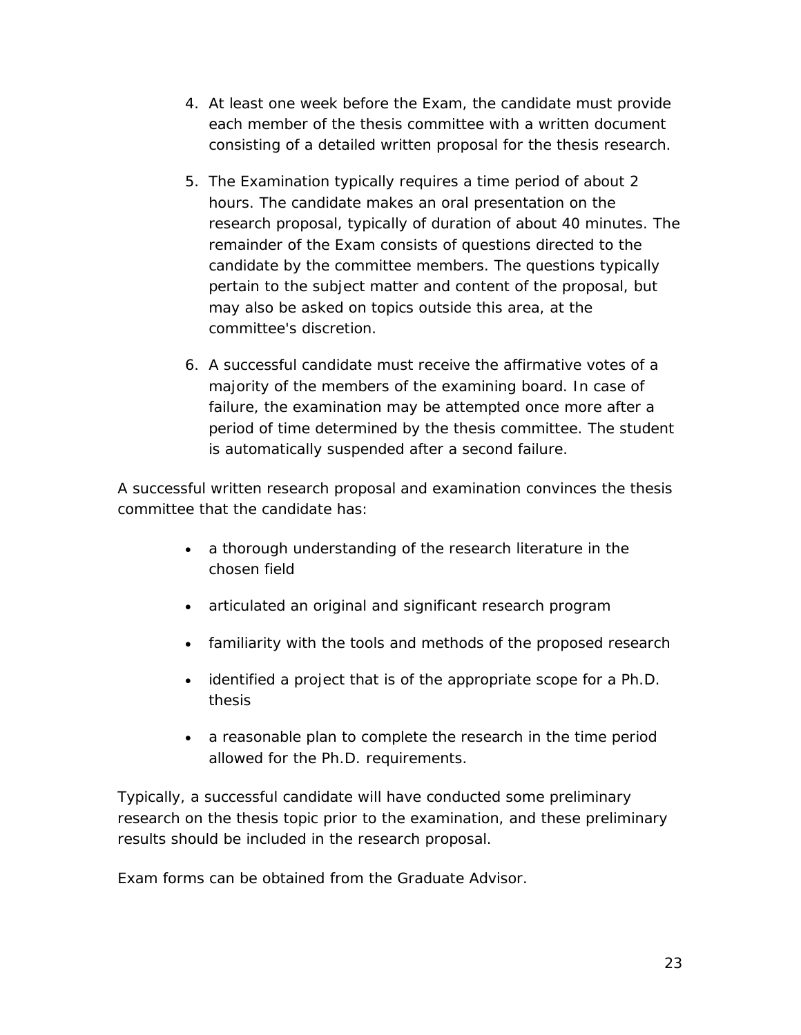4. At least one week before the Exam, the candidate must provide each member of the thesis committee with a written document consisting of a detailed written proposal for the thesis research.

5. The Examination typically requires a time period of about 2 hours. The candidate makes an oral presentation on the research proposal, typically of duration of about 40 minutes. The remainder of the Exam consists of questions directed to the candidate by the committee members. The questions typically pertain to the subject matter and content of the proposal, but may also be asked on topics outside this area, at the committee's discretion.

6. A successful candidate must receive the affirmative votes of a majority of the members of the examining board. In case of failure, the examination may be attempted once more after a period of time determined by the thesis committee. The student is automatically suspended after a second failure.

A successful written research proposal and examination convinces the thesis committee that the candidate has:

- a thorough understanding of the research literature in the chosen field
- articulated an original and significant research program
- familiarity with the tools and methods of the proposed research
- identified a project that is of the appropriate scope for a Ph.D. thesis
- a reasonable plan to complete the research in the time period allowed for the Ph.D. requirements.

Typically, a successful candidate will have conducted some preliminary research on the thesis topic prior to the examination, and these preliminary results should be included in the research proposal.

Exam forms can be obtained from the Graduate Advisor.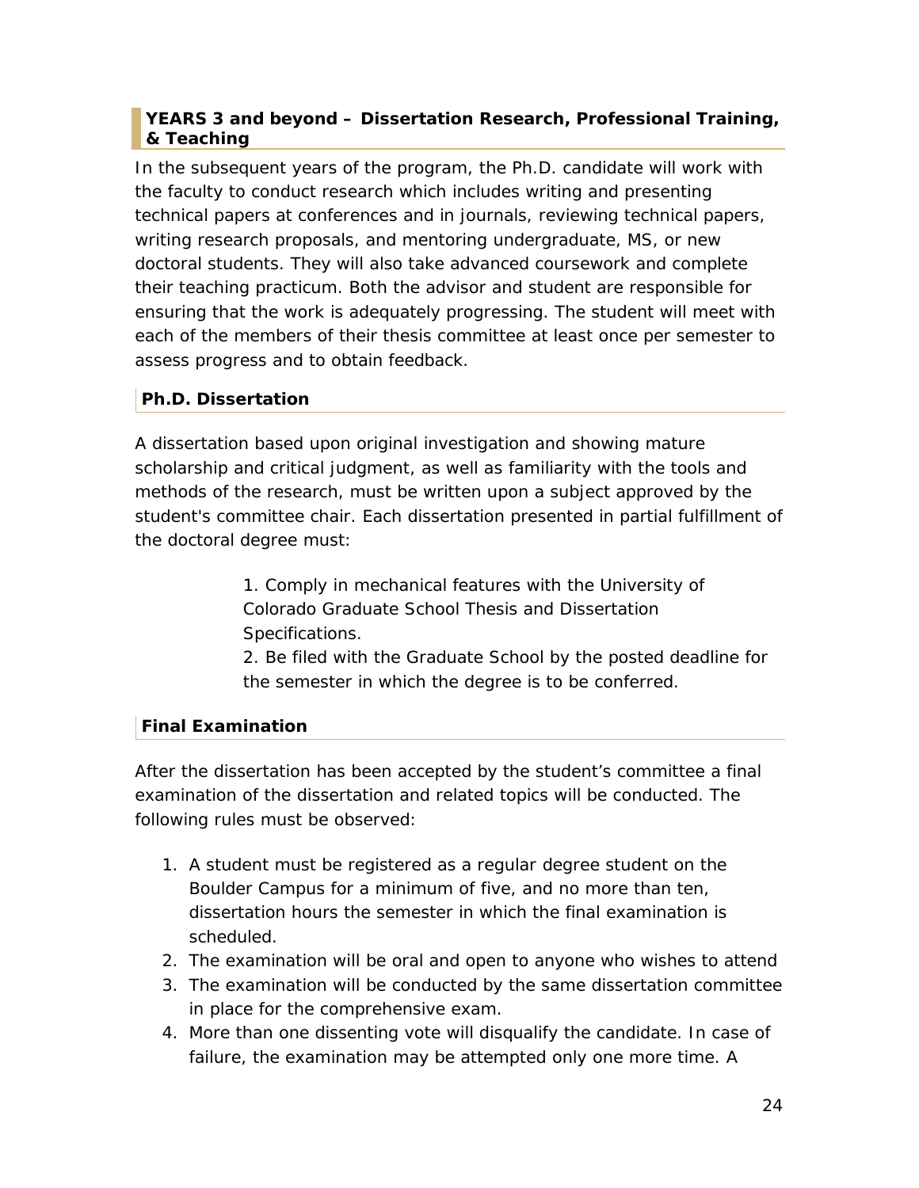### YEARS 3 and beyond – Dissertation Research, Professional Training, & Teaching

In the subsequent years of the program, the Ph.D. candidate will work with the faculty to conduct research which includes writing and presenting technical papers at conferences and in journals, reviewing technical papers, writing research proposals, and mentoring undergraduate, MS, or new doctoral students. They will also take advanced coursework and complete their teaching practicum. Both the advisor and student are responsible for ensuring that the work is adequately progressing. The student will meet with each of the members of their thesis committee at least once per semester to assess progress and to obtain feedback.

#### Ph.D. Dissertation

A dissertation based upon original investigation and showing mature scholarship and critical judgment, as well as familiarity with the tools and methods of the research, must be written upon a subject approved by the student's committee chair. Each dissertation presented in partial fulfillment of the doctoral degree must:

1. Comply in mechanical features with the University of Colorado Graduate School Thesis and Dissertation Specifications.
2. Be filed with the Graduate School by the posted deadline for the semester in which the degree is to be conferred.

#### Final Examination

After the dissertation has been accepted by the student's committee a final examination of the dissertation and related topics will be conducted. The following rules must be observed:

1. A student must be registered as a regular degree student on the Boulder Campus for a minimum of five, and no more than ten, dissertation hours the semester in which the final examination is scheduled.
2. The examination will be oral and open to anyone who wishes to attend
3. The examination will be conducted by the same dissertation committee in place for the comprehensive exam.
4. More than one dissenting vote will disqualify the candidate. In case of failure, the examination may be attempted only one more time. A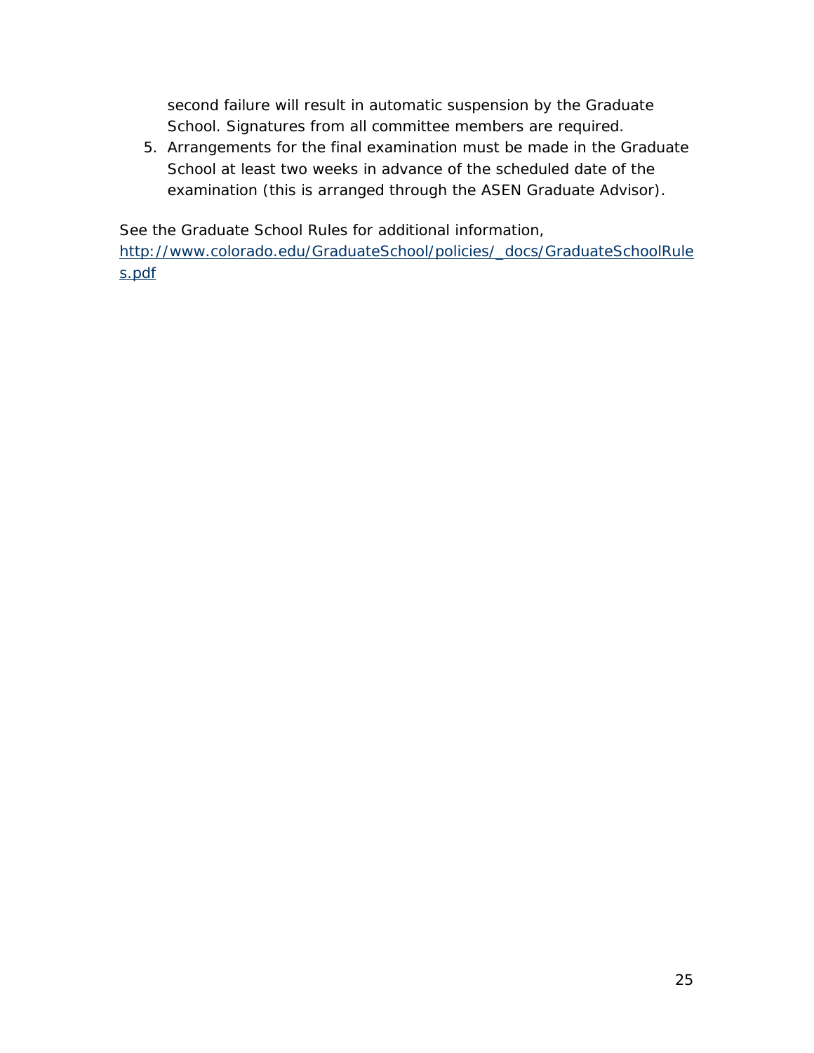second failure will result in automatic suspension by the Graduate School. Signatures from all committee members are required.

5. Arrangements for the final examination must be made in the Graduate School at least two weeks in advance of the scheduled date of the examination (this is arranged through the ASEN Graduate Advisor).

See the Graduate School Rules for additional information, [http://www.colorado.edu/GraduateSchool/policies/_docs/GraduateSchoolRules.pdf](http://www.colorado.edu/GraduateSchool/policies/_docs/GraduateSchoolRules.pdf)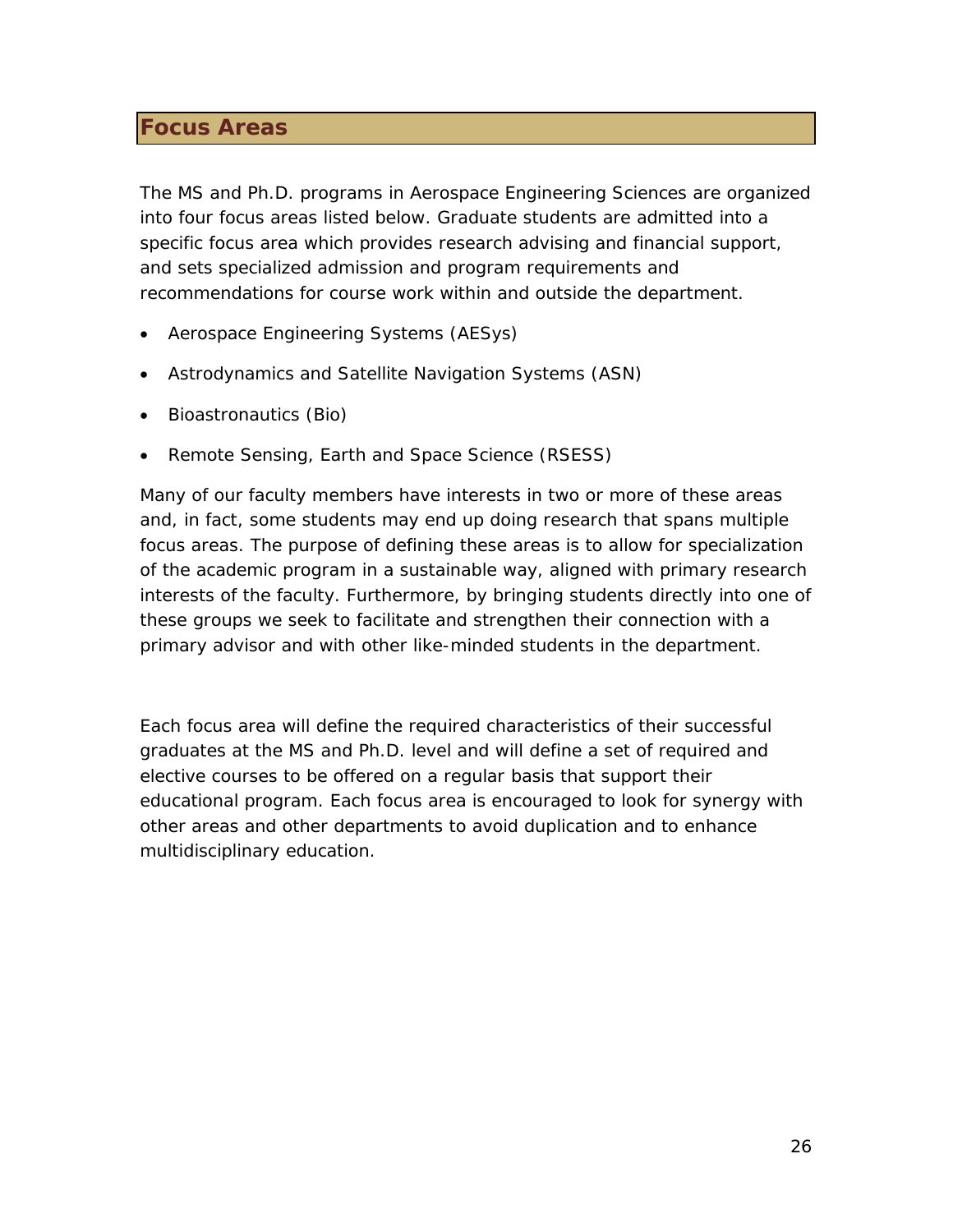## Focus Areas

The MS and Ph.D. programs in Aerospace Engineering Sciences are organized into four focus areas listed below. Graduate students are admitted into a specific focus area which provides research advising and financial support, and sets specialized admission and program requirements and recommendations for course work within and outside the department.

- Aerospace Engineering Systems (AESys)
- Astrodynamics and Satellite Navigation Systems (ASN)
- Bioastronautics (Bio)
- Remote Sensing, Earth and Space Science (RSESS)

Many of our faculty members have interests in two or more of these areas and, in fact, some students may end up doing research that spans multiple focus areas. The purpose of defining these areas is to allow for specialization of the academic program in a sustainable way, aligned with primary research interests of the faculty. Furthermore, by bringing students directly into one of these groups we seek to facilitate and strengthen their connection with a primary advisor and with other like-minded students in the department.

Each focus area will define the required characteristics of their successful graduates at the MS and Ph.D. level and will define a set of required and elective courses to be offered on a regular basis that support their educational program. Each focus area is encouraged to look for synergy with other areas and other departments to avoid duplication and to enhance multidisciplinary education.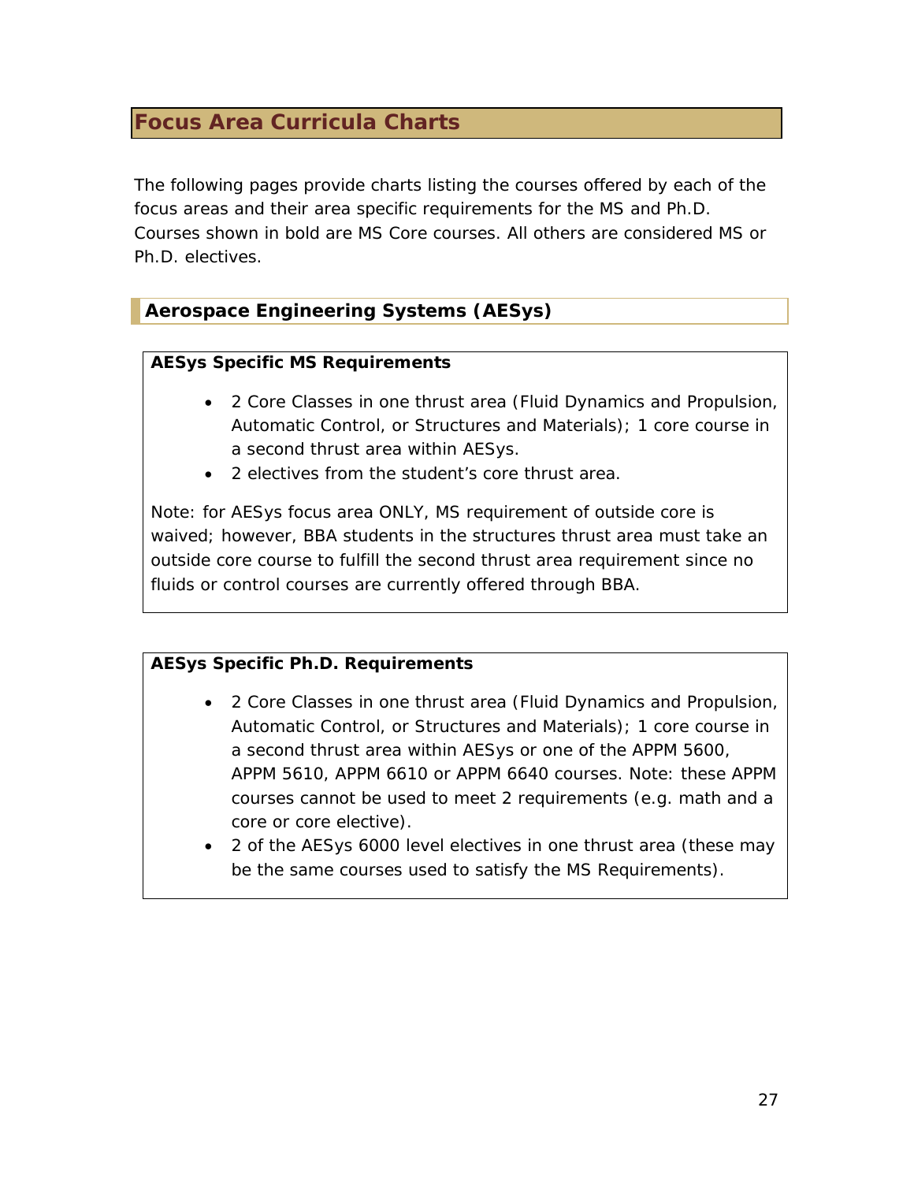# Focus Area Curricula Charts

The following pages provide charts listing the courses offered by each of the focus areas and their area specific requirements for the MS and Ph.D. Courses shown in bold are MS Core courses. All others are considered MS or Ph.D. electives.

## Aerospace Engineering Systems (AESys)

**AESys Specific MS Requirements**

- 2 Core Classes in one thrust area (Fluid Dynamics and Propulsion, Automatic Control, or Structures and Materials); 1 core course in a second thrust area within AESys.
- 2 electives from the student's core thrust area.

Note: for AESys focus area ONLY, MS requirement of outside core is waived; however, BBA students in the structures thrust area must take an outside core course to fulfill the second thrust area requirement since no fluids or control courses are currently offered through BBA.

**AESys Specific Ph.D. Requirements**

- 2 Core Classes in one thrust area (Fluid Dynamics and Propulsion, Automatic Control, or Structures and Materials); 1 core course in a second thrust area within AESys or one of the APPM 5600, APPM 5610, APPM 6610 or APPM 6640 courses. Note: these APPM courses cannot be used to meet 2 requirements (e.g. math and a core or core elective).
- 2 of the AESys 6000 level electives in one thrust area (these may be the same courses used to satisfy the MS Requirements).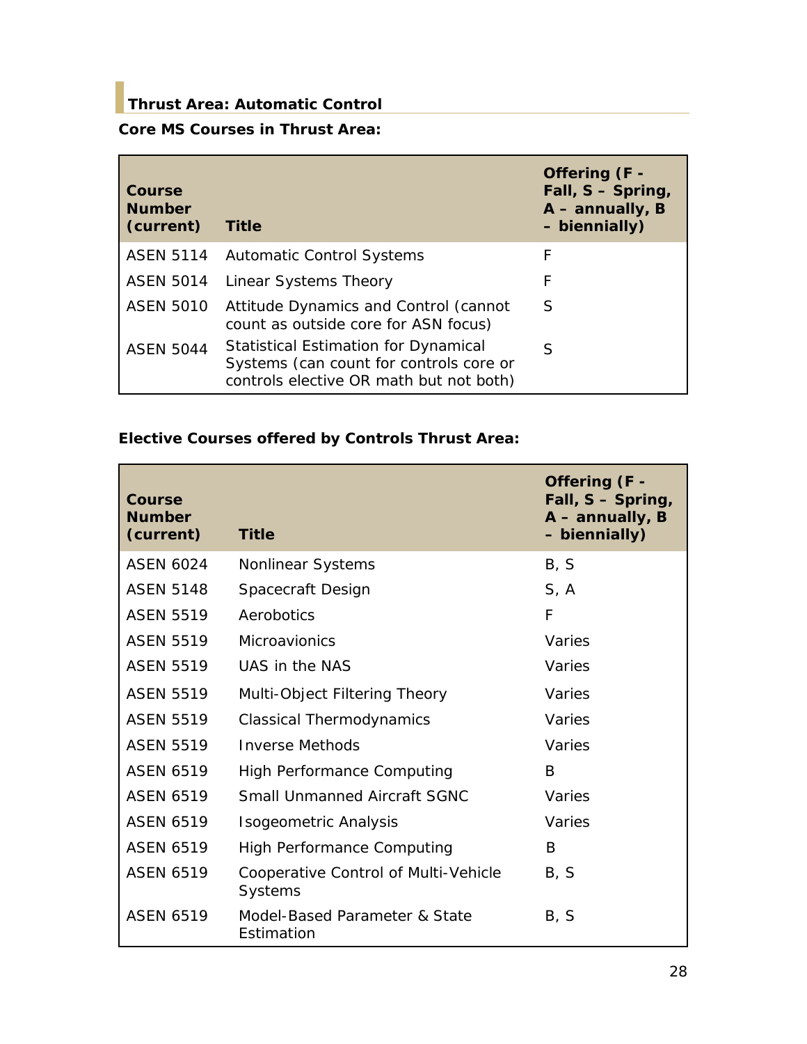## Thrust Area: Automatic Control

**Core MS Courses in Thrust Area:**

| Course Number (current) | Title | Offering (F - Fall, S – Spring, A – annually, B – biennially) |
|---|---|---|
| ASEN 5114 | Automatic Control Systems | F |
| ASEN 5014 | Linear Systems Theory | F |
| ASEN 5010 | Attitude Dynamics and Control (cannot count as outside core for ASN focus) | S |
| ASEN 5044 | Statistical Estimation for Dynamical Systems (can count for controls core or controls elective OR math but not both) | S |

**Elective Courses offered by Controls Thrust Area:**

| Course Number (current) | Title | Offering (F - Fall, S – Spring, A – annually, B – biennially) |
|---|---|---|
| ASEN 6024 | Nonlinear Systems | B, S |
| ASEN 5148 | Spacecraft Design | S, A |
| ASEN 5519 | Aerobotics | F |
| ASEN 5519 | Microavionics | Varies |
| ASEN 5519 | UAS in the NAS | Varies |
| ASEN 5519 | Multi-Object Filtering Theory | Varies |
| ASEN 5519 | Classical Thermodynamics | Varies |
| ASEN 5519 | Inverse Methods | Varies |
| ASEN 6519 | High Performance Computing | B |
| ASEN 6519 | Small Unmanned Aircraft SGNC | Varies |
| ASEN 6519 | Isogeometric Analysis | Varies |
| ASEN 6519 | High Performance Computing | B |
| ASEN 6519 | Cooperative Control of Multi-Vehicle Systems | B, S |
| ASEN 6519 | Model-Based Parameter & State Estimation | B, S |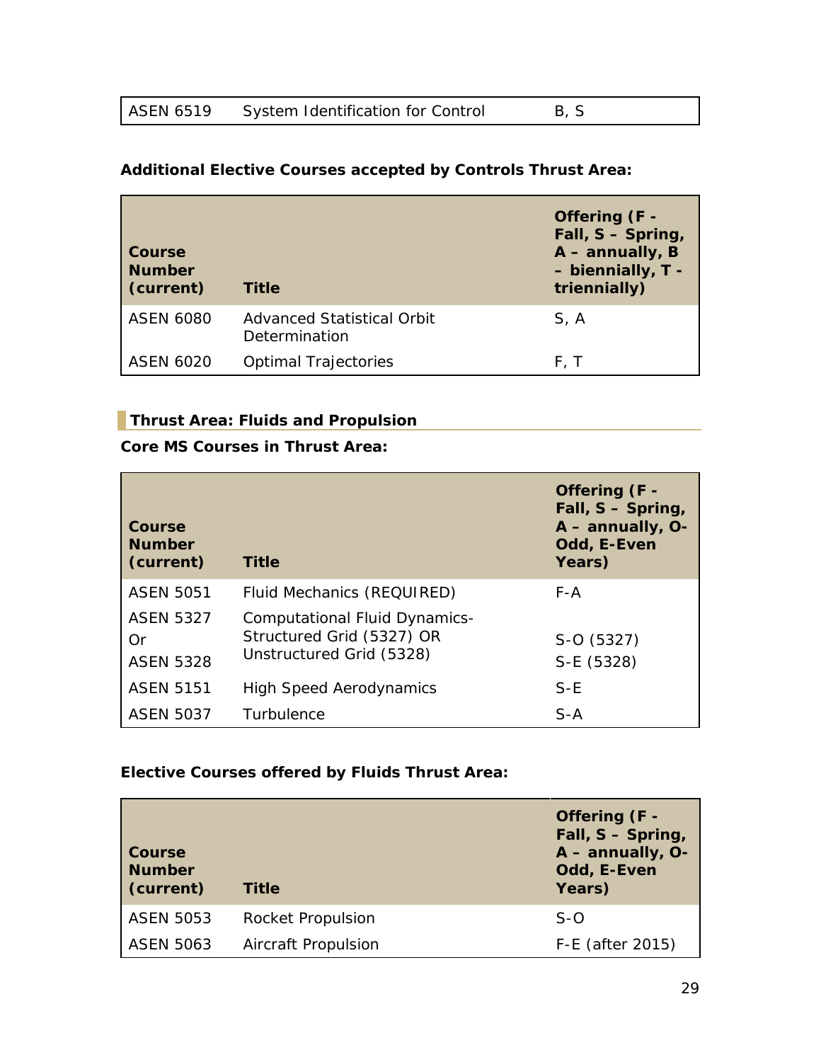| ASEN 6519 | System Identification for Control | B, S |
|---|---|---|

**Additional Elective Courses accepted by Controls Thrust Area:**

| Course Number (current) | Title | Offering (F - Fall, S – Spring, A – annually, B – biennially, T - triennially) |
|---|---|---|
| ASEN 6080 | Advanced Statistical Orbit Determination | S, A |
| ASEN 6020 | Optimal Trajectories | F, T |

## Thrust Area: Fluids and Propulsion

**Core MS Courses in Thrust Area:**

| Course Number (current) | Title | Offering (F - Fall, S – Spring, A – annually, O- Odd, E-Even Years) |
|---|---|---|
| ASEN 5051 | Fluid Mechanics (REQUIRED) | F-A |
| ASEN 5327 Or ASEN 5328 | Computational Fluid Dynamics-Structured Grid (5327) OR Unstructured Grid (5328) | S-O (5327) S-E (5328) |
| ASEN 5151 | High Speed Aerodynamics | S-E |
| ASEN 5037 | Turbulence | S-A |

**Elective Courses offered by Fluids Thrust Area:**

| Course Number (current) | Title | Offering (F - Fall, S – Spring, A – annually, O- Odd, E-Even Years) |
|---|---|---|
| ASEN 5053 | Rocket Propulsion | S-O |
| ASEN 5063 | Aircraft Propulsion | F-E (after 2015) |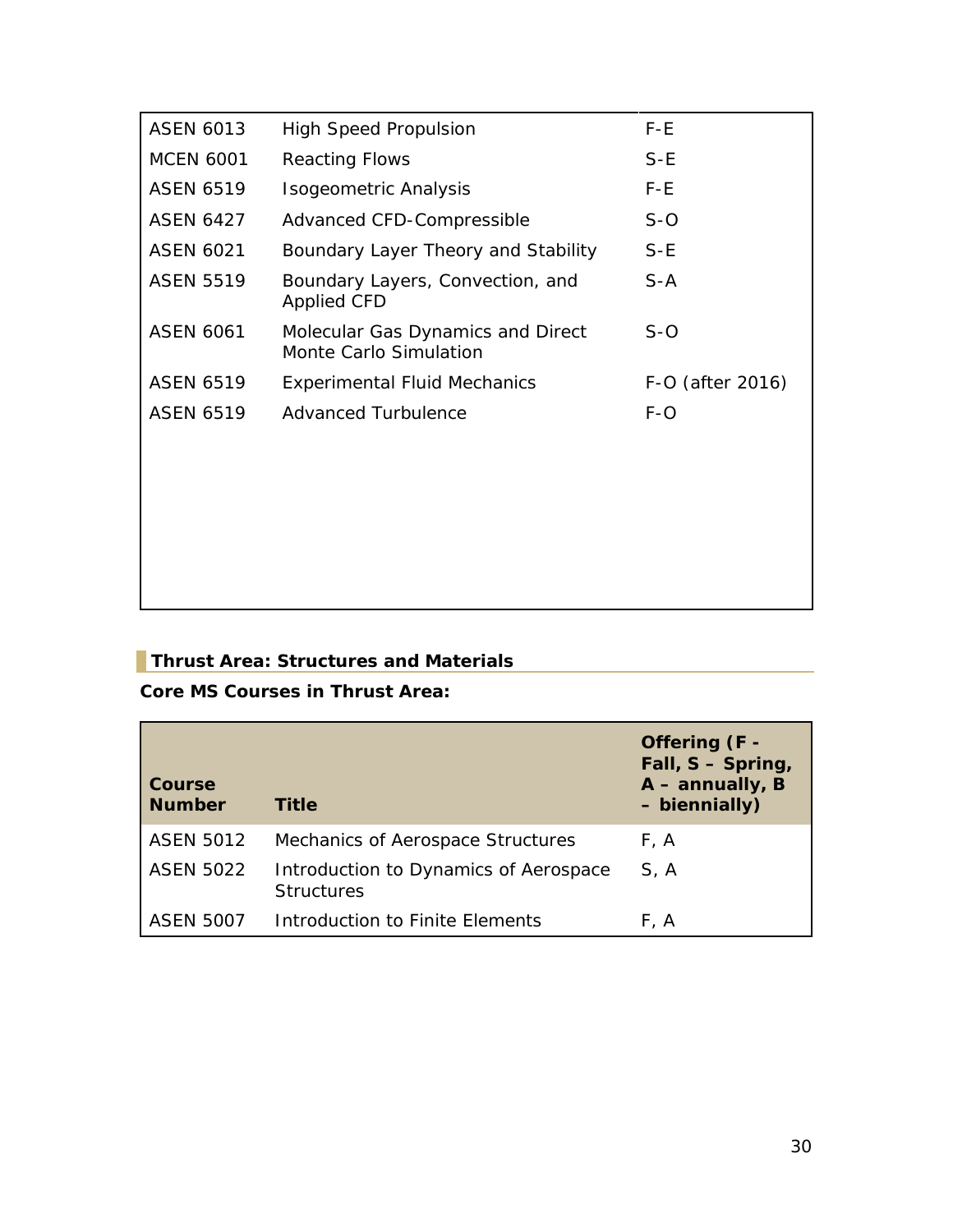| | | |
|---|---|---|
| ASEN 6013 | High Speed Propulsion | F-E |
| MCEN 6001 | Reacting Flows | S-E |
| ASEN 6519 | Isogeometric Analysis | F-E |
| ASEN 6427 | Advanced CFD-Compressible | S-O |
| ASEN 6021 | Boundary Layer Theory and Stability | S-E |
| ASEN 5519 | Boundary Layers, Convection, and Applied CFD | S-A |
| ASEN 6061 | Molecular Gas Dynamics and Direct Monte Carlo Simulation | S-O |
| ASEN 6519 | Experimental Fluid Mechanics | F-O (after 2016) |
| ASEN 6519 | Advanced Turbulence | F-O |

## Thrust Area: Structures and Materials

**Core MS Courses in Thrust Area:**

| Course Number | Title | Offering (F - Fall, S – Spring, A – annually, B – biennially) |
|---|---|---|
| ASEN 5012 | Mechanics of Aerospace Structures | F, A |
| ASEN 5022 | Introduction to Dynamics of Aerospace Structures | S, A |
| ASEN 5007 | Introduction to Finite Elements | F, A |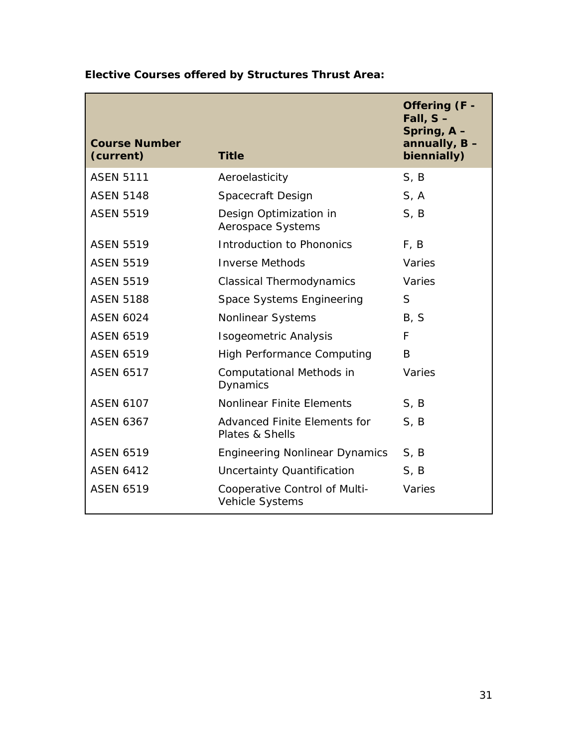**Elective Courses offered by Structures Thrust Area:**

| Course Number (current) | Title | Offering (F - Fall, S – Spring, A – annually, B – biennially) |
|---|---|---|
| ASEN 5111 | Aeroelasticity | S, B |
| ASEN 5148 | Spacecraft Design | S, A |
| ASEN 5519 | Design Optimization in Aerospace Systems | S, B |
| ASEN 5519 | Introduction to Phononics | F, B |
| ASEN 5519 | Inverse Methods | Varies |
| ASEN 5519 | Classical Thermodynamics | Varies |
| ASEN 5188 | Space Systems Engineering | S |
| ASEN 6024 | Nonlinear Systems | B, S |
| ASEN 6519 | Isogeometric Analysis | F |
| ASEN 6519 | High Performance Computing | B |
| ASEN 6517 | Computational Methods in Dynamics | Varies |
| ASEN 6107 | Nonlinear Finite Elements | S, B |
| ASEN 6367 | Advanced Finite Elements for Plates & Shells | S, B |
| ASEN 6519 | Engineering Nonlinear Dynamics | S, B |
| ASEN 6412 | Uncertainty Quantification | S, B |
| ASEN 6519 | Cooperative Control of Multi-Vehicle Systems | Varies |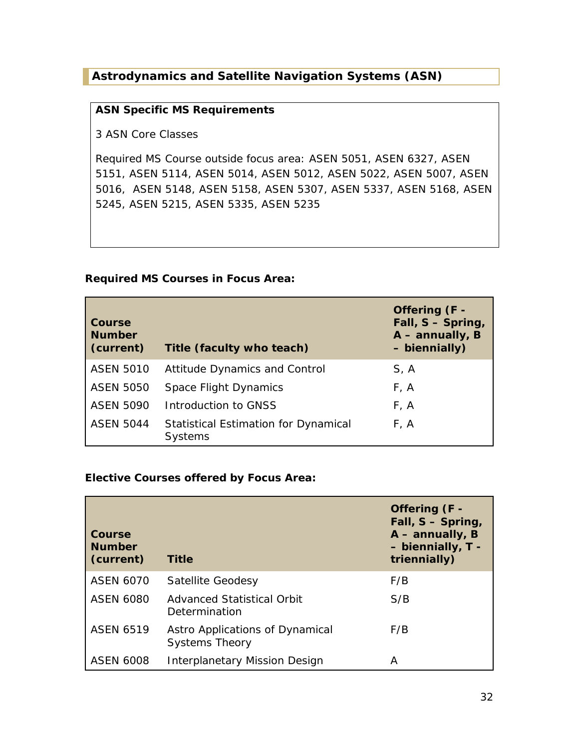## Astrodynamics and Satellite Navigation Systems (ASN)

**ASN Specific MS Requirements**

3 ASN Core Classes

Required MS Course outside focus area: ASEN 5051, ASEN 6327, ASEN 5151, ASEN 5114, ASEN 5014, ASEN 5012, ASEN 5022, ASEN 5007, ASEN 5016, ASEN 5148, ASEN 5158, ASEN 5307, ASEN 5337, ASEN 5168, ASEN 5245, ASEN 5215, ASEN 5335, ASEN 5235

**Required MS Courses in Focus Area:**

| Course Number (current) | Title (faculty who teach) | Offering (F - Fall, S – Spring, A – annually, B – biennially) |
|---|---|---|
| ASEN 5010 | Attitude Dynamics and Control | S, A |
| ASEN 5050 | Space Flight Dynamics | F, A |
| ASEN 5090 | Introduction to GNSS | F, A |
| ASEN 5044 | Statistical Estimation for Dynamical Systems | F, A |

**Elective Courses offered by Focus Area:**

| Course Number (current) | Title | Offering (F - Fall, S – Spring, A – annually, B – biennially, T - triennially) |
|---|---|---|
| ASEN 6070 | Satellite Geodesy | F/B |
| ASEN 6080 | Advanced Statistical Orbit Determination | S/B |
| ASEN 6519 | Astro Applications of Dynamical Systems Theory | F/B |
| ASEN 6008 | Interplanetary Mission Design | A |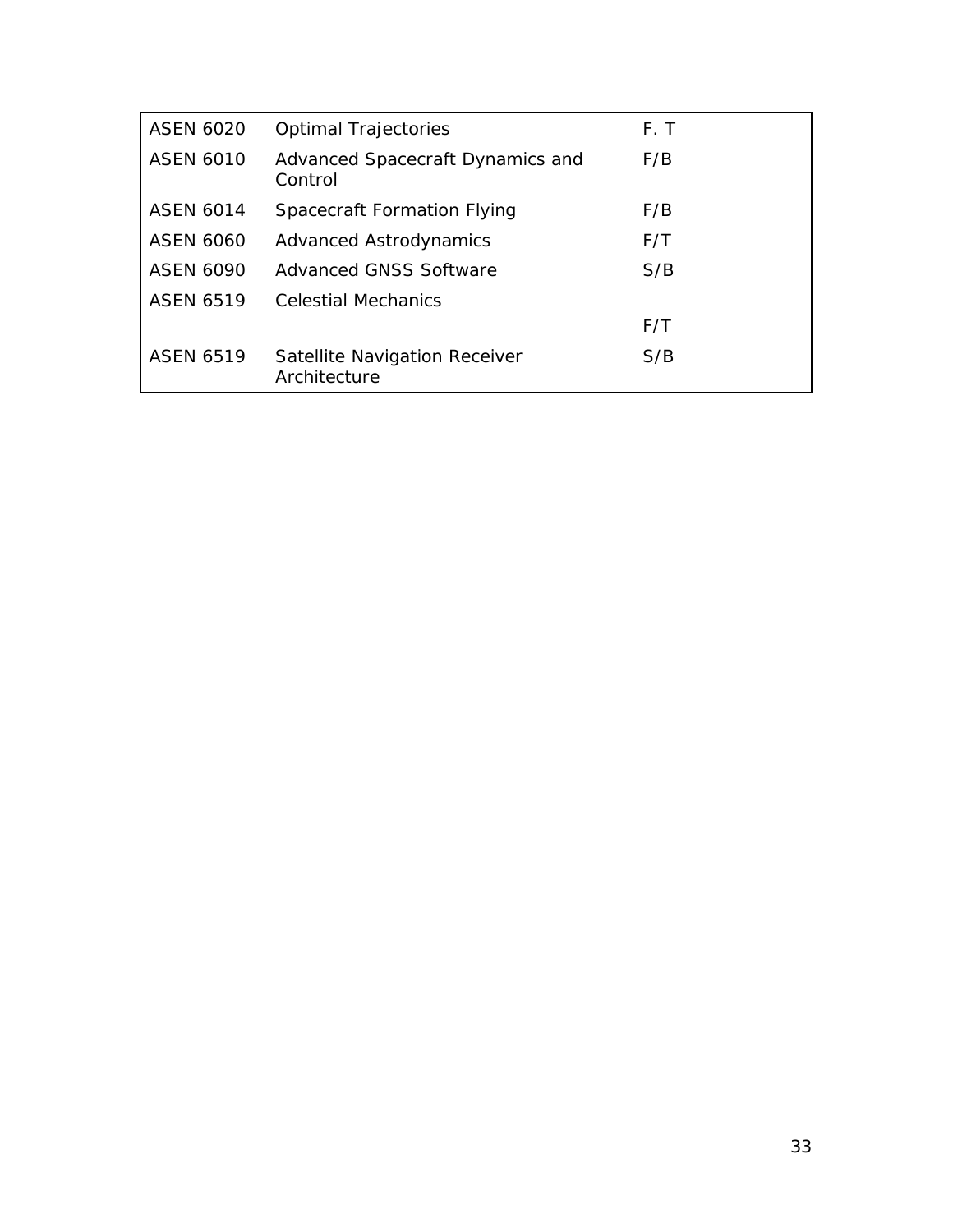| | | |
|---|---|---|
| ASEN 6020 | Optimal Trajectories | F. T |
| ASEN 6010 | Advanced Spacecraft Dynamics and Control | F/B |
| ASEN 6014 | Spacecraft Formation Flying | F/B |
| ASEN 6060 | Advanced Astrodynamics | F/T |
| ASEN 6090 | Advanced GNSS Software | S/B |
| ASEN 6519 | Celestial Mechanics | |
| | | F/T |
| ASEN 6519 | Satellite Navigation Receiver Architecture | S/B |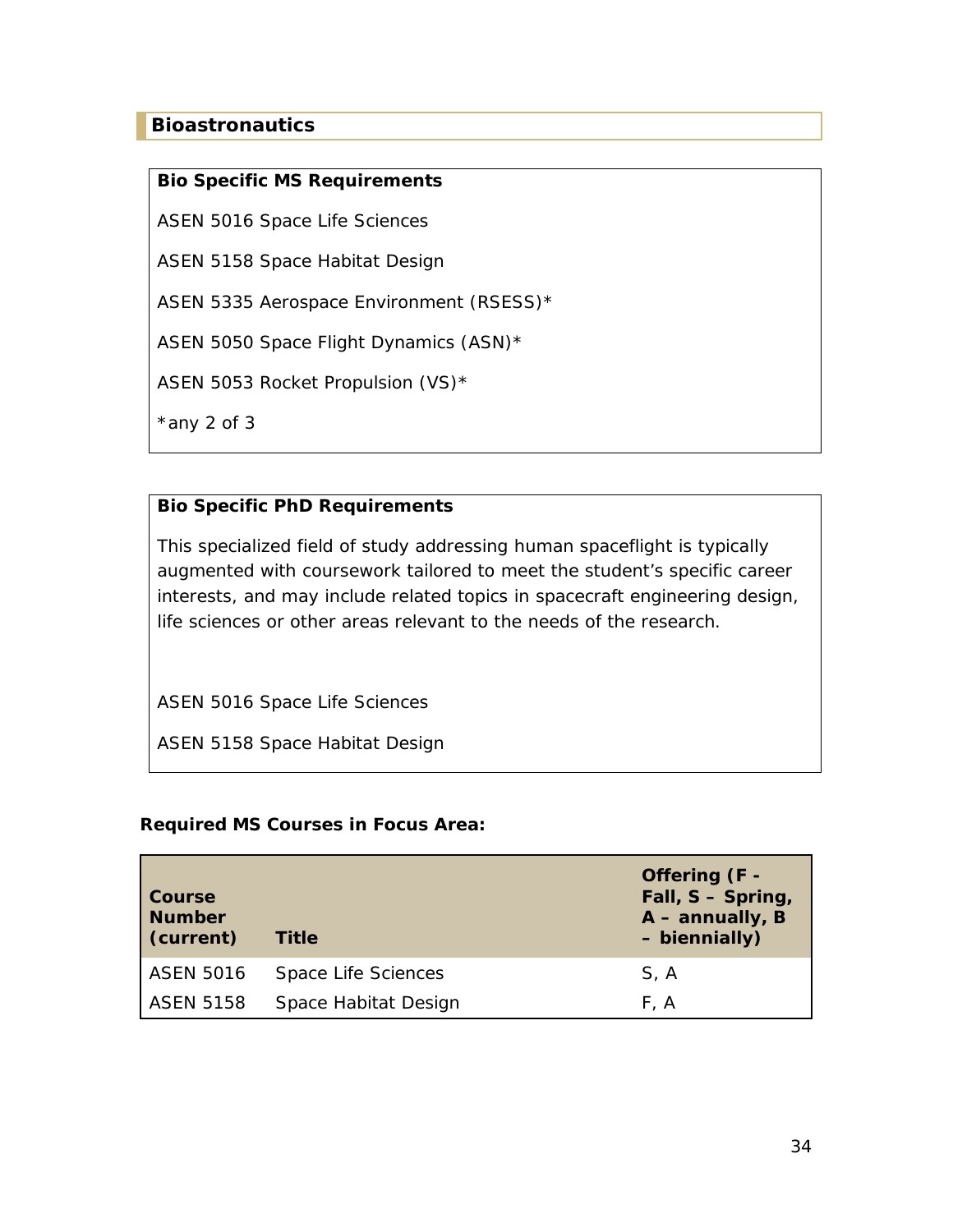## Bioastronautics

**Bio Specific MS Requirements**

ASEN 5016 Space Life Sciences

ASEN 5158 Space Habitat Design

ASEN 5335 Aerospace Environment (RSESS)*

ASEN 5050 Space Flight Dynamics (ASN)*

ASEN 5053 Rocket Propulsion (VS)*

*any 2 of 3

**Bio Specific PhD Requirements**

This specialized field of study addressing human spaceflight is typically augmented with coursework tailored to meet the student's specific career interests, and may include related topics in spacecraft engineering design, life sciences or other areas relevant to the needs of the research.

ASEN 5016 Space Life Sciences

ASEN 5158 Space Habitat Design

**Required MS Courses in Focus Area:**

| Course Number (current) | Title | Offering (F - Fall, S – Spring, A – annually, B – biennially) |
|---|---|---|
| ASEN 5016 | Space Life Sciences | S, A |
| ASEN 5158 | Space Habitat Design | F, A |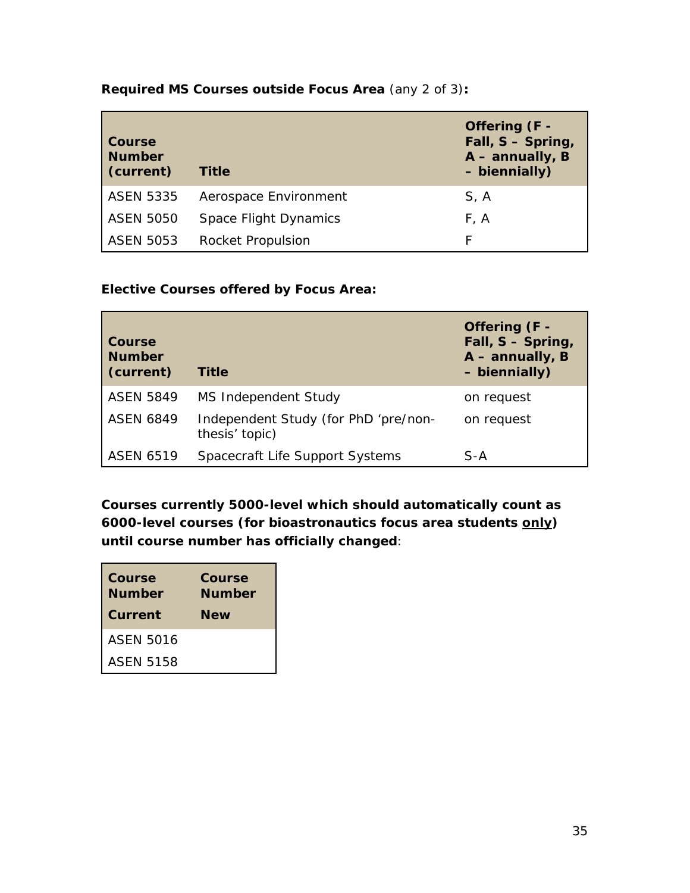**Required MS Courses outside Focus Area** (any 2 of 3)**:**

| Course Number (current) | Title | Offering (F - Fall, S – Spring, A – annually, B – biennially) |
|---|---|---|
| ASEN 5335 | Aerospace Environment | S, A |
| ASEN 5050 | Space Flight Dynamics | F, A |
| ASEN 5053 | Rocket Propulsion | F |

**Elective Courses offered by Focus Area:**

| Course Number (current) | Title | Offering (F - Fall, S – Spring, A – annually, B – biennially) |
|---|---|---|
| ASEN 5849 | MS Independent Study | on request |
| ASEN 6849 | Independent Study (for PhD 'pre/non-thesis' topic) | on request |
| ASEN 6519 | Spacecraft Life Support Systems | S-A |

**Courses currently 5000-level which should automatically count as 6000-level courses (for bioastronautics focus area students <u>only</u>) until course number has officially changed**:

| Course Number Current | Course Number New |
|---|---|
| ASEN 5016 | |
| ASEN 5158 | |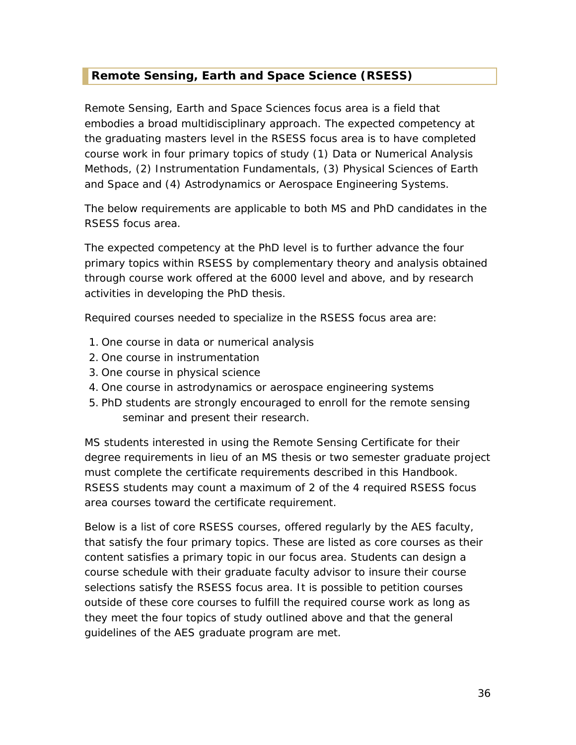## Remote Sensing, Earth and Space Science (RSESS)

Remote Sensing, Earth and Space Sciences focus area is a field that embodies a broad multidisciplinary approach. The expected competency at the graduating masters level in the RSESS focus area is to have completed course work in four primary topics of study (1) Data or Numerical Analysis Methods, (2) Instrumentation Fundamentals, (3) Physical Sciences of Earth and Space and (4) Astrodynamics or Aerospace Engineering Systems.

The below requirements are applicable to both MS and PhD candidates in the RSESS focus area.

The expected competency at the PhD level is to further advance the four primary topics within RSESS by complementary theory and analysis obtained through course work offered at the 6000 level and above, and by research activities in developing the PhD thesis.

Required courses needed to specialize in the RSESS focus area are:

1. One course in data or numerical analysis
2. One course in instrumentation
3. One course in physical science
4. One course in astrodynamics or aerospace engineering systems
5. PhD students are strongly encouraged to enroll for the remote sensing seminar and present their research.

MS students interested in using the Remote Sensing Certificate for their degree requirements in lieu of an MS thesis or two semester graduate project must complete the certificate requirements described in this Handbook. RSESS students may count a maximum of 2 of the 4 required RSESS focus area courses toward the certificate requirement.

Below is a list of core RSESS courses, offered regularly by the AES faculty, that satisfy the four primary topics. These are listed as core courses as their content satisfies a primary topic in our focus area. Students can design a course schedule with their graduate faculty advisor to insure their course selections satisfy the RSESS focus area. It is possible to petition courses outside of these core courses to fulfill the required course work as long as they meet the four topics of study outlined above and that the general guidelines of the AES graduate program are met.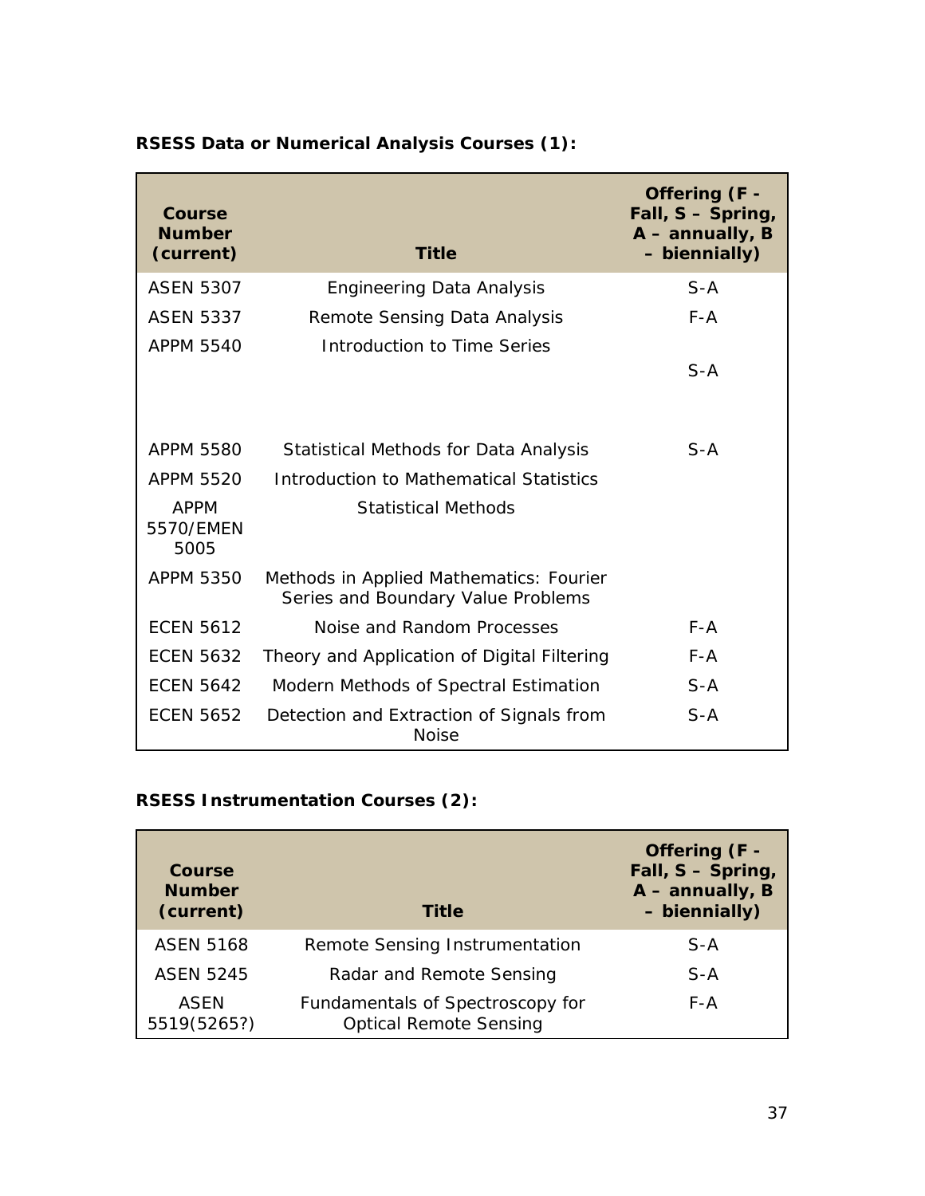**RSESS Data or Numerical Analysis Courses (1):**

| Course Number (current) | Title | Offering (F - Fall, S – Spring, A – annually, B – biennially) |
|---|---|---|
| ASEN 5307 | Engineering Data Analysis | S-A |
| ASEN 5337 | Remote Sensing Data Analysis | F-A |
| APPM 5540 | Introduction to Time Series | S-A |
| APPM 5580 | Statistical Methods for Data Analysis | S-A |
| APPM 5520 | Introduction to Mathematical Statistics | |
| APPM 5570/EMEN 5005 | Statistical Methods | |
| APPM 5350 | Methods in Applied Mathematics: Fourier Series and Boundary Value Problems | |
| ECEN 5612 | Noise and Random Processes | F-A |
| ECEN 5632 | Theory and Application of Digital Filtering | F-A |
| ECEN 5642 | Modern Methods of Spectral Estimation | S-A |
| ECEN 5652 | Detection and Extraction of Signals from Noise | S-A |

**RSESS Instrumentation Courses (2):**

| Course Number (current) | Title | Offering (F - Fall, S – Spring, A – annually, B – biennially) |
|---|---|---|
| ASEN 5168 | Remote Sensing Instrumentation | S-A |
| ASEN 5245 | Radar and Remote Sensing | S-A |
| ASEN 5519(5265?) | Fundamentals of Spectroscopy for Optical Remote Sensing | F-A |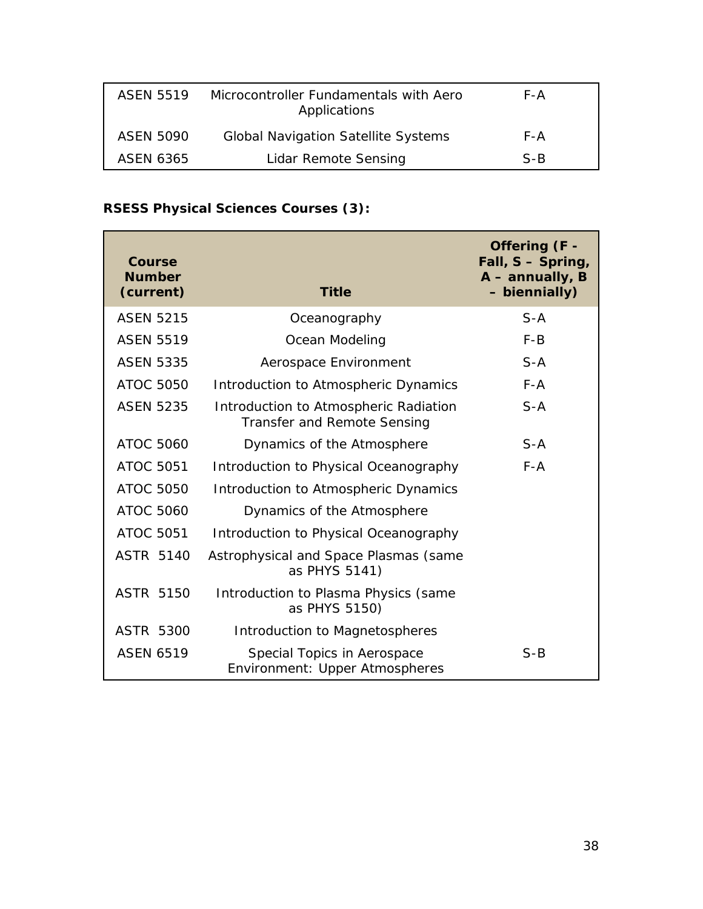| ASEN 5519 | Microcontroller Fundamentals with Aero Applications | F-A |
|---|---|---|
| ASEN 5090 | Global Navigation Satellite Systems | F-A |
| ASEN 6365 | Lidar Remote Sensing | S-B |

**RSESS Physical Sciences Courses (3):**

| Course Number (current) | Title | Offering (F - Fall, S – Spring, A – annually, B – biennially) |
|---|---|---|
| ASEN 5215 | Oceanography | S-A |
| ASEN 5519 | Ocean Modeling | F-B |
| ASEN 5335 | Aerospace Environment | S-A |
| ATOC 5050 | Introduction to Atmospheric Dynamics | F-A |
| ASEN 5235 | Introduction to Atmospheric Radiation Transfer and Remote Sensing | S-A |
| ATOC 5060 | Dynamics of the Atmosphere | S-A |
| ATOC 5051 | Introduction to Physical Oceanography | F-A |
| ATOC 5050 | Introduction to Atmospheric Dynamics | |
| ATOC 5060 | Dynamics of the Atmosphere | |
| ATOC 5051 | Introduction to Physical Oceanography | |
| ASTR 5140 | Astrophysical and Space Plasmas (same as PHYS 5141) | |
| ASTR 5150 | Introduction to Plasma Physics (same as PHYS 5150) | |
| ASTR 5300 | Introduction to Magnetospheres | |
| ASEN 6519 | Special Topics in Aerospace Environment: Upper Atmospheres | S-B |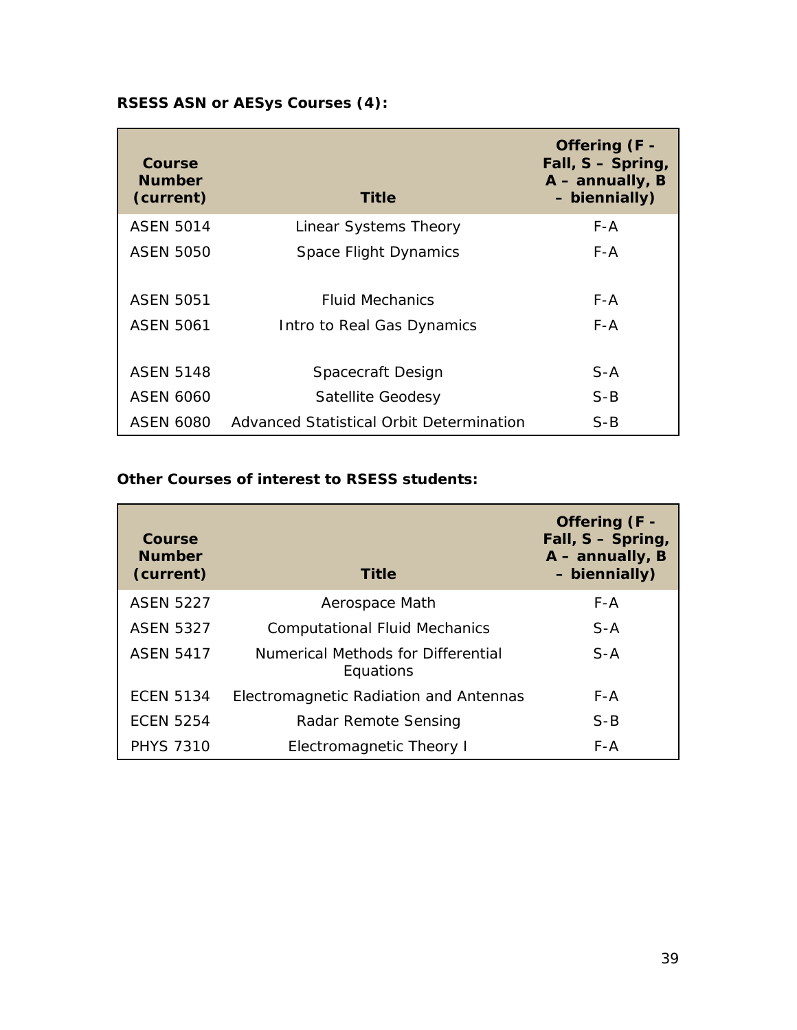**RSESS ASN or AESys Courses (4):**

| Course Number (current) | Title | Offering (F - Fall, S – Spring, A – annually, B – biennially) |
|---|---|---|
| ASEN 5014 | Linear Systems Theory | F-A |
| ASEN 5050 | Space Flight Dynamics | F-A |
| ASEN 5051 | Fluid Mechanics | F-A |
| ASEN 5061 | Intro to Real Gas Dynamics | F-A |
| ASEN 5148 | Spacecraft Design | S-A |
| ASEN 6060 | Satellite Geodesy | S-B |
| ASEN 6080 | Advanced Statistical Orbit Determination | S-B |

**Other Courses of interest to RSESS students:**

| Course Number (current) | Title | Offering (F - Fall, S – Spring, A – annually, B – biennially) |
|---|---|---|
| ASEN 5227 | Aerospace Math | F-A |
| ASEN 5327 | Computational Fluid Mechanics | S-A |
| ASEN 5417 | Numerical Methods for Differential Equations | S-A |
| ECEN 5134 | Electromagnetic Radiation and Antennas | F-A |
| ECEN 5254 | Radar Remote Sensing | S-B |
| PHYS 7310 | Electromagnetic Theory I | F-A |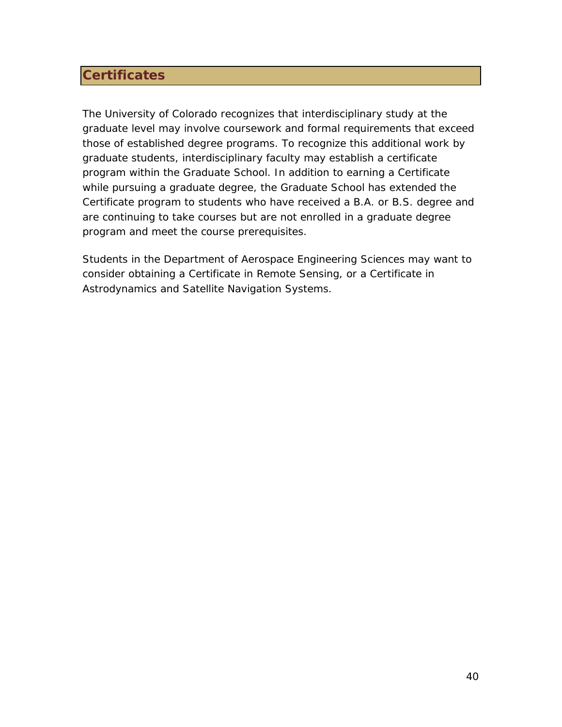## Certificates

The University of Colorado recognizes that interdisciplinary study at the graduate level may involve coursework and formal requirements that exceed those of established degree programs. To recognize this additional work by graduate students, interdisciplinary faculty may establish a certificate program within the Graduate School. In addition to earning a Certificate while pursuing a graduate degree, the Graduate School has extended the Certificate program to students who have received a B.A. or B.S. degree and are continuing to take courses but are not enrolled in a graduate degree program and meet the course prerequisites.

Students in the Department of Aerospace Engineering Sciences may want to consider obtaining a Certificate in Remote Sensing, or a Certificate in Astrodynamics and Satellite Navigation Systems.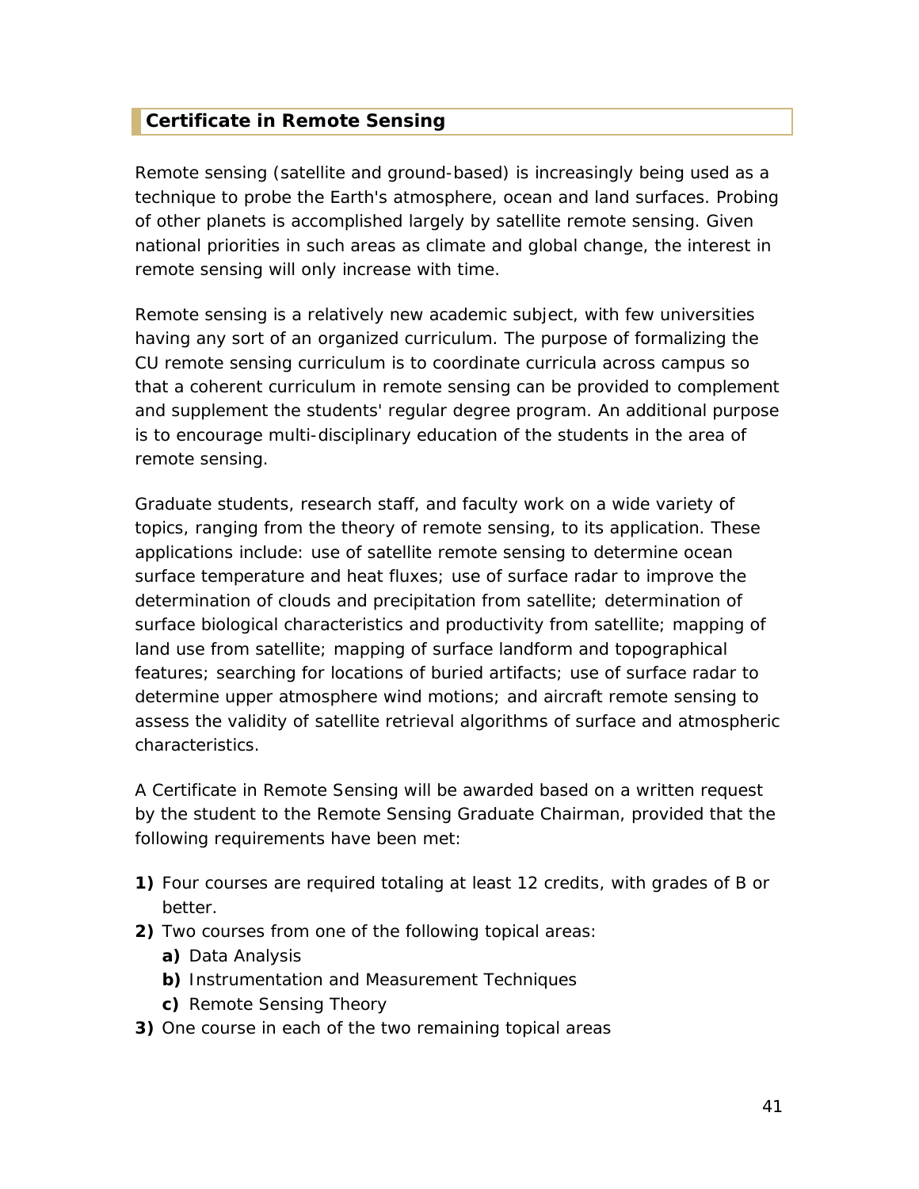## Certificate in Remote Sensing

Remote sensing (satellite and ground-based) is increasingly being used as a technique to probe the Earth's atmosphere, ocean and land surfaces. Probing of other planets is accomplished largely by satellite remote sensing. Given national priorities in such areas as climate and global change, the interest in remote sensing will only increase with time.

Remote sensing is a relatively new academic subject, with few universities having any sort of an organized curriculum. The purpose of formalizing the CU remote sensing curriculum is to coordinate curricula across campus so that a coherent curriculum in remote sensing can be provided to complement and supplement the students' regular degree program. An additional purpose is to encourage multi-disciplinary education of the students in the area of remote sensing.

Graduate students, research staff, and faculty work on a wide variety of topics, ranging from the theory of remote sensing, to its application. These applications include: use of satellite remote sensing to determine ocean surface temperature and heat fluxes; use of surface radar to improve the determination of clouds and precipitation from satellite; determination of surface biological characteristics and productivity from satellite; mapping of land use from satellite; mapping of surface landform and topographical features; searching for locations of buried artifacts; use of surface radar to determine upper atmosphere wind motions; and aircraft remote sensing to assess the validity of satellite retrieval algorithms of surface and atmospheric characteristics.

A Certificate in Remote Sensing will be awarded based on a written request by the student to the Remote Sensing Graduate Chairman, provided that the following requirements have been met:

**1)** Four courses are required totaling at least 12 credits, with grades of B or better.

**2)** Two courses from one of the following topical areas:
   - **a)** Data Analysis
   - **b)** Instrumentation and Measurement Techniques
   - **c)** Remote Sensing Theory

**3)** One course in each of the two remaining topical areas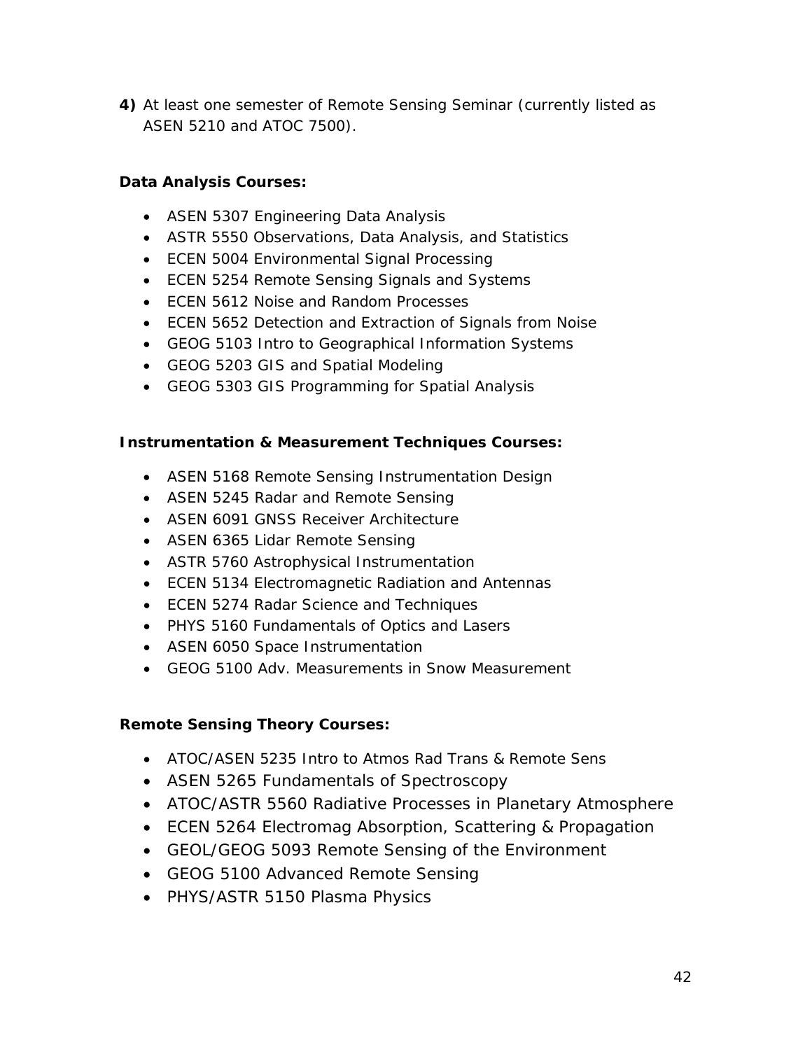**4)** At least one semester of Remote Sensing Seminar (currently listed as ASEN 5210 and ATOC 7500).

**Data Analysis Courses:**

- ASEN 5307 Engineering Data Analysis
- ASTR 5550 Observations, Data Analysis, and Statistics
- ECEN 5004 Environmental Signal Processing
- ECEN 5254 Remote Sensing Signals and Systems
- ECEN 5612 Noise and Random Processes
- ECEN 5652 Detection and Extraction of Signals from Noise
- GEOG 5103 Intro to Geographical Information Systems
- GEOG 5203 GIS and Spatial Modeling
- GEOG 5303 GIS Programming for Spatial Analysis

**Instrumentation & Measurement Techniques Courses:**

- ASEN 5168 Remote Sensing Instrumentation Design
- ASEN 5245 Radar and Remote Sensing
- ASEN 6091 GNSS Receiver Architecture
- ASEN 6365 Lidar Remote Sensing
- ASTR 5760 Astrophysical Instrumentation
- ECEN 5134 Electromagnetic Radiation and Antennas
- ECEN 5274 Radar Science and Techniques
- PHYS 5160 Fundamentals of Optics and Lasers
- ASEN 6050 Space Instrumentation
- GEOG 5100 Adv. Measurements in Snow Measurement

**Remote Sensing Theory Courses:**

- ATOC/ASEN 5235 Intro to Atmos Rad Trans & Remote Sens
- ASEN 5265 Fundamentals of Spectroscopy
- ATOC/ASTR 5560 Radiative Processes in Planetary Atmosphere
- ECEN 5264 Electromag Absorption, Scattering & Propagation
- GEOL/GEOG 5093 Remote Sensing of the Environment
- GEOG 5100 Advanced Remote Sensing
- PHYS/ASTR 5150 Plasma Physics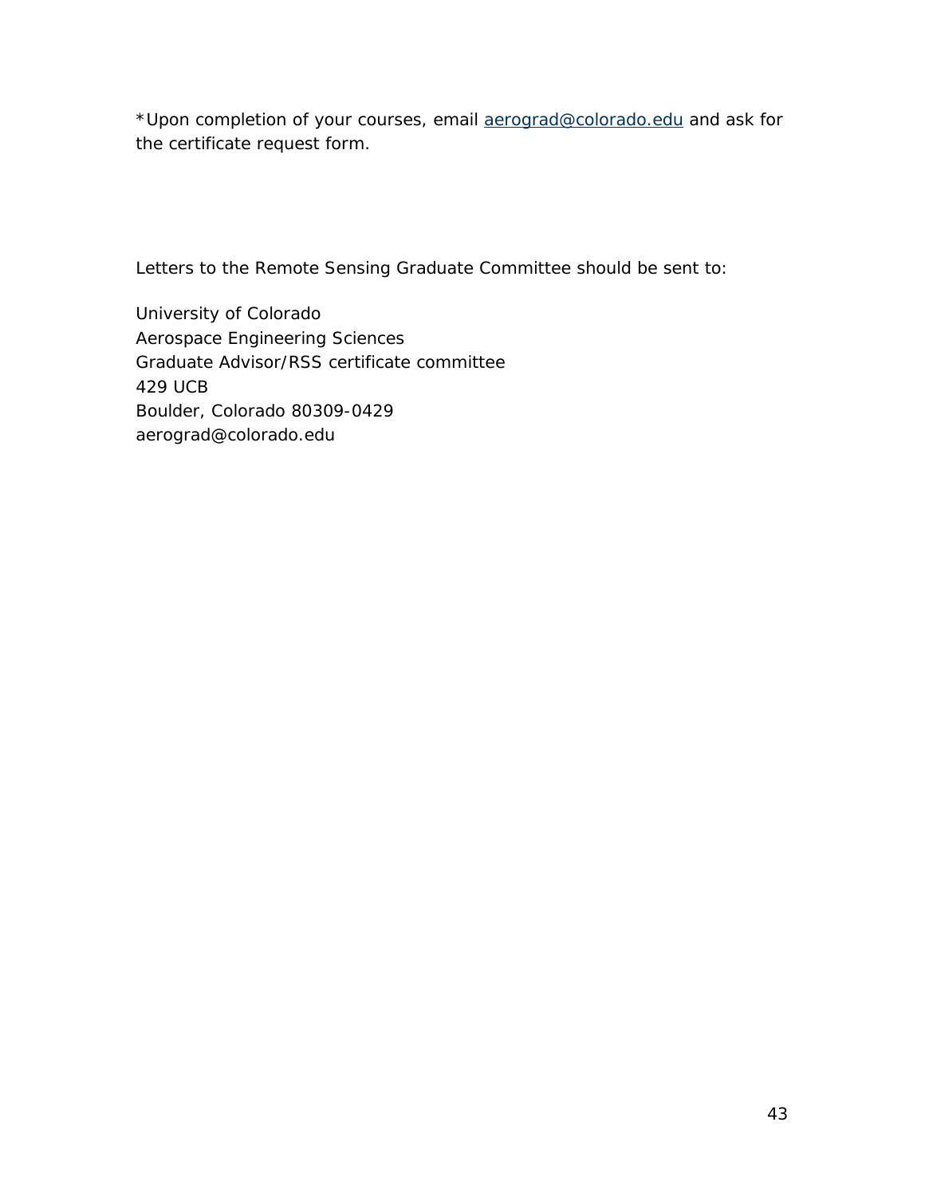*Upon completion of your courses, email [aerograd@colorado.edu](mailto:aerograd@colorado.edu) and ask for the certificate request form.

Letters to the Remote Sensing Graduate Committee should be sent to:

University of Colorado  
Aerospace Engineering Sciences  
Graduate Advisor/RSS certificate committee  
429 UCB  
Boulder, Colorado 80309-0429  
aerograd@colorado.edu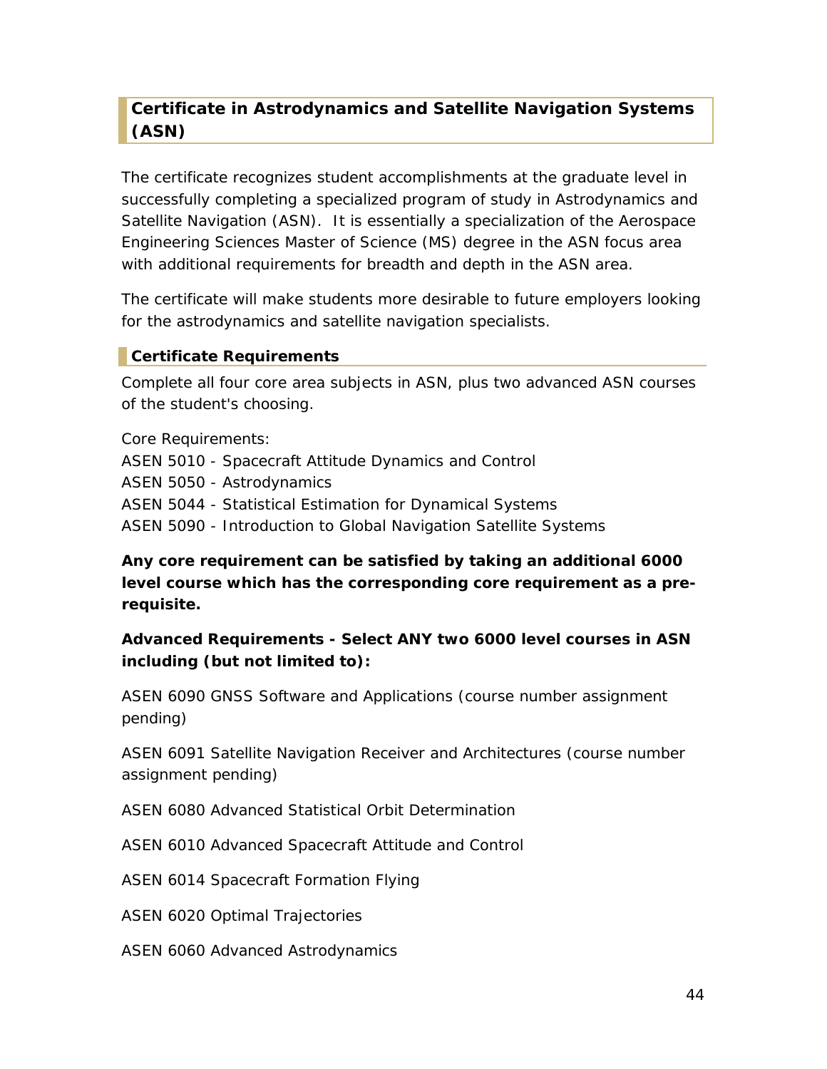## Certificate in Astrodynamics and Satellite Navigation Systems (ASN)

The certificate recognizes student accomplishments at the graduate level in successfully completing a specialized program of study in Astrodynamics and Satellite Navigation (ASN). It is essentially a specialization of the Aerospace Engineering Sciences Master of Science (MS) degree in the ASN focus area with additional requirements for breadth and depth in the ASN area.

The certificate will make students more desirable to future employers looking for the astrodynamics and satellite navigation specialists.

### Certificate Requirements

Complete all four core area subjects in ASN, plus two advanced ASN courses of the student's choosing.

Core Requirements:
ASEN 5010 - Spacecraft Attitude Dynamics and Control
ASEN 5050 - Astrodynamics
ASEN 5044 - Statistical Estimation for Dynamical Systems
ASEN 5090 - Introduction to Global Navigation Satellite Systems

**Any core requirement can be satisfied by taking an additional 6000 level course which has the corresponding core requirement as a pre-requisite.**

**Advanced Requirements - Select ANY two 6000 level courses in ASN including (but not limited to):**

ASEN 6090 GNSS Software and Applications (course number assignment pending)

ASEN 6091 Satellite Navigation Receiver and Architectures (course number assignment pending)

ASEN 6080 Advanced Statistical Orbit Determination

ASEN 6010 Advanced Spacecraft Attitude and Control

ASEN 6014 Spacecraft Formation Flying

ASEN 6020 Optimal Trajectories

ASEN 6060 Advanced Astrodynamics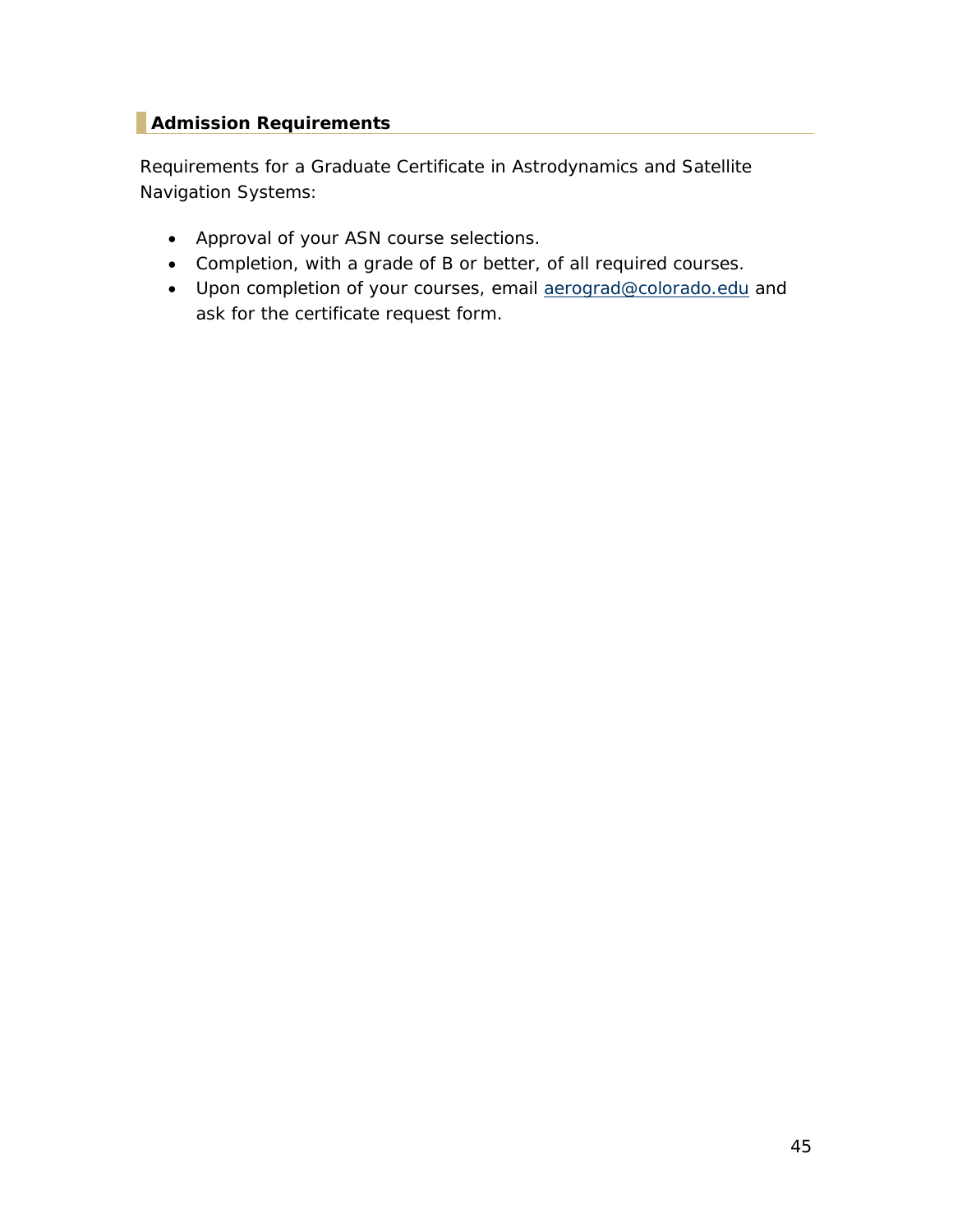### Admission Requirements

Requirements for a Graduate Certificate in Astrodynamics and Satellite Navigation Systems:

- Approval of your ASN course selections.
- Completion, with a grade of B or better, of all required courses.
- Upon completion of your courses, email aerograd@colorado.edu and ask for the certificate request form.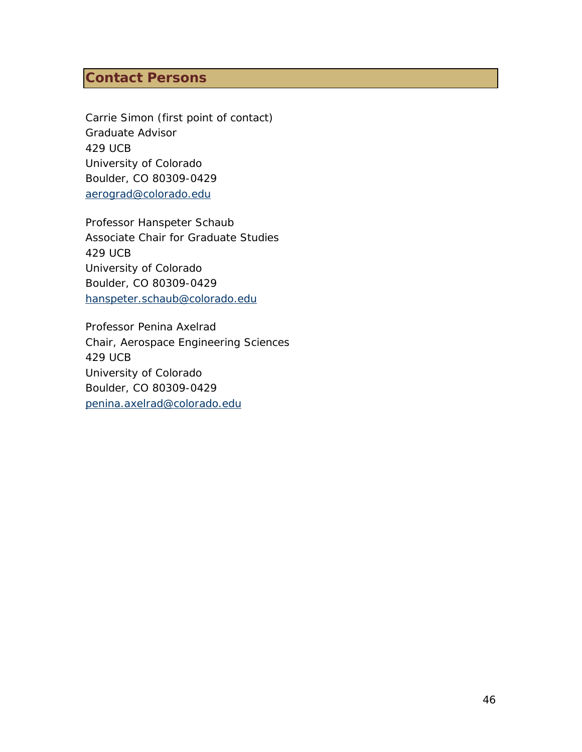## Contact Persons

Carrie Simon (first point of contact)
Graduate Advisor
429 UCB
University of Colorado
Boulder, CO 80309-0429
aerograd@colorado.edu

Professor Hanspeter Schaub
Associate Chair for Graduate Studies
429 UCB
University of Colorado
Boulder, CO 80309-0429
hanspeter.schaub@colorado.edu

Professor Penina Axelrad
Chair, Aerospace Engineering Sciences
429 UCB
University of Colorado
Boulder, CO 80309-0429
penina.axelrad@colorado.edu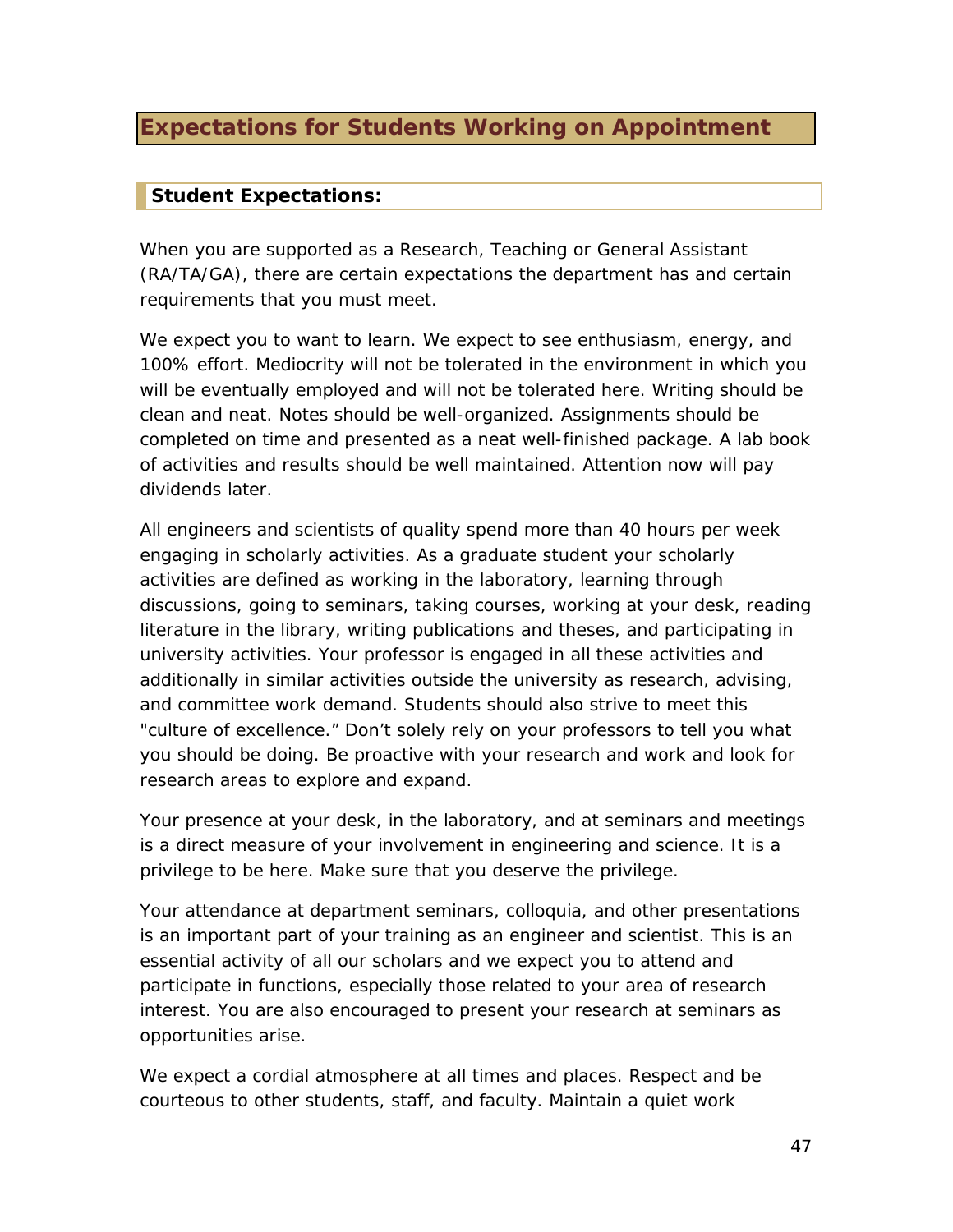# Expectations for Students Working on Appointment

## Student Expectations:

When you are supported as a Research, Teaching or General Assistant (RA/TA/GA), there are certain expectations the department has and certain requirements that you must meet.

We expect you to want to learn. We expect to see enthusiasm, energy, and 100% effort. Mediocrity will not be tolerated in the environment in which you will be eventually employed and will not be tolerated here. Writing should be clean and neat. Notes should be well-organized. Assignments should be completed on time and presented as a neat well-finished package. A lab book of activities and results should be well maintained. Attention now will pay dividends later.

All engineers and scientists of quality spend more than 40 hours per week engaging in scholarly activities. As a graduate student your scholarly activities are defined as working in the laboratory, learning through discussions, going to seminars, taking courses, working at your desk, reading literature in the library, writing publications and theses, and participating in university activities. Your professor is engaged in all these activities and additionally in similar activities outside the university as research, advising, and committee work demand. Students should also strive to meet this "culture of excellence." Don't solely rely on your professors to tell you what you should be doing. Be proactive with your research and work and look for research areas to explore and expand.

Your presence at your desk, in the laboratory, and at seminars and meetings is a direct measure of your involvement in engineering and science. It is a privilege to be here. Make sure that you deserve the privilege.

Your attendance at department seminars, colloquia, and other presentations is an important part of your training as an engineer and scientist. This is an essential activity of all our scholars and we expect you to attend and participate in functions, especially those related to your area of research interest. You are also encouraged to present your research at seminars as opportunities arise.

We expect a cordial atmosphere at all times and places. Respect and be courteous to other students, staff, and faculty. Maintain a quiet work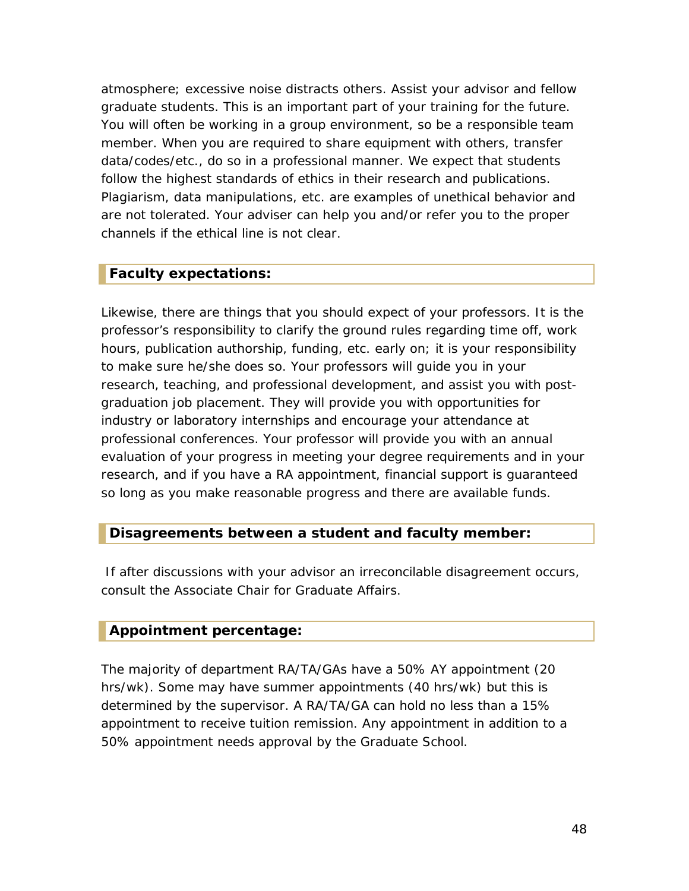atmosphere; excessive noise distracts others. Assist your advisor and fellow graduate students. This is an important part of your training for the future. You will often be working in a group environment, so be a responsible team member. When you are required to share equipment with others, transfer data/codes/etc., do so in a professional manner. We expect that students follow the highest standards of ethics in their research and publications. Plagiarism, data manipulations, etc. are examples of unethical behavior and are not tolerated. Your adviser can help you and/or refer you to the proper channels if the ethical line is not clear.

### Faculty expectations:

Likewise, there are things that you should expect of your professors. It is the professor's responsibility to clarify the ground rules regarding time off, work hours, publication authorship, funding, etc. early on; it is your responsibility to make sure he/she does so. Your professors will guide you in your research, teaching, and professional development, and assist you with post-graduation job placement. They will provide you with opportunities for industry or laboratory internships and encourage your attendance at professional conferences. Your professor will provide you with an annual evaluation of your progress in meeting your degree requirements and in your research, and if you have a RA appointment, financial support is guaranteed so long as you make reasonable progress and there are available funds.

### Disagreements between a student and faculty member:

If after discussions with your advisor an irreconcilable disagreement occurs, consult the Associate Chair for Graduate Affairs.

### Appointment percentage:

The majority of department RA/TA/GAs have a 50% AY appointment (20 hrs/wk). Some may have summer appointments (40 hrs/wk) but this is determined by the supervisor. A RA/TA/GA can hold no less than a 15% appointment to receive tuition remission. Any appointment in addition to a 50% appointment needs approval by the Graduate School.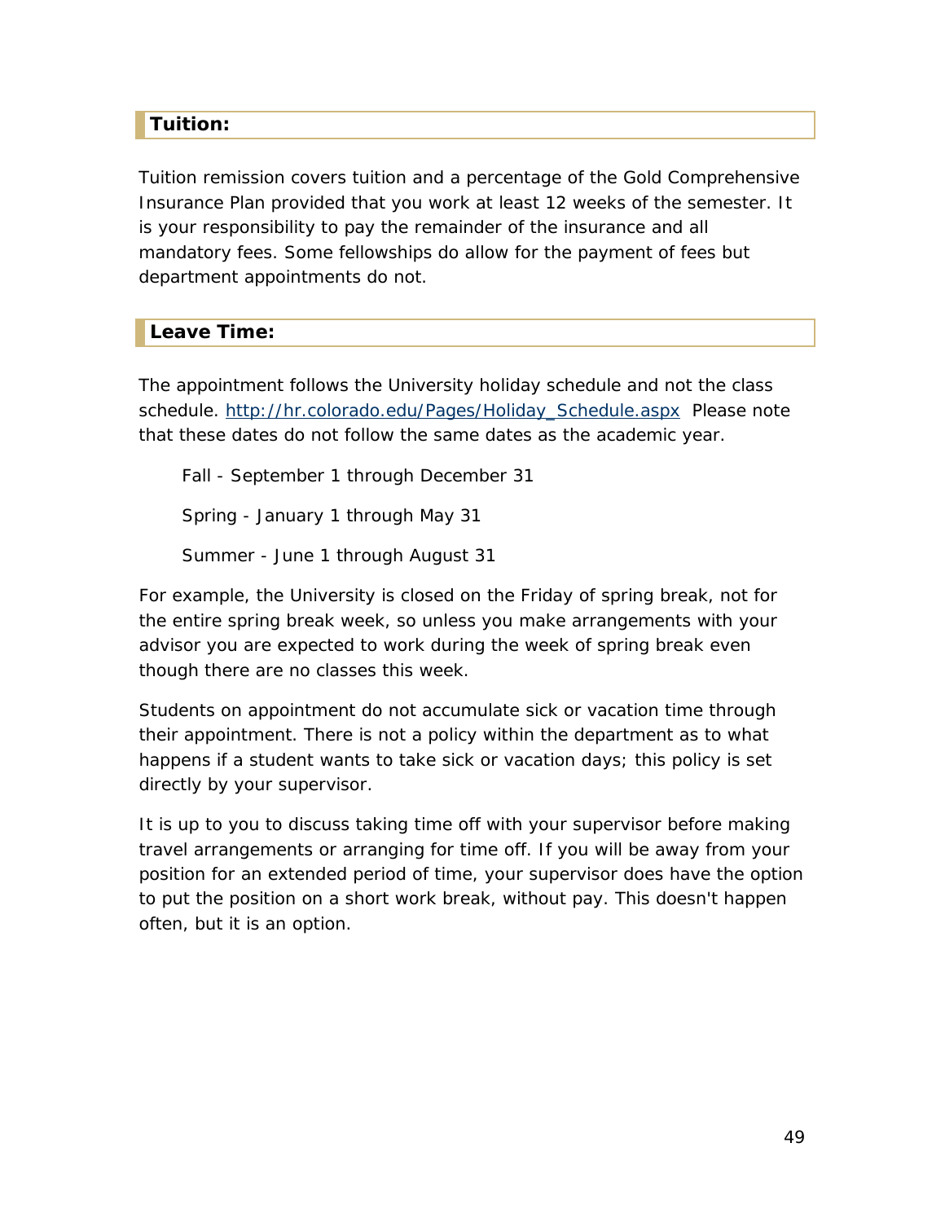## Tuition:

Tuition remission covers tuition and a percentage of the Gold Comprehensive Insurance Plan provided that you work at least 12 weeks of the semester. It is your responsibility to pay the remainder of the insurance and all mandatory fees. Some fellowships do allow for the payment of fees but department appointments do not.

## Leave Time:

The appointment follows the University holiday schedule and not the class schedule. http://hr.colorado.edu/Pages/Holiday_Schedule.aspx Please note that these dates do not follow the same dates as the academic year.

Fall - September 1 through December 31

Spring - January 1 through May 31

Summer - June 1 through August 31

For example, the University is closed on the Friday of spring break, not for the entire spring break week, so unless you make arrangements with your advisor you are expected to work during the week of spring break even though there are no classes this week.

Students on appointment do not accumulate sick or vacation time through their appointment. There is not a policy within the department as to what happens if a student wants to take sick or vacation days; this policy is set directly by your supervisor.

It is up to you to discuss taking time off with your supervisor before making travel arrangements or arranging for time off. If you will be away from your position for an extended period of time, your supervisor does have the option to put the position on a short work break, without pay. This doesn't happen often, but it is an option.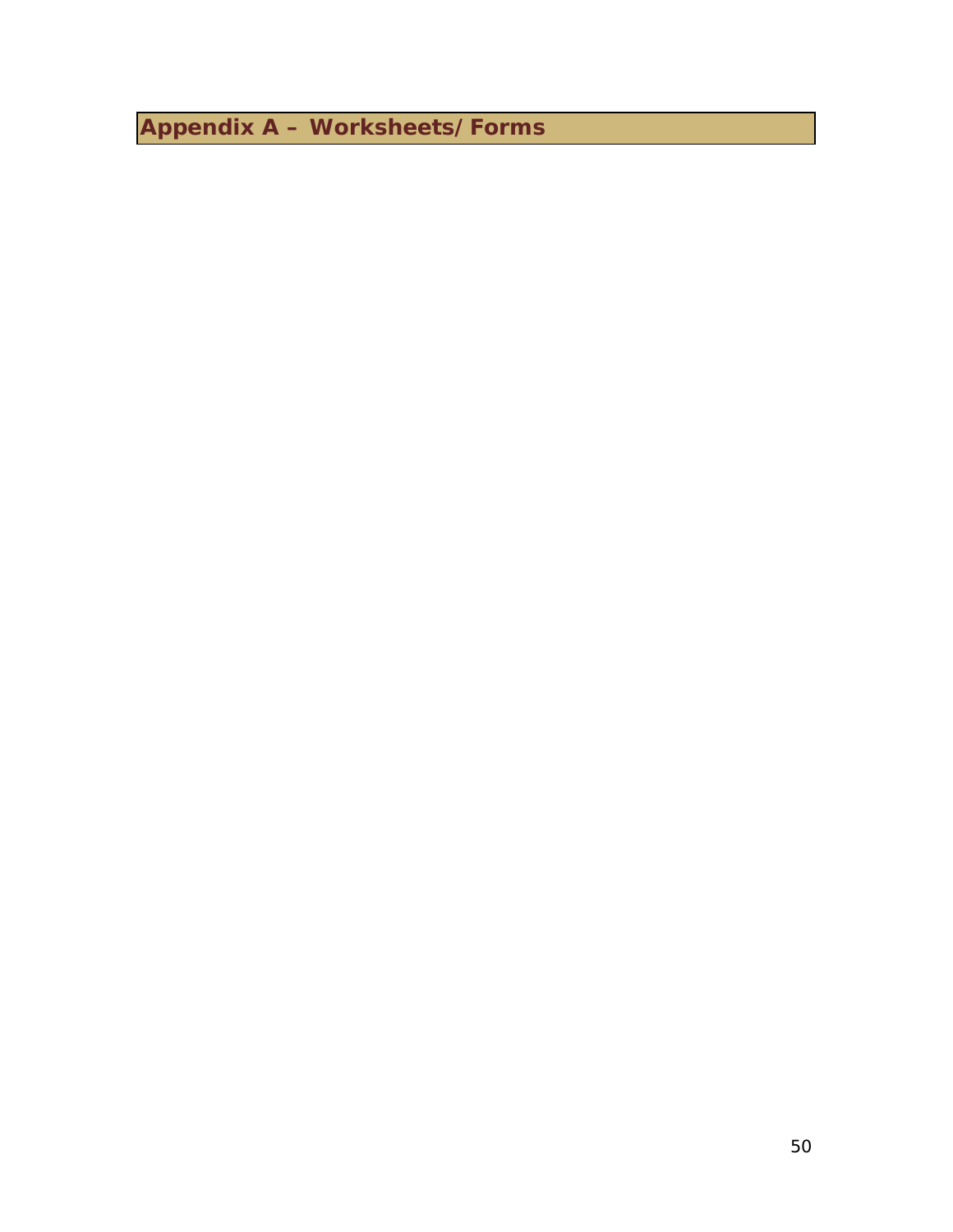# Appendix A – Worksheets/Forms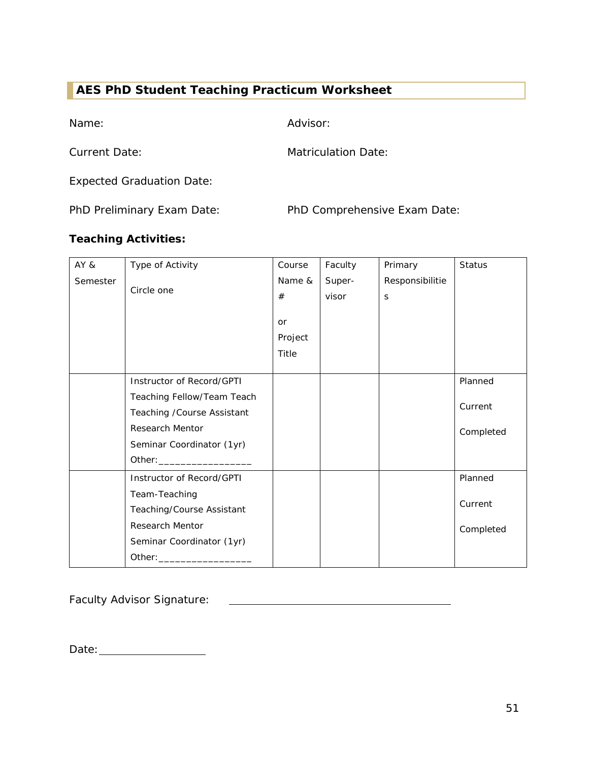## AES PhD Student Teaching Practicum Worksheet

Name:

Advisor:

Current Date:

Matriculation Date:

Expected Graduation Date:

PhD Preliminary Exam Date:

PhD Comprehensive Exam Date:

**Teaching Activities:**

| AY & Semester | Type of Activity<br><br>Circle one | Course Name & #<br><br>or Project Title | Faculty Super-visor | Primary Responsibilities | Status |
|---|---|---|---|---|---|
| | Instructor of Record/GPTI<br>Teaching Fellow/Team Teach<br>Teaching /Course Assistant<br>Research Mentor<br>Seminar Coordinator (1yr)<br>Other:_________________ | | | | Planned<br><br>Current<br><br>Completed |
| | Instructor of Record/GPTI<br>Team-Teaching<br>Teaching/Course Assistant<br>Research Mentor<br>Seminar Coordinator (1yr)<br>Other:_________________ | | | | Planned<br><br>Current<br><br>Completed |

Faculty Advisor Signature: ________________________________________

Date: ____________________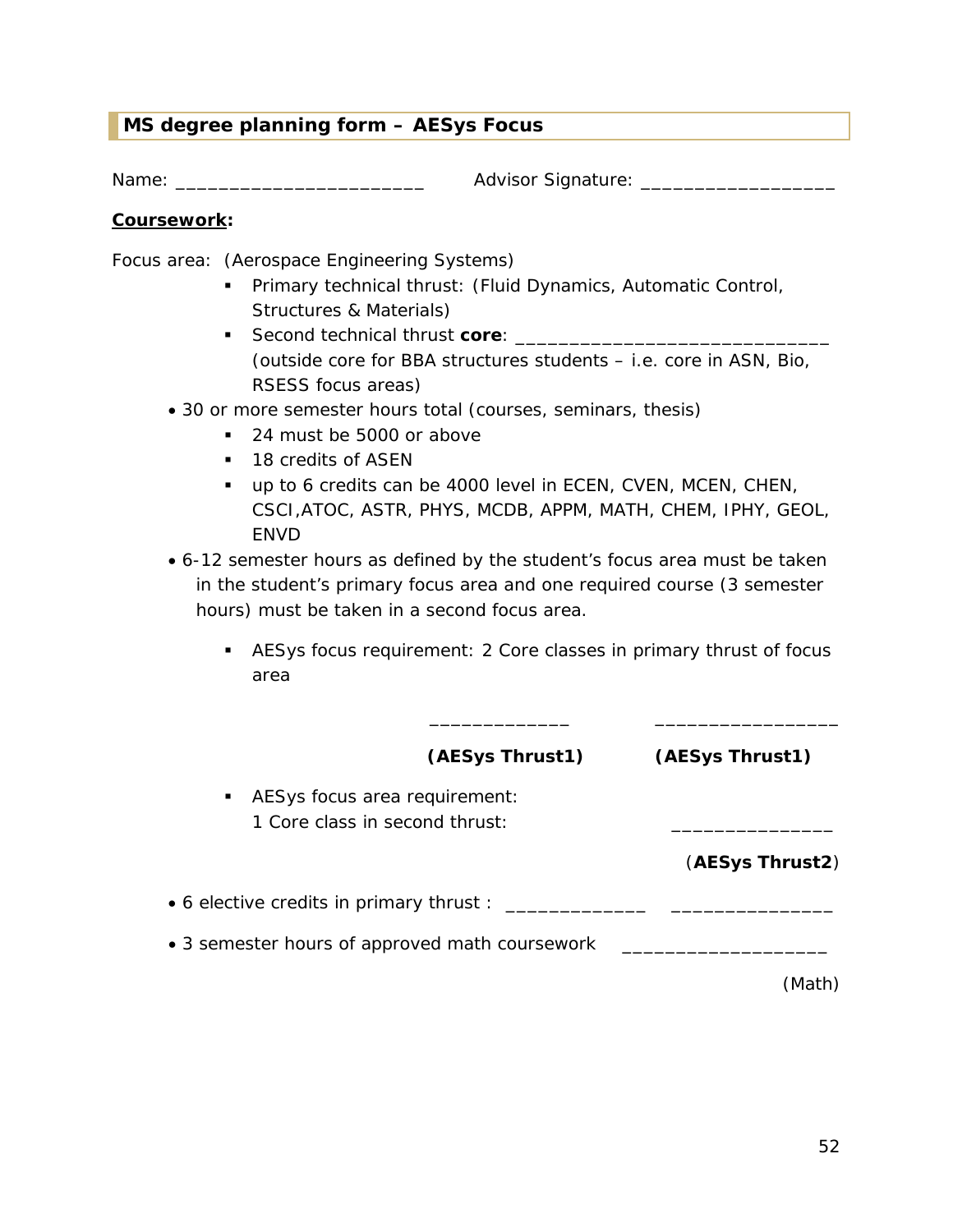## MS degree planning form – AESys Focus

Name: _______________________ Advisor Signature: __________________

**<u>Coursework</u>:**

Focus area: (Aerospace Engineering Systems)

- Primary technical thrust: (Fluid Dynamics, Automatic Control, Structures & Materials)
- Second technical thrust **core**: ______________________________ (outside core for BBA structures students – i.e. core in ASN, Bio, RSESS focus areas)

- 30 or more semester hours total (courses, seminars, thesis)
  - 24 must be 5000 or above
  - 18 credits of ASEN
  - up to 6 credits can be 4000 level in ECEN, CVEN, MCEN, CHEN, CSCI,ATOC, ASTR, PHYS, MCDB, APPM, MATH, CHEM, IPHY, GEOL, ENVD
- 6-12 semester hours as defined by the student's focus area must be taken in the student's primary focus area and one required course (3 semester hours) must be taken in a second focus area.
  - AESys focus requirement: 2 Core classes in primary thrust of focus area

    _____________ (**AESys Thrust1**) _________________ (**AESys Thrust1**)

  - AESys focus area requirement: 1 Core class in second thrust: _______________ (**AESys Thrust2**)

- 6 elective credits in primary thrust : _____________ _______________
- 3 semester hours of approved math coursework ___________________ (Math)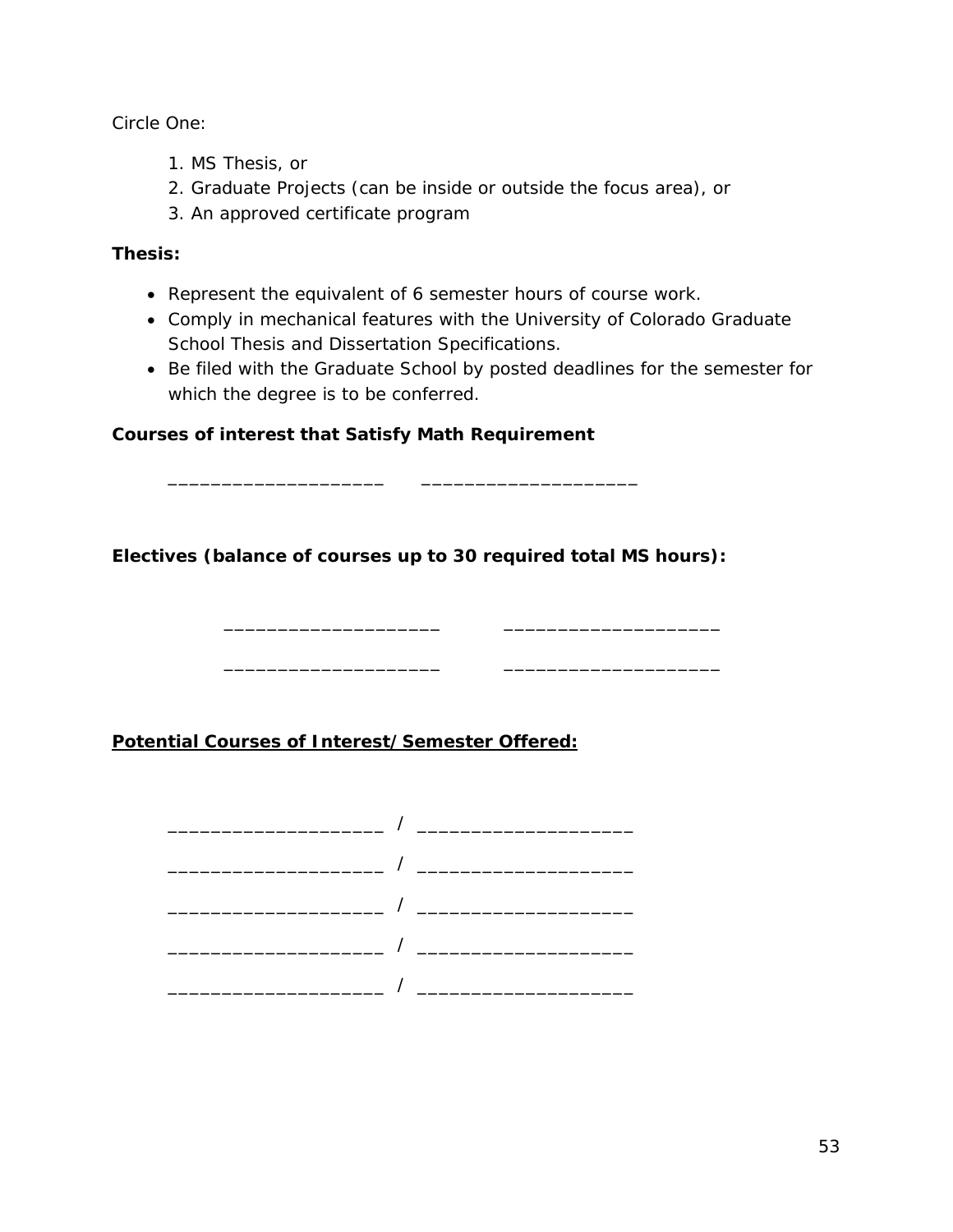Circle One:

1. MS Thesis, or
2. Graduate Projects (can be inside or outside the focus area), or
3. An approved certificate program

**Thesis:**

- Represent the equivalent of 6 semester hours of course work.
- Comply in mechanical features with the University of Colorado Graduate School Thesis and Dissertation Specifications.
- Be filed with the Graduate School by posted deadlines for the semester for which the degree is to be conferred.

**Courses of interest that Satisfy Math Requirement**

____________________    ____________________

**Electives (balance of courses up to 30 required total MS hours):**

____________________    ____________________

____________________    ____________________

**<u>Potential Courses of Interest/Semester Offered:</u>**

____________________ / ____________________

____________________ / ____________________

____________________ / ____________________

____________________ / ____________________

____________________ / ____________________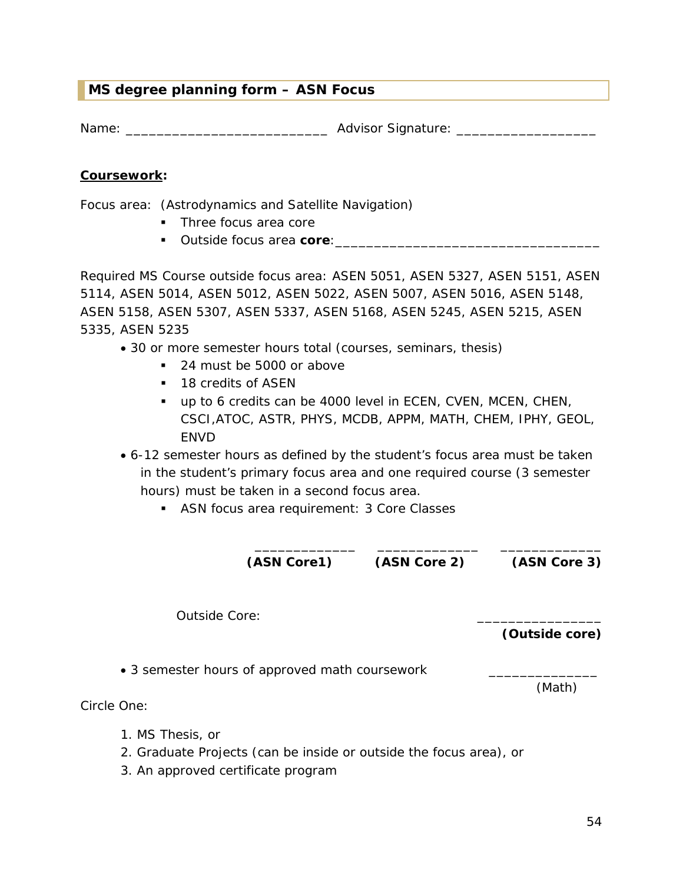## MS degree planning form – ASN Focus

Name: ___________________________ Advisor Signature: ___________________

**Coursework:**

Focus area: (Astrodynamics and Satellite Navigation)

- Three focus area core
- Outside focus area **core**:___________________________________

Required MS Course outside focus area: ASEN 5051, ASEN 5327, ASEN 5151, ASEN 5114, ASEN 5014, ASEN 5012, ASEN 5022, ASEN 5007, ASEN 5016, ASEN 5148, ASEN 5158, ASEN 5307, ASEN 5337, ASEN 5168, ASEN 5245, ASEN 5215, ASEN 5335, ASEN 5235

- 30 or more semester hours total (courses, seminars, thesis)
  - 24 must be 5000 or above
  - 18 credits of ASEN
  - up to 6 credits can be 4000 level in ECEN, CVEN, MCEN, CHEN, CSCI,ATOC, ASTR, PHYS, MCDB, APPM, MATH, CHEM, IPHY, GEOL, ENVD
- 6-12 semester hours as defined by the student's focus area must be taken in the student's primary focus area and one required course (3 semester hours) must be taken in a second focus area.
  - ASN focus area requirement: 3 Core Classes

_____________ _____________ _____________
**(ASN Core1)** **(ASN Core 2)** **(ASN Core 3)**

Outside Core: ________________
**(Outside core)**

- 3 semester hours of approved math coursework ______________
(Math)

Circle One:

1. MS Thesis, or
2. Graduate Projects (can be inside or outside the focus area), or
3. An approved certificate program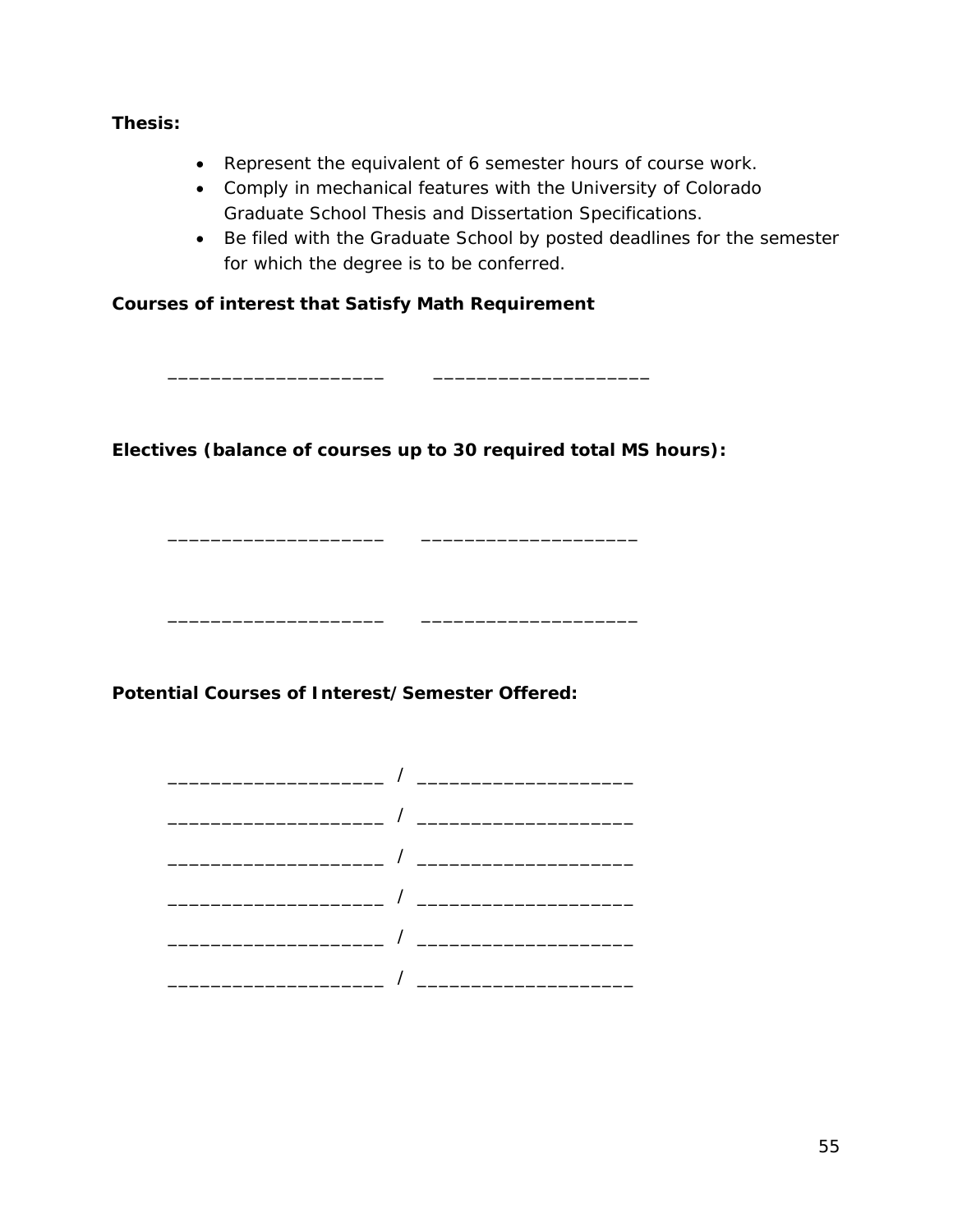**Thesis:**

- Represent the equivalent of 6 semester hours of course work.
- Comply in mechanical features with the University of Colorado Graduate School Thesis and Dissertation Specifications.
- Be filed with the Graduate School by posted deadlines for the semester for which the degree is to be conferred.

**Courses of interest that Satisfy Math Requirement**

____________________ ____________________

**Electives (balance of courses up to 30 required total MS hours):**

____________________ ____________________

____________________ ____________________

**Potential Courses of Interest/Semester Offered:**

____________________ / ____________________

____________________ / ____________________

____________________ / ____________________

____________________ / ____________________

____________________ / ____________________

____________________ / ____________________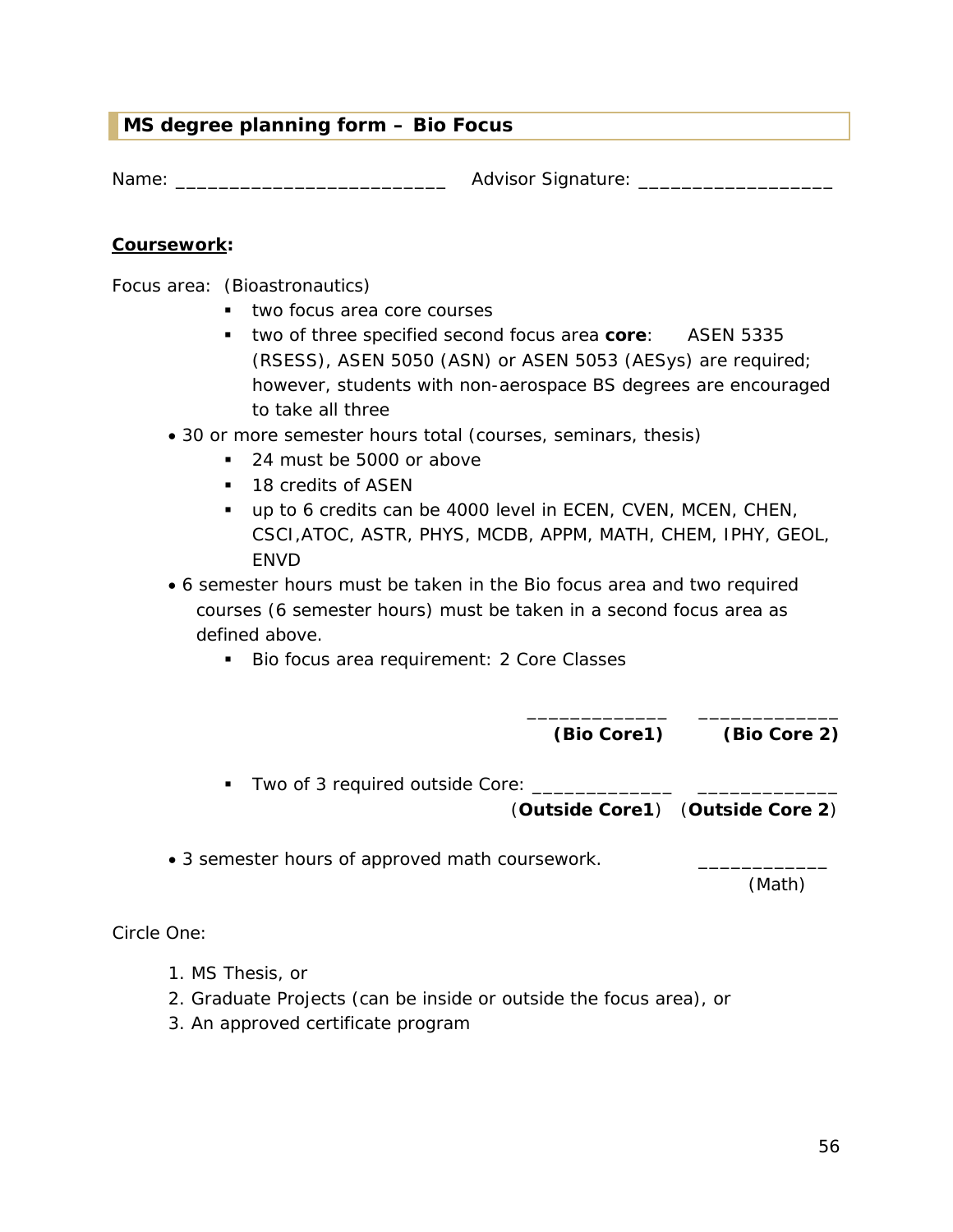## MS degree planning form – Bio Focus

Name: _________________________ Advisor Signature: __________________

**Coursework:**

Focus area: (Bioastronautics)

- two focus area core courses
- two of three specified second focus area **core**: ASEN 5335 (RSESS), ASEN 5050 (ASN) or ASEN 5053 (AESys) are required; however, students with non-aerospace BS degrees are encouraged to take all three

- 30 or more semester hours total (courses, seminars, thesis)
  - 24 must be 5000 or above
  - 18 credits of ASEN
  - up to 6 credits can be 4000 level in ECEN, CVEN, MCEN, CHEN, CSCI,ATOC, ASTR, PHYS, MCDB, APPM, MATH, CHEM, IPHY, GEOL, ENVD
- 6 semester hours must be taken in the Bio focus area and two required courses (6 semester hours) must be taken in a second focus area as defined above.
  - Bio focus area requirement: 2 Core Classes

    _____________ _____________
    **(Bio Core1)** **(Bio Core 2)**

  - Two of 3 required outside Core: _____________ _____________
    (**Outside Core1**) (**Outside Core 2**)

- 3 semester hours of approved math coursework. ____________
  (Math)

Circle One:

1. MS Thesis, or
2. Graduate Projects (can be inside or outside the focus area), or
3. An approved certificate program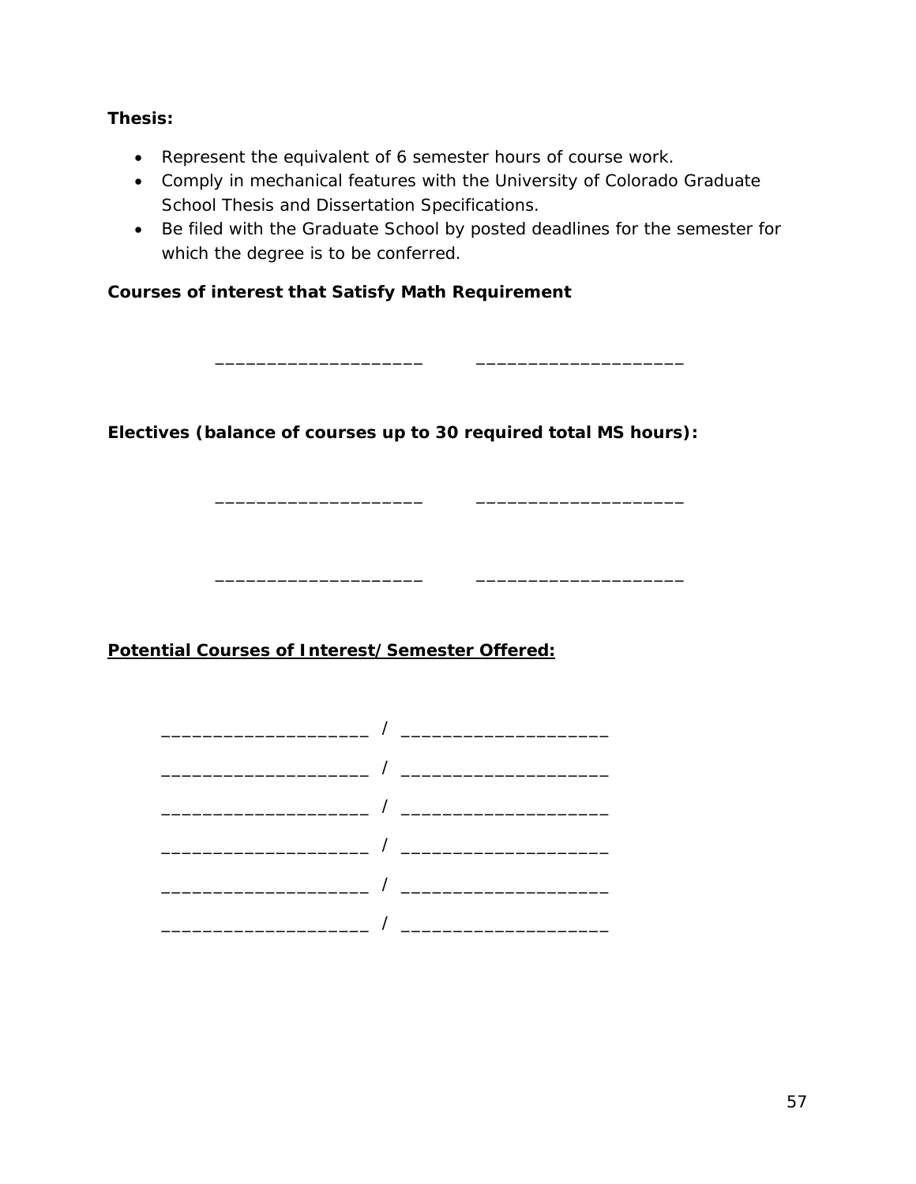**Thesis:**

- Represent the equivalent of 6 semester hours of course work.
- Comply in mechanical features with the University of Colorado Graduate School Thesis and Dissertation Specifications.
- Be filed with the Graduate School by posted deadlines for the semester for which the degree is to be conferred.

**Courses of interest that Satisfy Math Requirement**

____________________ ____________________

**Electives (balance of courses up to 30 required total MS hours):**

____________________ ____________________

____________________ ____________________

**<u>Potential Courses of Interest/Semester Offered:</u>**

____________________ / ____________________

____________________ / ____________________

____________________ / ____________________

____________________ / ____________________

____________________ / ____________________

____________________ / ____________________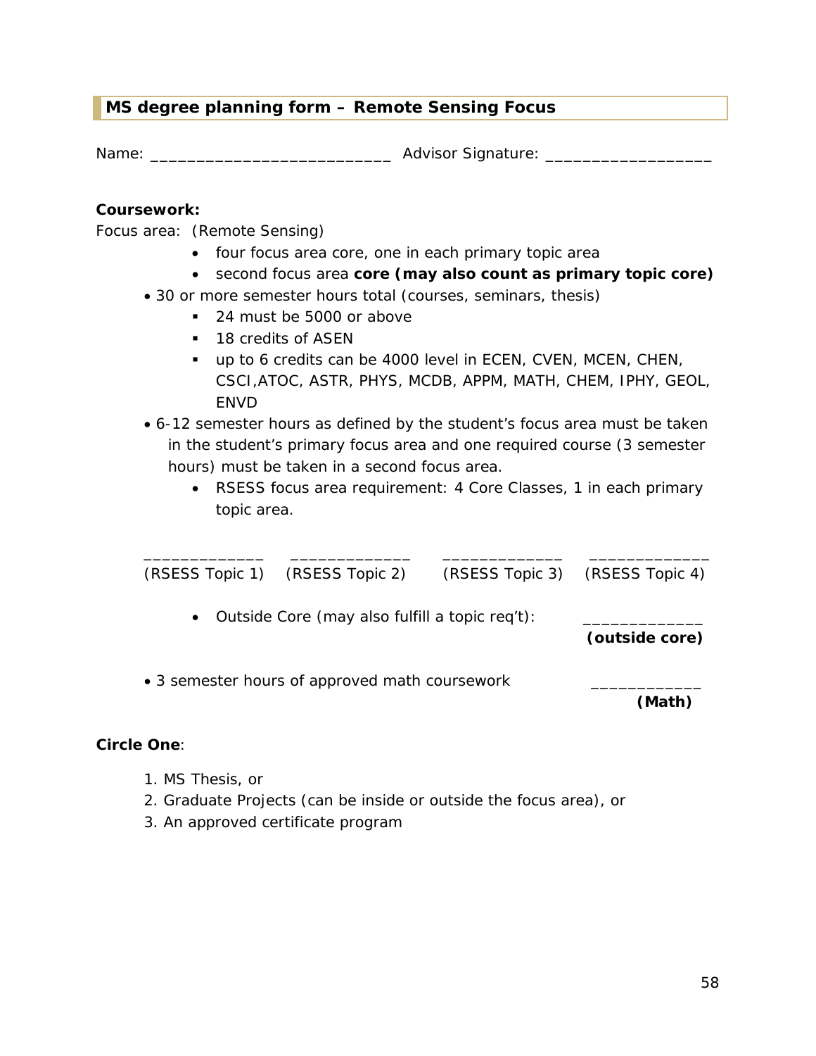## MS degree planning form – Remote Sensing Focus

Name: ___________________________ Advisor Signature: __________________

**Coursework:**

Focus area: (Remote Sensing)

- four focus area core, one in each primary topic area
- second focus area **core (may also count as primary topic core)**

- 30 or more semester hours total (courses, seminars, thesis)
  - 24 must be 5000 or above
  - 18 credits of ASEN
  - up to 6 credits can be 4000 level in ECEN, CVEN, MCEN, CHEN, CSCI,ATOC, ASTR, PHYS, MCDB, APPM, MATH, CHEM, IPHY, GEOL, ENVD
- 6-12 semester hours as defined by the student's focus area must be taken in the student's primary focus area and one required course (3 semester hours) must be taken in a second focus area.
  - RSESS focus area requirement: 4 Core Classes, 1 in each primary topic area.

_____________ (RSESS Topic 1) _____________ (RSESS Topic 2) _____________ (RSESS Topic 3) _____________ (RSESS Topic 4)

- Outside Core (may also fulfill a topic req't): _____________ **(outside core)**

- 3 semester hours of approved math coursework ____________ **(Math)**

**Circle One**:

1. MS Thesis, or
2. Graduate Projects (can be inside or outside the focus area), or
3. An approved certificate program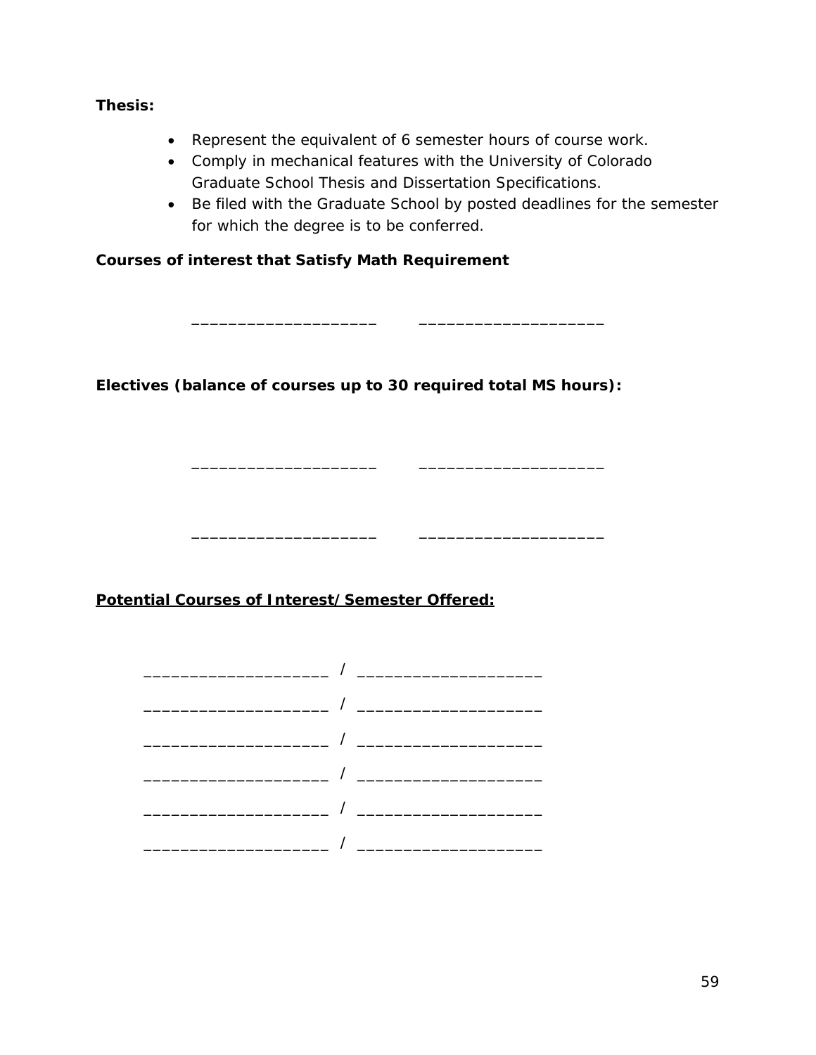**Thesis:**

- Represent the equivalent of 6 semester hours of course work.
- Comply in mechanical features with the University of Colorado Graduate School Thesis and Dissertation Specifications.
- Be filed with the Graduate School by posted deadlines for the semester for which the degree is to be conferred.

**Courses of interest that Satisfy Math Requirement**

____________________ ____________________

**Electives (balance of courses up to 30 required total MS hours):**

____________________ ____________________

____________________ ____________________

**Potential Courses of Interest/Semester Offered:**

____________________ / ____________________

____________________ / ____________________

____________________ / ____________________

____________________ / ____________________

____________________ / ____________________

____________________ / ____________________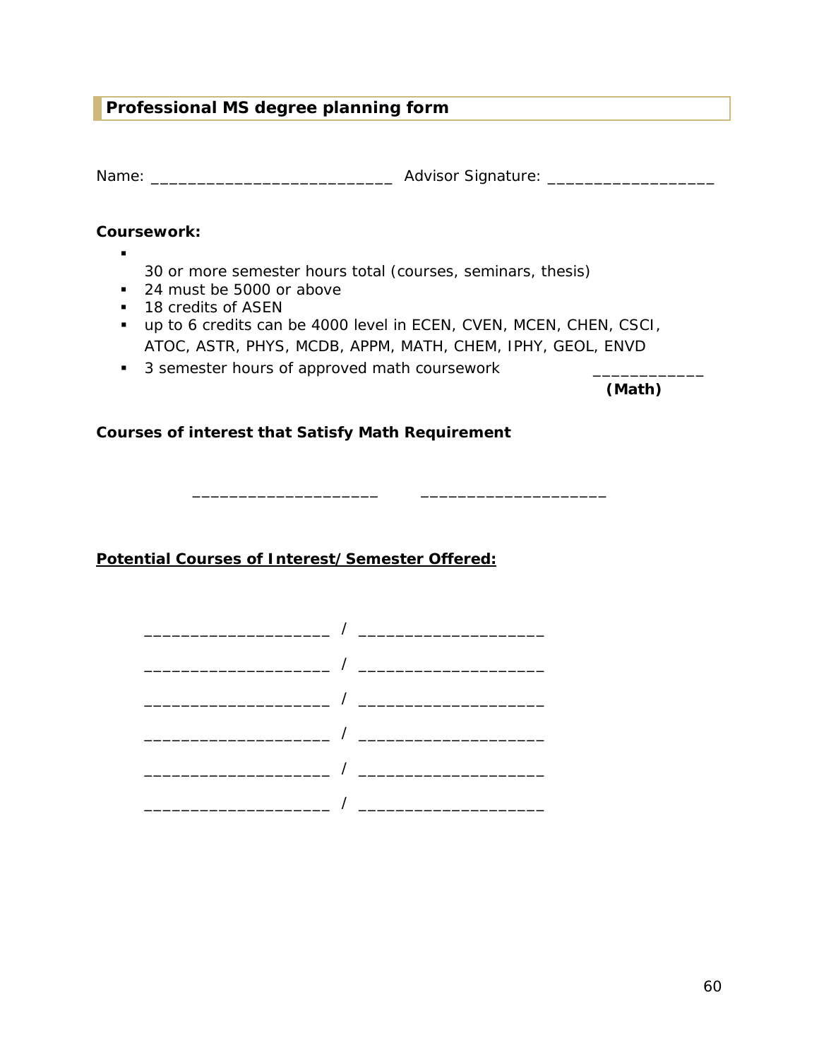## Professional MS degree planning form

Name: __________________________ Advisor Signature: __________________

**Coursework:**

- 30 or more semester hours total (courses, seminars, thesis)
- 24 must be 5000 or above
- 18 credits of ASEN
- up to 6 credits can be 4000 level in ECEN, CVEN, MCEN, CHEN, CSCI, ATOC, ASTR, PHYS, MCDB, APPM, MATH, CHEM, IPHY, GEOL, ENVD
- 3 semester hours of approved math coursework ____________ **(Math)**

**Courses of interest that Satisfy Math Requirement**

____________________ ____________________

**Potential Courses of Interest/Semester Offered:**

____________________ / ____________________

____________________ / ____________________

____________________ / ____________________

____________________ / ____________________

____________________ / ____________________

____________________ / ____________________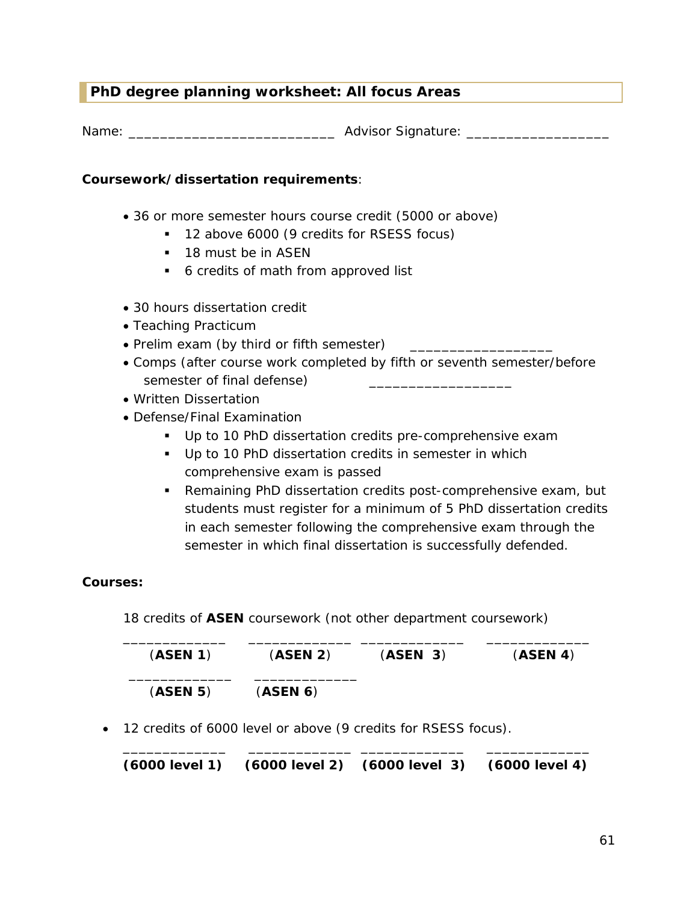## PhD degree planning worksheet: All focus Areas

Name: ___________________________ Advisor Signature: __________________

**Coursework/dissertation requirements**:

- 36 or more semester hours course credit (5000 or above)
  - 12 above 6000 (9 credits for RSESS focus)
  - 18 must be in ASEN
  - 6 credits of math from approved list

- 30 hours dissertation credit
- Teaching Practicum
- Prelim exam (by third or fifth semester) __________________
- Comps (after course work completed by fifth or seventh semester/before semester of final defense) __________________
- Written Dissertation
- Defense/Final Examination
  - Up to 10 PhD dissertation credits pre-comprehensive exam
  - Up to 10 PhD dissertation credits in semester in which comprehensive exam is passed
  - Remaining PhD dissertation credits post-comprehensive exam, but students must register for a minimum of 5 PhD dissertation credits in each semester following the comprehensive exam through the semester in which final dissertation is successfully defended.

**Courses:**

18 credits of **ASEN** coursework (not other department coursework)

_____________ _____________ _____________ _____________
(**ASEN 1**) (**ASEN 2**) (**ASEN 3**) (**ASEN 4**)

_____________ _____________
(**ASEN 5**) (**ASEN 6**)

- 12 credits of 6000 level or above (9 credits for RSESS focus).

_____________ _____________ _____________ _____________
**(6000 level 1) (6000 level 2) (6000 level 3) (6000 level 4)**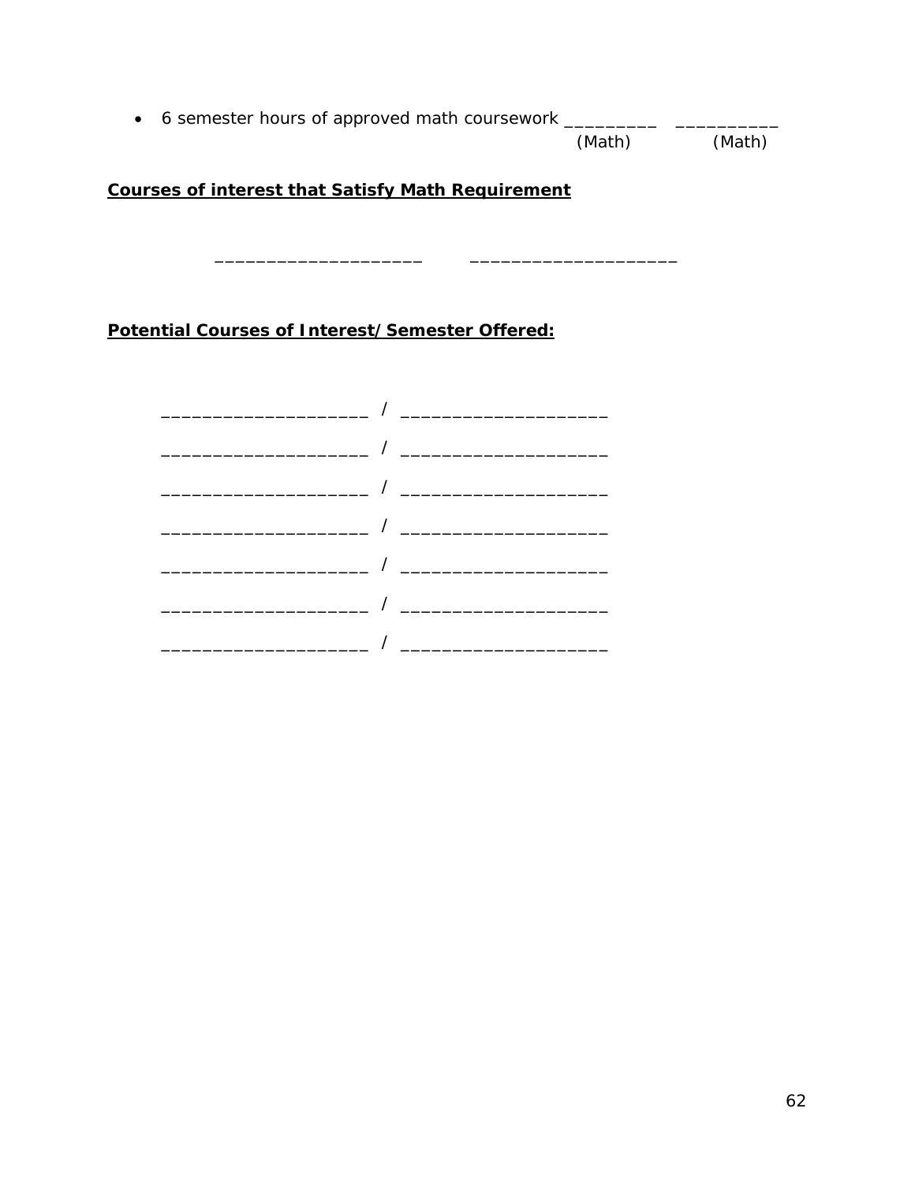- 6 semester hours of approved math coursework __________ __________
  (Math) (Math)

**Courses of interest that Satisfy Math Requirement**

____________________ ____________________

**Potential Courses of Interest/Semester Offered:**

____________________ / ____________________

____________________ / ____________________

____________________ / ____________________

____________________ / ____________________

____________________ / ____________________

____________________ / ____________________

____________________ / ____________________